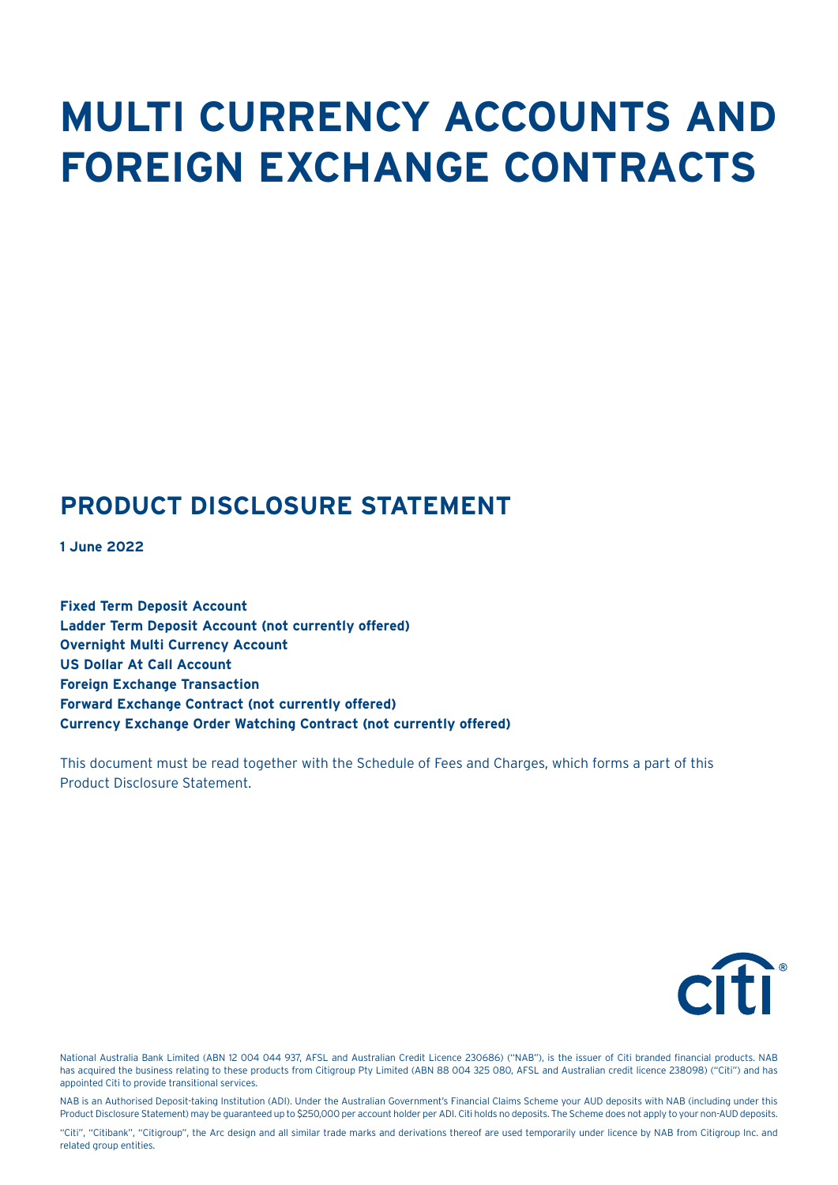# MULTI CURRENCY ACCOUNTS AND FOREIGN EXCHANGE CONTRACTS

## PRODUCT DISCLOSURE STATEMENT

**1 June 2022**

**Fixed Term Deposit Account**
**Ladder Term Deposit Account (not currently offered)**
**Overnight Multi Currency Account**
**US Dollar At Call Account**
**Foreign Exchange Transaction**
**Forward Exchange Contract (not currently offered)**
**Currency Exchange Order Watching Contract (not currently offered)**

This document must be read together with the Schedule of Fees and Charges, which forms a part of this Product Disclosure Statement.

National Australia Bank Limited (ABN 12 004 044 937, AFSL and Australian Credit Licence 230686) ("NAB"), is the issuer of Citi branded financial products. NAB has acquired the business relating to these products from Citigroup Pty Limited (ABN 88 004 325 080, AFSL and Australian credit licence 238098) ("Citi") and has appointed Citi to provide transitional services.

NAB is an Authorised Deposit-taking Institution (ADI). Under the Australian Government's Financial Claims Scheme your AUD deposits with NAB (including under this Product Disclosure Statement) may be guaranteed up to $250,000 per account holder per ADI. Citi holds no deposits. The Scheme does not apply to your non-AUD deposits.

"Citi", "Citibank", "Citigroup", the Arc design and all similar trade marks and derivations thereof are used temporarily under licence by NAB from Citigroup Inc. and related group entities.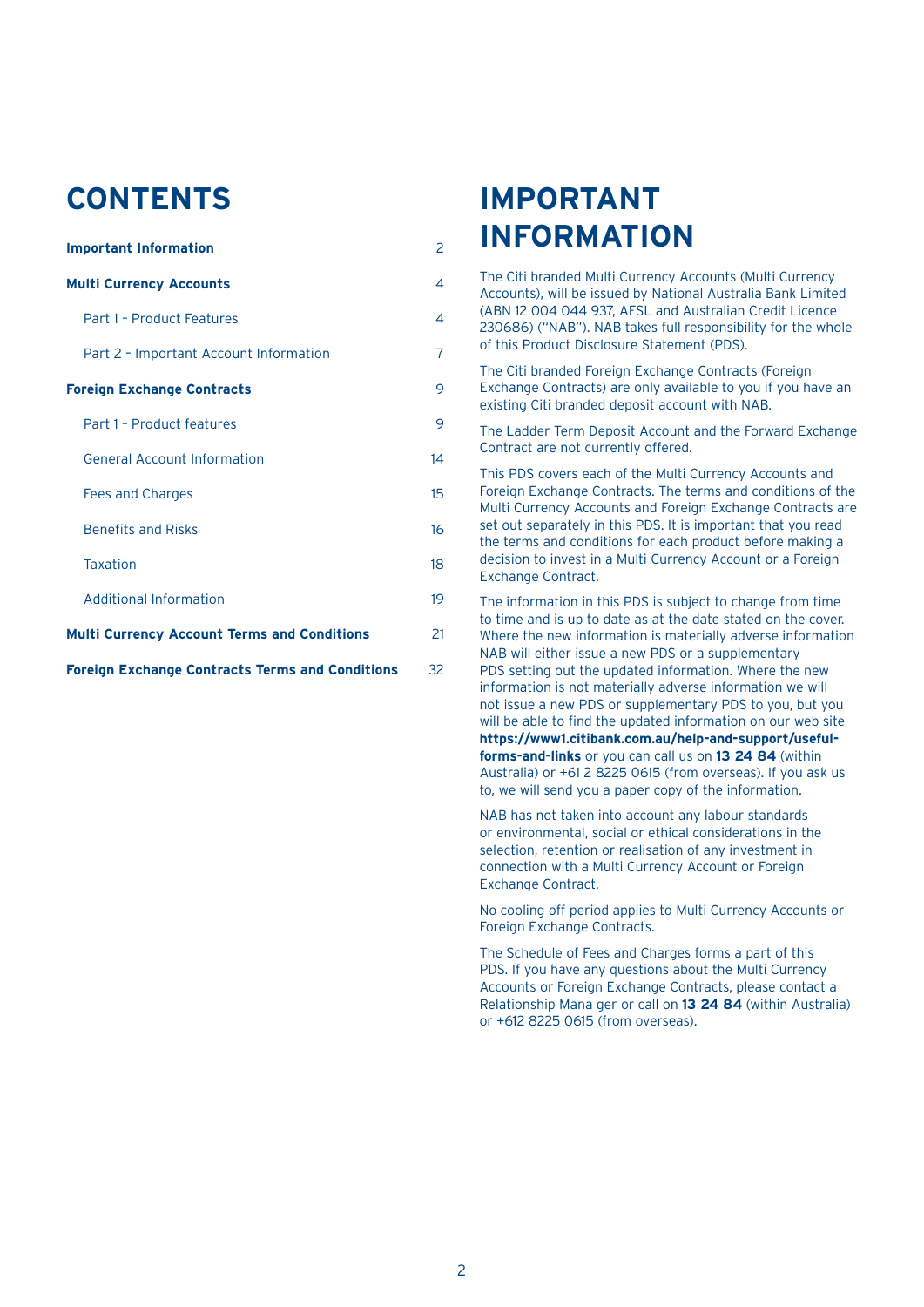# CONTENTS

| | |
|---|---|
| **Important Information** | 2 |
| **Multi Currency Accounts** | 4 |
| Part 1 – Product Features | 4 |
| Part 2 – Important Account Information | 7 |
| **Foreign Exchange Contracts** | 9 |
| Part 1 – Product features | 9 |
| General Account Information | 14 |
| Fees and Charges | 15 |
| Benefits and Risks | 16 |
| Taxation | 18 |
| Additional Information | 19 |
| **Multi Currency Account Terms and Conditions** | 21 |
| **Foreign Exchange Contracts Terms and Conditions** | 32 |

# IMPORTANT INFORMATION

The Citi branded Multi Currency Accounts (Multi Currency Accounts), will be issued by National Australia Bank Limited (ABN 12 004 044 937, AFSL and Australian Credit Licence 230686) ("NAB"). NAB takes full responsibility for the whole of this Product Disclosure Statement (PDS).

The Citi branded Foreign Exchange Contracts (Foreign Exchange Contracts) are only available to you if you have an existing Citi branded deposit account with NAB.

The Ladder Term Deposit Account and the Forward Exchange Contract are not currently offered.

This PDS covers each of the Multi Currency Accounts and Foreign Exchange Contracts. The terms and conditions of the Multi Currency Accounts and Foreign Exchange Contracts are set out separately in this PDS. It is important that you read the terms and conditions for each product before making a decision to invest in a Multi Currency Account or a Foreign Exchange Contract.

The information in this PDS is subject to change from time to time and is up to date as at the date stated on the cover. Where the new information is materially adverse information NAB will either issue a new PDS or a supplementary PDS setting out the updated information. Where the new information is not materially adverse information we will not issue a new PDS or supplementary PDS to you, but you will be able to find the updated information on our web site **https://www1.citibank.com.au/help-and-support/useful-forms-and-links** or you can call us on **13 24 84** (within Australia) or +61 2 8225 0615 (from overseas). If you ask us to, we will send you a paper copy of the information.

NAB has not taken into account any labour standards or environmental, social or ethical considerations in the selection, retention or realisation of any investment in connection with a Multi Currency Account or Foreign Exchange Contract.

No cooling off period applies to Multi Currency Accounts or Foreign Exchange Contracts.

The Schedule of Fees and Charges forms a part of this PDS. If you have any questions about the Multi Currency Accounts or Foreign Exchange Contracts, please contact a Relationship Mana ger or call on **13 24 84** (within Australia) or +612 8225 0615 (from overseas).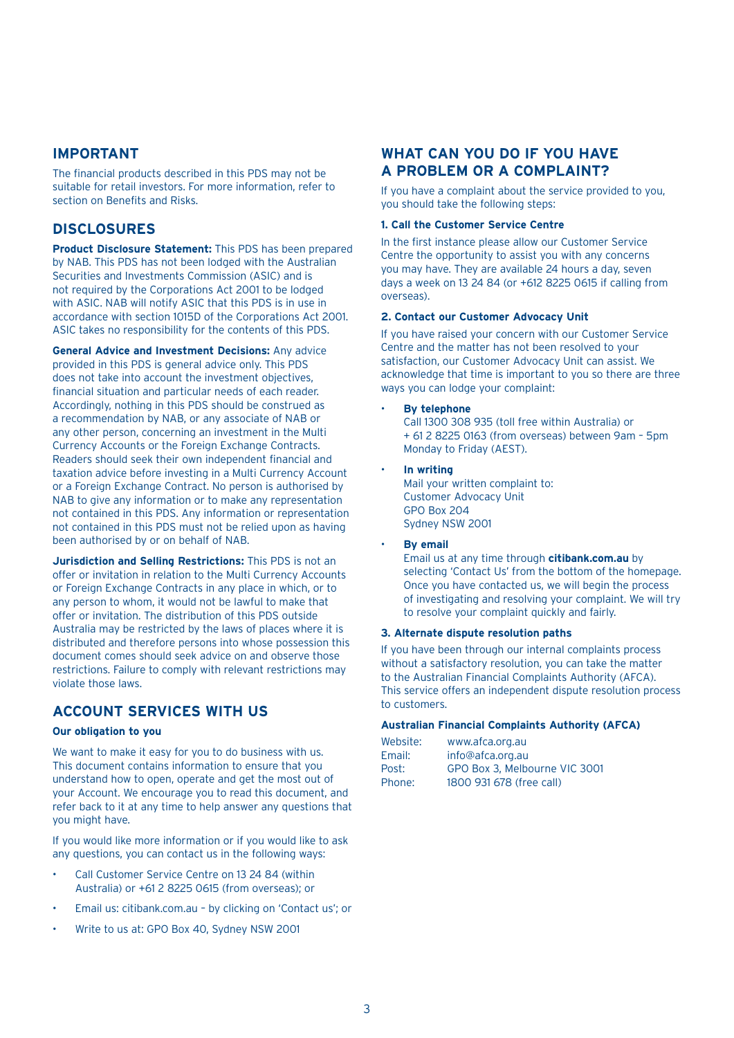## IMPORTANT

The financial products described in this PDS may not be suitable for retail investors. For more information, refer to section on Benefits and Risks.

## DISCLOSURES

**Product Disclosure Statement:** This PDS has been prepared by NAB. This PDS has not been lodged with the Australian Securities and Investments Commission (ASIC) and is not required by the Corporations Act 2001 to be lodged with ASIC. NAB will notify ASIC that this PDS is in use in accordance with section 1015D of the Corporations Act 2001. ASIC takes no responsibility for the contents of this PDS.

**General Advice and Investment Decisions:** Any advice provided in this PDS is general advice only. This PDS does not take into account the investment objectives, financial situation and particular needs of each reader. Accordingly, nothing in this PDS should be construed as a recommendation by NAB, or any associate of NAB or any other person, concerning an investment in the Multi Currency Accounts or the Foreign Exchange Contracts. Readers should seek their own independent financial and taxation advice before investing in a Multi Currency Account or a Foreign Exchange Contract. No person is authorised by NAB to give any information or to make any representation not contained in this PDS. Any information or representation not contained in this PDS must not be relied upon as having been authorised by or on behalf of NAB.

**Jurisdiction and Selling Restrictions:** This PDS is not an offer or invitation in relation to the Multi Currency Accounts or Foreign Exchange Contracts in any place in which, or to any person to whom, it would not be lawful to make that offer or invitation. The distribution of this PDS outside Australia may be restricted by the laws of places where it is distributed and therefore persons into whose possession this document comes should seek advice on and observe those restrictions. Failure to comply with relevant restrictions may violate those laws.

## ACCOUNT SERVICES WITH US

#### Our obligation to you

We want to make it easy for you to do business with us. This document contains information to ensure that you understand how to open, operate and get the most out of your Account. We encourage you to read this document, and refer back to it at any time to help answer any questions that you might have.

If you would like more information or if you would like to ask any questions, you can contact us in the following ways:

- Call Customer Service Centre on 13 24 84 (within Australia) or +61 2 8225 0615 (from overseas); or
- Email us: citibank.com.au – by clicking on 'Contact us'; or
- Write to us at: GPO Box 40, Sydney NSW 2001

## WHAT CAN YOU DO IF YOU HAVE A PROBLEM OR A COMPLAINT?

If you have a complaint about the service provided to you, you should take the following steps:

#### 1. Call the Customer Service Centre

In the first instance please allow our Customer Service Centre the opportunity to assist you with any concerns you may have. They are available 24 hours a day, seven days a week on 13 24 84 (or +612 8225 0615 if calling from overseas).

#### 2. Contact our Customer Advocacy Unit

If you have raised your concern with our Customer Service Centre and the matter has not been resolved to your satisfaction, our Customer Advocacy Unit can assist. We acknowledge that time is important to you so there are three ways you can lodge your complaint:

- **By telephone**
  Call 1300 308 935 (toll free within Australia) or + 61 2 8225 0163 (from overseas) between 9am – 5pm Monday to Friday (AEST).
- **In writing**
  Mail your written complaint to:
  Customer Advocacy Unit
  GPO Box 204
  Sydney NSW 2001
- **By email**
  Email us at any time through **citibank.com.au** by selecting 'Contact Us' from the bottom of the homepage. Once you have contacted us, we will begin the process of investigating and resolving your complaint. We will try to resolve your complaint quickly and fairly.

#### 3. Alternate dispute resolution paths

If you have been through our internal complaints process without a satisfactory resolution, you can take the matter to the Australian Financial Complaints Authority (AFCA). This service offers an independent dispute resolution process to customers.

#### Australian Financial Complaints Authority (AFCA)

| | |
|---|---|
| Website: | www.afca.org.au |
| Email: | info@afca.org.au |
| Post: | GPO Box 3, Melbourne VIC 3001 |
| Phone: | 1800 931 678 (free call) |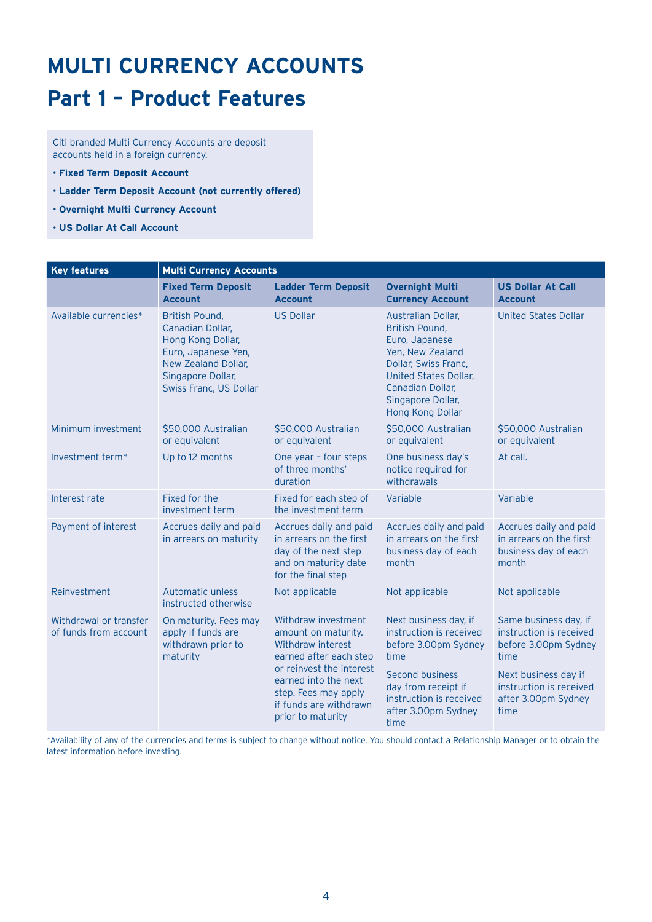# MULTI CURRENCY ACCOUNTS

## Part 1 – Product Features

Citi branded Multi Currency Accounts are deposit accounts held in a foreign currency.

- **Fixed Term Deposit Account**
- **Ladder Term Deposit Account (not currently offered)**
- **Overnight Multi Currency Account**
- **US Dollar At Call Account**

| Key features | Multi Currency Accounts | | | |
|---|---|---|---|---|
| | **Fixed Term Deposit Account** | **Ladder Term Deposit Account** | **Overnight Multi Currency Account** | **US Dollar At Call Account** |
| Available currencies* | British Pound, Canadian Dollar, Hong Kong Dollar, Euro, Japanese Yen, New Zealand Dollar, Singapore Dollar, Swiss Franc, US Dollar | US Dollar | Australian Dollar, British Pound, Euro, Japanese Yen, New Zealand Dollar, Swiss Franc, United States Dollar, Canadian Dollar, Singapore Dollar, Hong Kong Dollar | United States Dollar |
| Minimum investment | $50,000 Australian or equivalent | $50,000 Australian or equivalent | $50,000 Australian or equivalent | $50,000 Australian or equivalent |
| Investment term* | Up to 12 months | One year – four steps of three months' duration | One business day's notice required for withdrawals | At call. |
| Interest rate | Fixed for the investment term | Fixed for each step of the investment term | Variable | Variable |
| Payment of interest | Accrues daily and paid in arrears on maturity | Accrues daily and paid in arrears on the first day of the next step and on maturity date for the final step | Accrues daily and paid in arrears on the first business day of each month | Accrues daily and paid in arrears on the first business day of each month |
| Reinvestment | Automatic unless instructed otherwise | Not applicable | Not applicable | Not applicable |
| Withdrawal or transfer of funds from account | On maturity. Fees may apply if funds are withdrawn prior to maturity | Withdraw investment amount on maturity. Withdraw interest earned after each step or reinvest the interest earned into the next step. Fees may apply if funds are withdrawn prior to maturity | Next business day, if instruction is received before 3.00pm Sydney time<br><br>Second business day from receipt if instruction is received after 3.00pm Sydney time | Same business day, if instruction is received before 3.00pm Sydney time<br><br>Next business day if instruction is received after 3.00pm Sydney time |

*Availability of any of the currencies and terms is subject to change without notice. You should contact a Relationship Manager or to obtain the latest information before investing.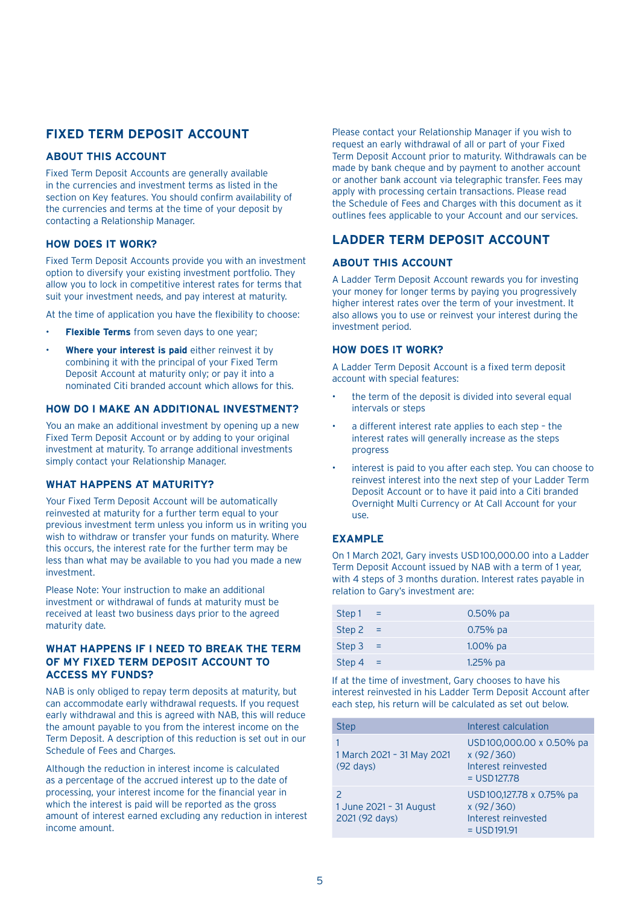## FIXED TERM DEPOSIT ACCOUNT

### ABOUT THIS ACCOUNT

Fixed Term Deposit Accounts are generally available in the currencies and investment terms as listed in the section on Key features. You should confirm availability of the currencies and terms at the time of your deposit by contacting a Relationship Manager.

### HOW DOES IT WORK?

Fixed Term Deposit Accounts provide you with an investment option to diversify your existing investment portfolio. They allow you to lock in competitive interest rates for terms that suit your investment needs, and pay interest at maturity.

At the time of application you have the flexibility to choose:

- **Flexible Terms** from seven days to one year;
- **Where your interest is paid** either reinvest it by combining it with the principal of your Fixed Term Deposit Account at maturity only; or pay it into a nominated Citi branded account which allows for this.

### HOW DO I MAKE AN ADDITIONAL INVESTMENT?

You an make an additional investment by opening up a new Fixed Term Deposit Account or by adding to your original investment at maturity. To arrange additional investments simply contact your Relationship Manager.

### WHAT HAPPENS AT MATURITY?

Your Fixed Term Deposit Account will be automatically reinvested at maturity for a further term equal to your previous investment term unless you inform us in writing you wish to withdraw or transfer your funds on maturity. Where this occurs, the interest rate for the further term may be less than what may be available to you had you made a new investment.

Please Note: Your instruction to make an additional investment or withdrawal of funds at maturity must be received at least two business days prior to the agreed maturity date.

### WHAT HAPPENS IF I NEED TO BREAK THE TERM OF MY FIXED TERM DEPOSIT ACCOUNT TO ACCESS MY FUNDS?

NAB is only obliged to repay term deposits at maturity, but can accommodate early withdrawal requests. If you request early withdrawal and this is agreed with NAB, this will reduce the amount payable to you from the interest income on the Term Deposit. A description of this reduction is set out in our Schedule of Fees and Charges.

Although the reduction in interest income is calculated as a percentage of the accrued interest up to the date of processing, your interest income for the financial year in which the interest is paid will be reported as the gross amount of interest earned excluding any reduction in interest income amount.

Please contact your Relationship Manager if you wish to request an early withdrawal of all or part of your Fixed Term Deposit Account prior to maturity. Withdrawals can be made by bank cheque and by payment to another account or another bank account via telegraphic transfer. Fees may apply with processing certain transactions. Please read the Schedule of Fees and Charges with this document as it outlines fees applicable to your Account and our services.

## LADDER TERM DEPOSIT ACCOUNT

### ABOUT THIS ACCOUNT

A Ladder Term Deposit Account rewards you for investing your money for longer terms by paying you progressively higher interest rates over the term of your investment. It also allows you to use or reinvest your interest during the investment period.

### HOW DOES IT WORK?

A Ladder Term Deposit Account is a fixed term deposit account with special features:

- the term of the deposit is divided into several equal intervals or steps
- a different interest rate applies to each step – the interest rates will generally increase as the steps progress
- interest is paid to you after each step. You can choose to reinvest interest into the next step of your Ladder Term Deposit Account or to have it paid into a Citi branded Overnight Multi Currency or At Call Account for your use.

### EXAMPLE

On 1 March 2021, Gary invests USD100,000.00 into a Ladder Term Deposit Account issued by NAB with a term of 1 year, with 4 steps of 3 months duration. Interest rates payable in relation to Gary's investment are:

| | | |
|---|---|---|
| Step 1 | = | 0.50% pa |
| Step 2 | = | 0.75% pa |
| Step 3 | = | 1.00% pa |
| Step 4 | = | 1.25% pa |

If at the time of investment, Gary chooses to have his interest reinvested in his Ladder Term Deposit Account after each step, his return will be calculated as set out below.

| Step | Interest calculation |
|---|---|
| 1<br>1 March 2021 – 31 May 2021 (92 days) | USD100,000.00 x 0.50% pa x (92/360)<br>Interest reinvested = USD127.78 |
| 2<br>1 June 2021 – 31 August 2021 (92 days) | USD100,127.78 x 0.75% pa x (92/360)<br>Interest reinvested = USD191.91 |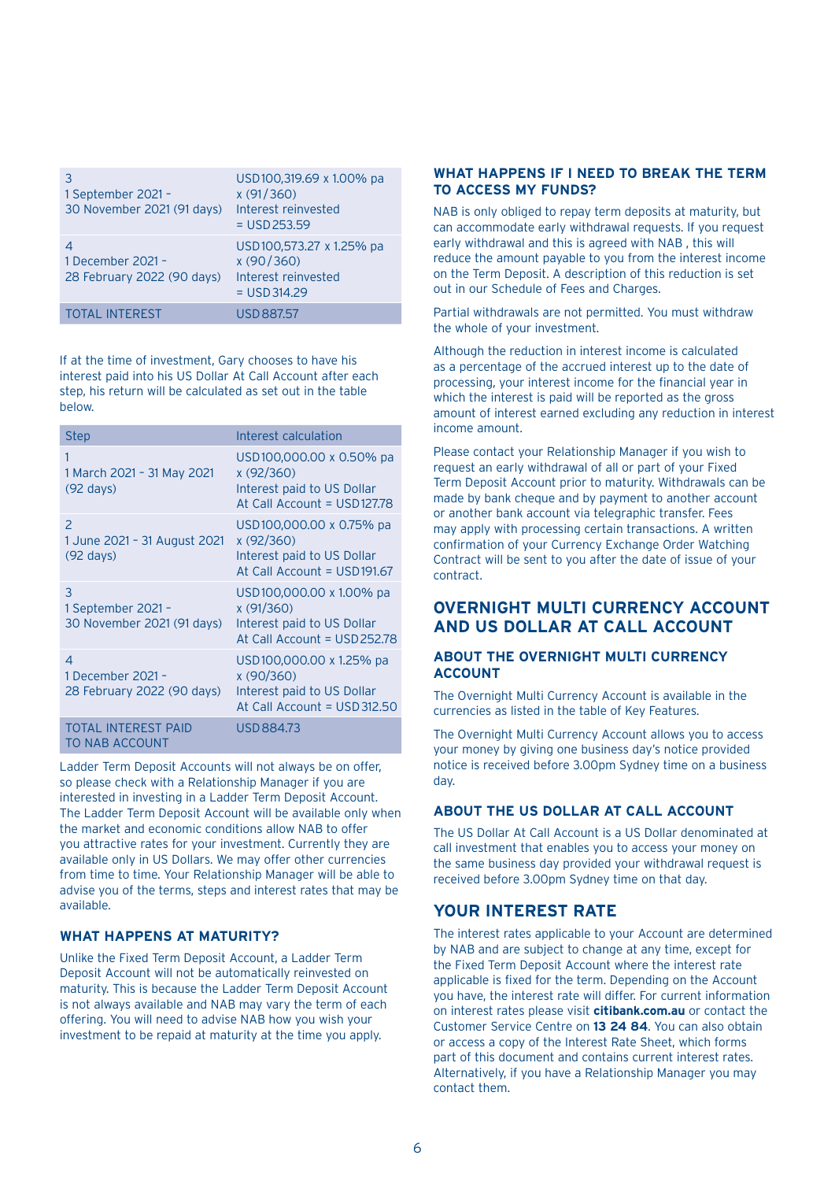| Step | Interest calculation |
|---|---|
| 3<br>1 September 2021 – 30 November 2021 (91 days) | USD100,319.69 x 1.00% pa x (91/360)<br>Interest reinvested = USD253.59 |
| 4<br>1 December 2021 – 28 February 2022 (90 days) | USD100,573.27 x 1.25% pa x (90/360)<br>Interest reinvested = USD314.29 |
| TOTAL INTEREST | USD887.57 |

If at the time of investment, Gary chooses to have his interest paid into his US Dollar At Call Account after each step, his return will be calculated as set out in the table below.

| Step | Interest calculation |
|---|---|
| 1<br>1 March 2021 – 31 May 2021 (92 days) | USD100,000.00 x 0.50% pa x (92/360)<br>Interest paid to US Dollar At Call Account = USD127.78 |
| 2<br>1 June 2021 – 31 August 2021 (92 days) | USD100,000.00 x 0.75% pa x (92/360)<br>Interest paid to US Dollar At Call Account = USD191.67 |
| 3<br>1 September 2021 – 30 November 2021 (91 days) | USD100,000.00 x 1.00% pa x (91/360)<br>Interest paid to US Dollar At Call Account = USD252.78 |
| 4<br>1 December 2021 – 28 February 2022 (90 days) | USD100,000.00 x 1.25% pa x (90/360)<br>Interest paid to US Dollar At Call Account = USD312.50 |
| TOTAL INTEREST PAID TO NAB ACCOUNT | USD884.73 |

Ladder Term Deposit Accounts will not always be on offer, so please check with a Relationship Manager if you are interested in investing in a Ladder Term Deposit Account. The Ladder Term Deposit Account will be available only when the market and economic conditions allow NAB to offer you attractive rates for your investment. Currently they are available only in US Dollars. We may offer other currencies from time to time. Your Relationship Manager will be able to advise you of the terms, steps and interest rates that may be available.

### WHAT HAPPENS AT MATURITY?

Unlike the Fixed Term Deposit Account, a Ladder Term Deposit Account will not be automatically reinvested on maturity. This is because the Ladder Term Deposit Account is not always available and NAB may vary the term of each offering. You will need to advise NAB how you wish your investment to be repaid at maturity at the time you apply.

### WHAT HAPPENS IF I NEED TO BREAK THE TERM TO ACCESS MY FUNDS?

NAB is only obliged to repay term deposits at maturity, but can accommodate early withdrawal requests. If you request early withdrawal and this is agreed with NAB , this will reduce the amount payable to you from the interest income on the Term Deposit. A description of this reduction is set out in our Schedule of Fees and Charges.

Partial withdrawals are not permitted. You must withdraw the whole of your investment.

Although the reduction in interest income is calculated as a percentage of the accrued interest up to the date of processing, your interest income for the financial year in which the interest is paid will be reported as the gross amount of interest earned excluding any reduction in interest income amount.

Please contact your Relationship Manager if you wish to request an early withdrawal of all or part of your Fixed Term Deposit Account prior to maturity. Withdrawals can be made by bank cheque and by payment to another account or another bank account via telegraphic transfer. Fees may apply with processing certain transactions. A written confirmation of your Currency Exchange Order Watching Contract will be sent to you after the date of issue of your contract.

## OVERNIGHT MULTI CURRENCY ACCOUNT AND US DOLLAR AT CALL ACCOUNT

### ABOUT THE OVERNIGHT MULTI CURRENCY ACCOUNT

The Overnight Multi Currency Account is available in the currencies as listed in the table of Key Features.

The Overnight Multi Currency Account allows you to access your money by giving one business day's notice provided notice is received before 3.00pm Sydney time on a business day.

### ABOUT THE US DOLLAR AT CALL ACCOUNT

The US Dollar At Call Account is a US Dollar denominated at call investment that enables you to access your money on the same business day provided your withdrawal request is received before 3.00pm Sydney time on that day.

## YOUR INTEREST RATE

The interest rates applicable to your Account are determined by NAB and are subject to change at any time, except for the Fixed Term Deposit Account where the interest rate applicable is fixed for the term. Depending on the Account you have, the interest rate will differ. For current information on interest rates please visit **citibank.com.au** or contact the Customer Service Centre on **13 24 84**. You can also obtain or access a copy of the Interest Rate Sheet, which forms part of this document and contains current interest rates. Alternatively, if you have a Relationship Manager you may contact them.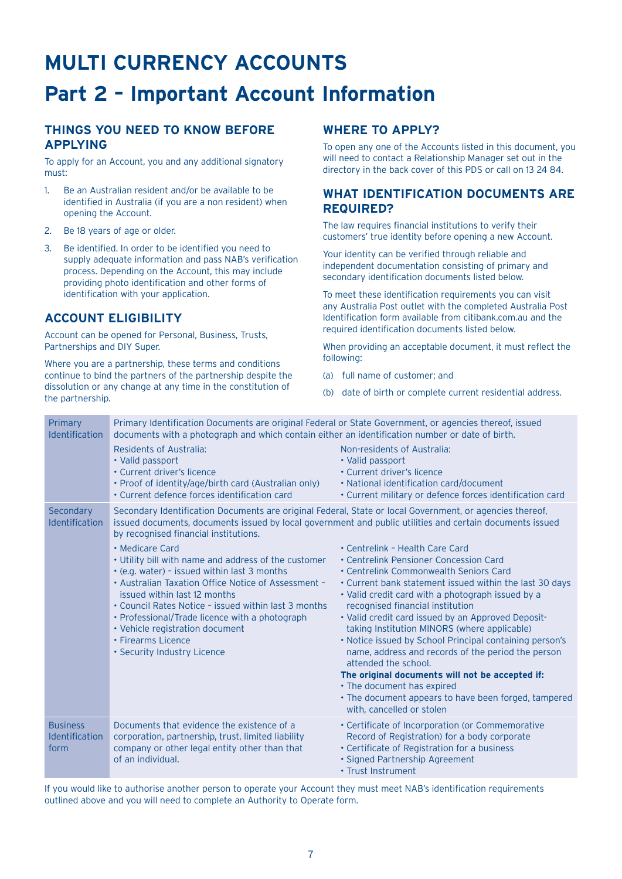# MULTI CURRENCY ACCOUNTS

# Part 2 – Important Account Information

## THINGS YOU NEED TO KNOW BEFORE APPLYING

To apply for an Account, you and any additional signatory must:

1. Be an Australian resident and/or be available to be identified in Australia (if you are a non resident) when opening the Account.
2. Be 18 years of age or older.
3. Be identified. In order to be identified you need to supply adequate information and pass NAB's verification process. Depending on the Account, this may include providing photo identification and other forms of identification with your application.

## ACCOUNT ELIGIBILITY

Account can be opened for Personal, Business, Trusts, Partnerships and DIY Super.

Where you are a partnership, these terms and conditions continue to bind the partners of the partnership despite the dissolution or any change at any time in the constitution of the partnership.

## WHERE TO APPLY?

To open any one of the Accounts listed in this document, you will need to contact a Relationship Manager set out in the directory in the back cover of this PDS or call on 13 24 84.

## WHAT IDENTIFICATION DOCUMENTS ARE REQUIRED?

The law requires financial institutions to verify their customers' true identity before opening a new Account.

Your identity can be verified through reliable and independent documentation consisting of primary and secondary identification documents listed below.

To meet these identification requirements you can visit any Australia Post outlet with the completed Australia Post Identification form available from citibank.com.au and the required identification documents listed below.

When providing an acceptable document, it must reflect the following:

(a) full name of customer; and

(b) date of birth or complete current residential address.

| | | |
|---|---|---|
| Primary Identification | Primary Identification Documents are original Federal or State Government, or agencies thereof, issued documents with a photograph and which contain either an identification number or date of birth. | |
| | Residents of Australia:<br>• Valid passport<br>• Current driver's licence<br>• Proof of identity/age/birth card (Australian only)<br>• Current defence forces identification card | Non-residents of Australia:<br>• Valid passport<br>• Current driver's licence<br>• National identification card/document<br>• Current military or defence forces identification card |
| Secondary Identification | Secondary Identification Documents are original Federal, State or local Government, or agencies thereof, issued documents, documents issued by local government and public utilities and certain documents issued by recognised financial institutions. | |
| | • Medicare Card<br>• Utility bill with name and address of the customer<br>• (e.g. water) – issued within last 3 months<br>• Australian Taxation Office Notice of Assessment – issued within last 12 months<br>• Council Rates Notice – issued within last 3 months<br>• Professional/Trade licence with a photograph<br>• Vehicle registration document<br>• Firearms Licence<br>• Security Industry Licence | • Centrelink – Health Care Card<br>• Centrelink Pensioner Concession Card<br>• Centrelink Commonwealth Seniors Card<br>• Current bank statement issued within the last 30 days<br>• Valid credit card with a photograph issued by a recognised financial institution<br>• Valid credit card issued by an Approved Deposit-taking Institution MINORS (where applicable)<br>• Notice issued by School Principal containing person's name, address and records of the period the person attended the school.<br>**The original documents will not be accepted if:**<br>• The document has expired<br>• The document appears to have been forged, tampered with, cancelled or stolen |
| Business Identification form | Documents that evidence the existence of a corporation, partnership, trust, limited liability company or other legal entity other than that of an individual. | • Certificate of Incorporation (or Commemorative Record of Registration) for a body corporate<br>• Certificate of Registration for a business<br>• Signed Partnership Agreement<br>• Trust Instrument |

If you would like to authorise another person to operate your Account they must meet NAB's identification requirements outlined above and you will need to complete an Authority to Operate form.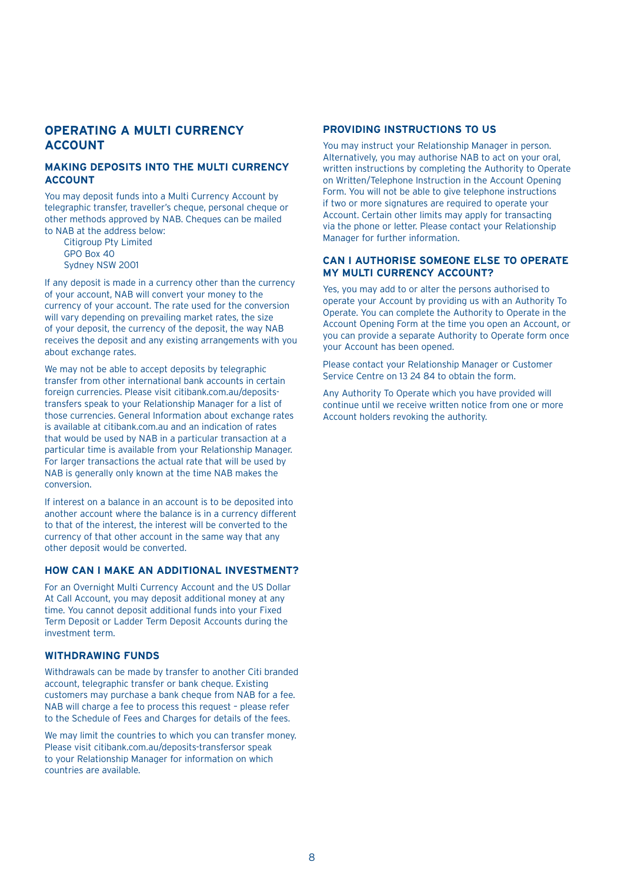## OPERATING A MULTI CURRENCY ACCOUNT

### MAKING DEPOSITS INTO THE MULTI CURRENCY ACCOUNT

You may deposit funds into a Multi Currency Account by telegraphic transfer, traveller's cheque, personal cheque or other methods approved by NAB. Cheques can be mailed to NAB at the address below:

Citigroup Pty Limited
GPO Box 40
Sydney NSW 2001

If any deposit is made in a currency other than the currency of your account, NAB will convert your money to the currency of your account. The rate used for the conversion will vary depending on prevailing market rates, the size of your deposit, the currency of the deposit, the way NAB receives the deposit and any existing arrangements with you about exchange rates.

We may not be able to accept deposits by telegraphic transfer from other international bank accounts in certain foreign currencies. Please visit citibank.com.au/deposits-transfers speak to your Relationship Manager for a list of those currencies. General Information about exchange rates is available at citibank.com.au and an indication of rates that would be used by NAB in a particular transaction at a particular time is available from your Relationship Manager. For larger transactions the actual rate that will be used by NAB is generally only known at the time NAB makes the conversion.

If interest on a balance in an account is to be deposited into another account where the balance is in a currency different to that of the interest, the interest will be converted to the currency of that other account in the same way that any other deposit would be converted.

### HOW CAN I MAKE AN ADDITIONAL INVESTMENT?

For an Overnight Multi Currency Account and the US Dollar At Call Account, you may deposit additional money at any time. You cannot deposit additional funds into your Fixed Term Deposit or Ladder Term Deposit Accounts during the investment term.

### WITHDRAWING FUNDS

Withdrawals can be made by transfer to another Citi branded account, telegraphic transfer or bank cheque. Existing customers may purchase a bank cheque from NAB for a fee. NAB will charge a fee to process this request – please refer to the Schedule of Fees and Charges for details of the fees.

We may limit the countries to which you can transfer money. Please visit citibank.com.au/deposits-transfersor speak to your Relationship Manager for information on which countries are available.

### PROVIDING INSTRUCTIONS TO US

You may instruct your Relationship Manager in person. Alternatively, you may authorise NAB to act on your oral, written instructions by completing the Authority to Operate on Written/Telephone Instruction in the Account Opening Form. You will not be able to give telephone instructions if two or more signatures are required to operate your Account. Certain other limits may apply for transacting via the phone or letter. Please contact your Relationship Manager for further information.

### CAN I AUTHORISE SOMEONE ELSE TO OPERATE MY MULTI CURRENCY ACCOUNT?

Yes, you may add to or alter the persons authorised to operate your Account by providing us with an Authority To Operate. You can complete the Authority to Operate in the Account Opening Form at the time you open an Account, or you can provide a separate Authority to Operate form once your Account has been opened.

Please contact your Relationship Manager or Customer Service Centre on 13 24 84 to obtain the form.

Any Authority To Operate which you have provided will continue until we receive written notice from one or more Account holders revoking the authority.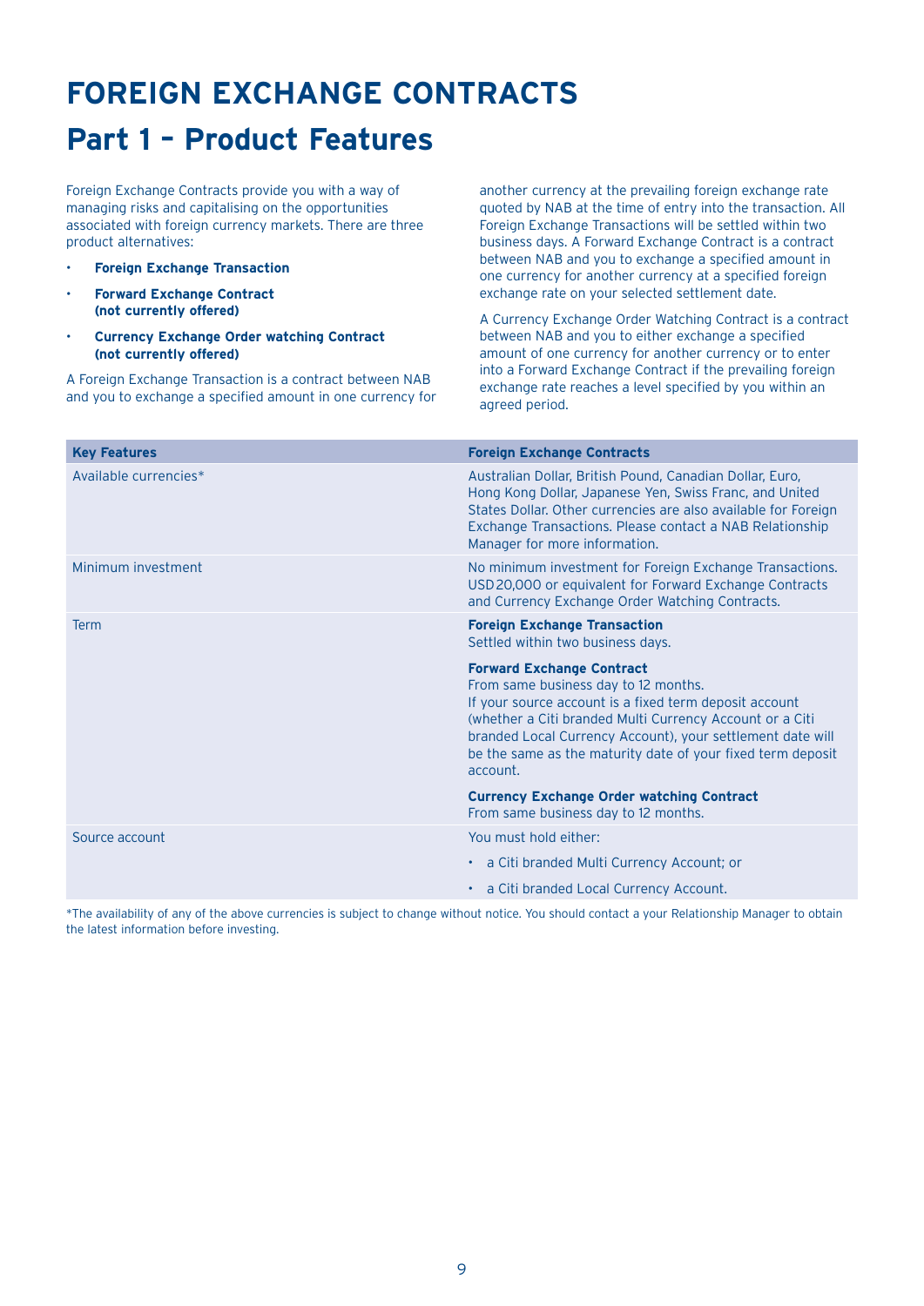# FOREIGN EXCHANGE CONTRACTS

## Part 1 – Product Features

Foreign Exchange Contracts provide you with a way of managing risks and capitalising on the opportunities associated with foreign currency markets. There are three product alternatives:

- **Foreign Exchange Transaction**
- **Forward Exchange Contract (not currently offered)**
- **Currency Exchange Order watching Contract (not currently offered)**

A Foreign Exchange Transaction is a contract between NAB and you to exchange a specified amount in one currency for another currency at the prevailing foreign exchange rate quoted by NAB at the time of entry into the transaction. All Foreign Exchange Transactions will be settled within two business days. A Forward Exchange Contract is a contract between NAB and you to exchange a specified amount in one currency for another currency at a specified foreign exchange rate on your selected settlement date.

A Currency Exchange Order Watching Contract is a contract between NAB and you to either exchange a specified amount of one currency for another currency or to enter into a Forward Exchange Contract if the prevailing foreign exchange rate reaches a level specified by you within an agreed period.

| Key Features | Foreign Exchange Contracts |
|---|---|
| Available currencies* | Australian Dollar, British Pound, Canadian Dollar, Euro, Hong Kong Dollar, Japanese Yen, Swiss Franc, and United States Dollar. Other currencies are also available for Foreign Exchange Transactions. Please contact a NAB Relationship Manager for more information. |
| Minimum investment | No minimum investment for Foreign Exchange Transactions. USD20,000 or equivalent for Forward Exchange Contracts and Currency Exchange Order Watching Contracts. |
| Term | **Foreign Exchange Transaction**<br>Settled within two business days.<br><br>**Forward Exchange Contract**<br>From same business day to 12 months.<br>If your source account is a fixed term deposit account (whether a Citi branded Multi Currency Account or a Citi branded Local Currency Account), your settlement date will be the same as the maturity date of your fixed term deposit account.<br><br>**Currency Exchange Order watching Contract**<br>From same business day to 12 months. |
| Source account | You must hold either:<br>• a Citi branded Multi Currency Account; or<br>• a Citi branded Local Currency Account. |

*The availability of any of the above currencies is subject to change without notice. You should contact a your Relationship Manager to obtain the latest information before investing.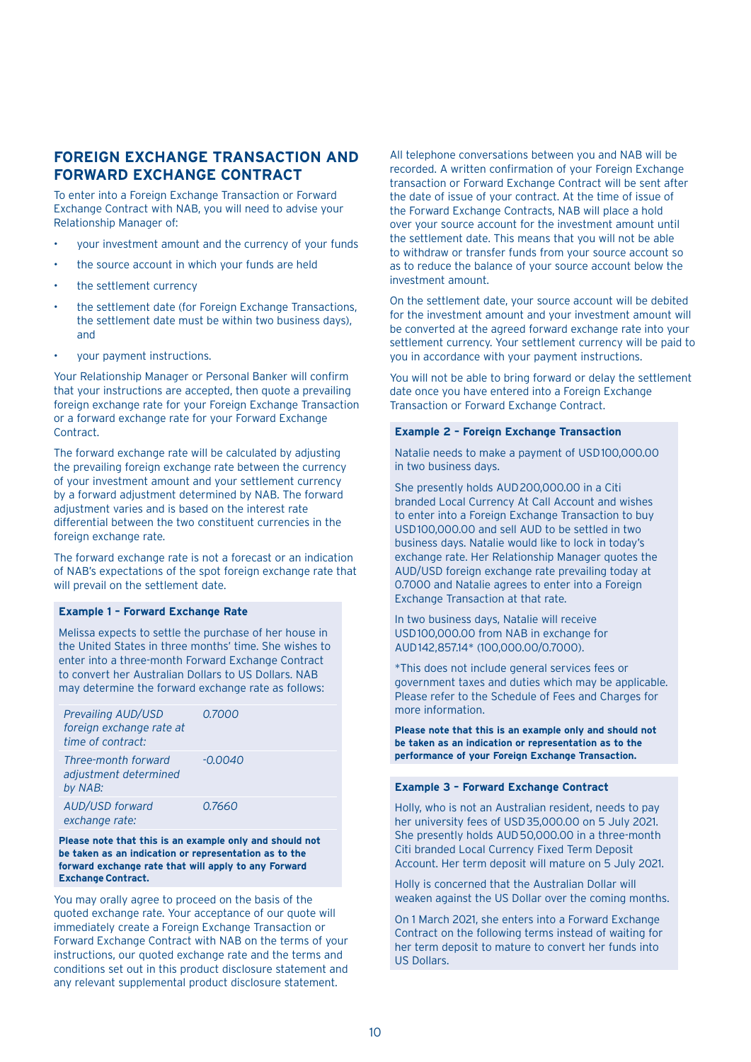## FOREIGN EXCHANGE TRANSACTION AND FORWARD EXCHANGE CONTRACT

To enter into a Foreign Exchange Transaction or Forward Exchange Contract with NAB, you will need to advise your Relationship Manager of:

- your investment amount and the currency of your funds
- the source account in which your funds are held
- the settlement currency
- the settlement date (for Foreign Exchange Transactions, the settlement date must be within two business days), and
- your payment instructions.

Your Relationship Manager or Personal Banker will confirm that your instructions are accepted, then quote a prevailing foreign exchange rate for your Foreign Exchange Transaction or a forward exchange rate for your Forward Exchange Contract.

The forward exchange rate will be calculated by adjusting the prevailing foreign exchange rate between the currency of your investment amount and your settlement currency by a forward adjustment determined by NAB. The forward adjustment varies and is based on the interest rate differential between the two constituent currencies in the foreign exchange rate.

The forward exchange rate is not a forecast or an indication of NAB's expectations of the spot foreign exchange rate that will prevail on the settlement date.

**Example 1 – Forward Exchange Rate**

Melissa expects to settle the purchase of her house in the United States in three months' time. She wishes to enter into a three-month Forward Exchange Contract to convert her Australian Dollars to US Dollars. NAB may determine the forward exchange rate as follows:

| | |
|---|---|
| *Prevailing AUD/USD foreign exchange rate at time of contract:* | *0.7000* |
| *Three-month forward adjustment determined by NAB:* | *-0.0040* |
| *AUD/USD forward exchange rate:* | *0.7660* |

**Please note that this is an example only and should not be taken as an indication or representation as to the forward exchange rate that will apply to any Forward Exchange Contract.**

You may orally agree to proceed on the basis of the quoted exchange rate. Your acceptance of our quote will immediately create a Foreign Exchange Transaction or Forward Exchange Contract with NAB on the terms of your instructions, our quoted exchange rate and the terms and conditions set out in this product disclosure statement and any relevant supplemental product disclosure statement.

All telephone conversations between you and NAB will be recorded. A written confirmation of your Foreign Exchange transaction or Forward Exchange Contract will be sent after the date of issue of your contract. At the time of issue of the Forward Exchange Contracts, NAB will place a hold over your source account for the investment amount until the settlement date. This means that you will not be able to withdraw or transfer funds from your source account so as to reduce the balance of your source account below the investment amount.

On the settlement date, your source account will be debited for the investment amount and your investment amount will be converted at the agreed forward exchange rate into your settlement currency. Your settlement currency will be paid to you in accordance with your payment instructions.

You will not be able to bring forward or delay the settlement date once you have entered into a Foreign Exchange Transaction or Forward Exchange Contract.

**Example 2 – Foreign Exchange Transaction**

Natalie needs to make a payment of USD100,000.00 in two business days.

She presently holds AUD200,000.00 in a Citi branded Local Currency At Call Account and wishes to enter into a Foreign Exchange Transaction to buy USD100,000.00 and sell AUD to be settled in two business days. Natalie would like to lock in today's exchange rate. Her Relationship Manager quotes the AUD/USD foreign exchange rate prevailing today at 0.7000 and Natalie agrees to enter into a Foreign Exchange Transaction at that rate.

In two business days, Natalie will receive USD100,000.00 from NAB in exchange for AUD142,857.14* (100,000.00/0.7000).

*This does not include general services fees or government taxes and duties which may be applicable. Please refer to the Schedule of Fees and Charges for more information.

**Please note that this is an example only and should not be taken as an indication or representation as to the performance of your Foreign Exchange Transaction.**

**Example 3 – Forward Exchange Contract**

Holly, who is not an Australian resident, needs to pay her university fees of USD35,000.00 on 5 July 2021. She presently holds AUD50,000.00 in a three-month Citi branded Local Currency Fixed Term Deposit Account. Her term deposit will mature on 5 July 2021.

Holly is concerned that the Australian Dollar will weaken against the US Dollar over the coming months.

On 1 March 2021, she enters into a Forward Exchange Contract on the following terms instead of waiting for her term deposit to mature to convert her funds into US Dollars.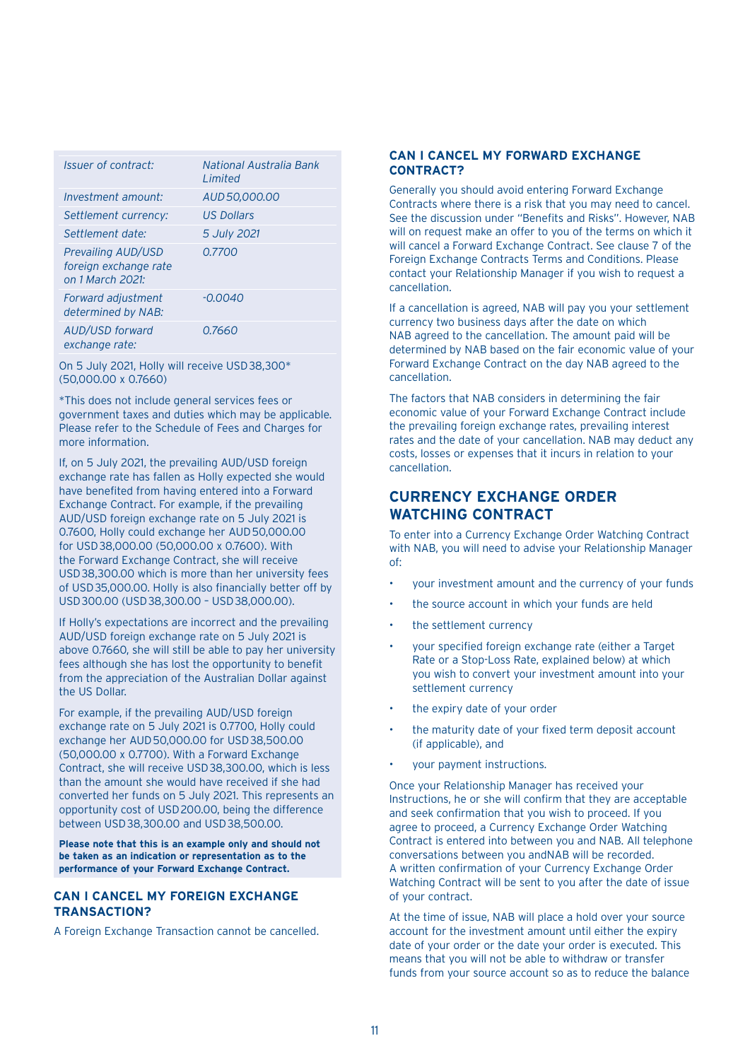| *Issuer of contract:* | *National Australia Bank Limited* |
|---|---|
| *Investment amount:* | *AUD 50,000.00* |
| *Settlement currency:* | *US Dollars* |
| *Settlement date:* | *5 July 2021* |
| *Prevailing AUD/USD foreign exchange rate on 1 March 2021:* | *0.7700* |
| *Forward adjustment determined by NAB:* | *-0.0040* |
| *AUD/USD forward exchange rate:* | *0.7660* |

On 5 July 2021, Holly will receive USD 38,300* (50,000.00 x 0.7660)

*This does not include general services fees or government taxes and duties which may be applicable. Please refer to the Schedule of Fees and Charges for more information.

If, on 5 July 2021, the prevailing AUD/USD foreign exchange rate has fallen as Holly expected she would have benefited from having entered into a Forward Exchange Contract. For example, if the prevailing AUD/USD foreign exchange rate on 5 July 2021 is 0.7600, Holly could exchange her AUD 50,000.00 for USD 38,000.00 (50,000.00 x 0.7600). With the Forward Exchange Contract, she will receive USD 38,300.00 which is more than her university fees of USD 35,000.00. Holly is also financially better off by USD 300.00 (USD 38,300.00 – USD 38,000.00).

If Holly's expectations are incorrect and the prevailing AUD/USD foreign exchange rate on 5 July 2021 is above 0.7660, she will still be able to pay her university fees although she has lost the opportunity to benefit from the appreciation of the Australian Dollar against the US Dollar.

For example, if the prevailing AUD/USD foreign exchange rate on 5 July 2021 is 0.7700, Holly could exchange her AUD 50,000.00 for USD 38,500.00 (50,000.00 x 0.7700). With a Forward Exchange Contract, she will receive USD 38,300.00, which is less than the amount she would have received if she had converted her funds on 5 July 2021. This represents an opportunity cost of USD 200.00, being the difference between USD 38,300.00 and USD 38,500.00.

**Please note that this is an example only and should not be taken as an indication or representation as to the performance of your Forward Exchange Contract.**

### CAN I CANCEL MY FOREIGN EXCHANGE TRANSACTION?

A Foreign Exchange Transaction cannot be cancelled.

### CAN I CANCEL MY FORWARD EXCHANGE CONTRACT?

Generally you should avoid entering Forward Exchange Contracts where there is a risk that you may need to cancel. See the discussion under "Benefits and Risks". However, NAB will on request make an offer to you of the terms on which it will cancel a Forward Exchange Contract. See clause 7 of the Foreign Exchange Contracts Terms and Conditions. Please contact your Relationship Manager if you wish to request a cancellation.

If a cancellation is agreed, NAB will pay you your settlement currency two business days after the date on which NAB agreed to the cancellation. The amount paid will be determined by NAB based on the fair economic value of your Forward Exchange Contract on the day NAB agreed to the cancellation.

The factors that NAB considers in determining the fair economic value of your Forward Exchange Contract include the prevailing foreign exchange rates, prevailing interest rates and the date of your cancellation. NAB may deduct any costs, losses or expenses that it incurs in relation to your cancellation.

## CURRENCY EXCHANGE ORDER WATCHING CONTRACT

To enter into a Currency Exchange Order Watching Contract with NAB, you will need to advise your Relationship Manager of:

- your investment amount and the currency of your funds
- the source account in which your funds are held
- the settlement currency
- your specified foreign exchange rate (either a Target Rate or a Stop-Loss Rate, explained below) at which you wish to convert your investment amount into your settlement currency
- the expiry date of your order
- the maturity date of your fixed term deposit account (if applicable), and
- your payment instructions.

Once your Relationship Manager has received your Instructions, he or she will confirm that they are acceptable and seek confirmation that you wish to proceed. If you agree to proceed, a Currency Exchange Order Watching Contract is entered into between you and NAB. All telephone conversations between you andNAB will be recorded. A written confirmation of your Currency Exchange Order Watching Contract will be sent to you after the date of issue of your contract.

At the time of issue, NAB will place a hold over your source account for the investment amount until either the expiry date of your order or the date your order is executed. This means that you will not be able to withdraw or transfer funds from your source account so as to reduce the balance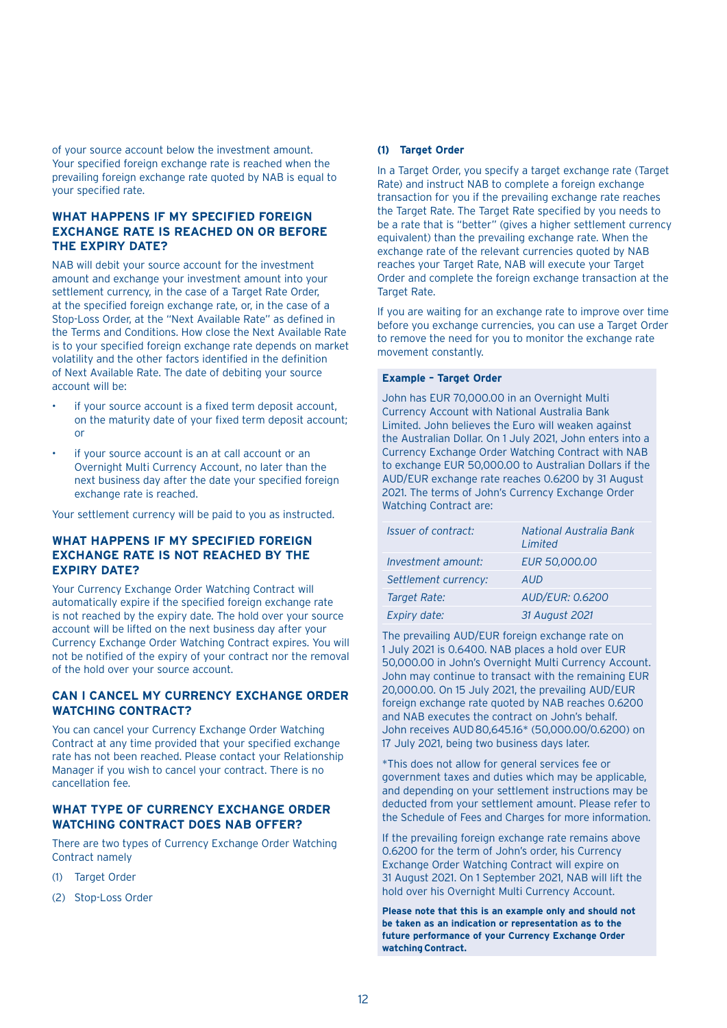of your source account below the investment amount. Your specified foreign exchange rate is reached when the prevailing foreign exchange rate quoted by NAB is equal to your specified rate.

## WHAT HAPPENS IF MY SPECIFIED FOREIGN EXCHANGE RATE IS REACHED ON OR BEFORE THE EXPIRY DATE?

NAB will debit your source account for the investment amount and exchange your investment amount into your settlement currency, in the case of a Target Rate Order, at the specified foreign exchange rate, or, in the case of a Stop-Loss Order, at the "Next Available Rate" as defined in the Terms and Conditions. How close the Next Available Rate is to your specified foreign exchange rate depends on market volatility and the other factors identified in the definition of Next Available Rate. The date of debiting your source account will be:

- if your source account is a fixed term deposit account, on the maturity date of your fixed term deposit account; or
- if your source account is an at call account or an Overnight Multi Currency Account, no later than the next business day after the date your specified foreign exchange rate is reached.

Your settlement currency will be paid to you as instructed.

## WHAT HAPPENS IF MY SPECIFIED FOREIGN EXCHANGE RATE IS NOT REACHED BY THE EXPIRY DATE?

Your Currency Exchange Order Watching Contract will automatically expire if the specified foreign exchange rate is not reached by the expiry date. The hold over your source account will be lifted on the next business day after your Currency Exchange Order Watching Contract expires. You will not be notified of the expiry of your contract nor the removal of the hold over your source account.

## CAN I CANCEL MY CURRENCY EXCHANGE ORDER WATCHING CONTRACT?

You can cancel your Currency Exchange Order Watching Contract at any time provided that your specified exchange rate has not been reached. Please contact your Relationship Manager if you wish to cancel your contract. There is no cancellation fee.

## WHAT TYPE OF CURRENCY EXCHANGE ORDER WATCHING CONTRACT DOES NAB OFFER?

There are two types of Currency Exchange Order Watching Contract namely

(1) Target Order

(2) Stop-Loss Order

### (1) Target Order

In a Target Order, you specify a target exchange rate (Target Rate) and instruct NAB to complete a foreign exchange transaction for you if the prevailing exchange rate reaches the Target Rate. The Target Rate specified by you needs to be a rate that is "better" (gives a higher settlement currency equivalent) than the prevailing exchange rate. When the exchange rate of the relevant currencies quoted by NAB reaches your Target Rate, NAB will execute your Target Order and complete the foreign exchange transaction at the Target Rate.

If you are waiting for an exchange rate to improve over time before you exchange currencies, you can use a Target Order to remove the need for you to monitor the exchange rate movement constantly.

**Example – Target Order**

John has EUR 70,000.00 in an Overnight Multi Currency Account with National Australia Bank Limited. John believes the Euro will weaken against the Australian Dollar. On 1 July 2021, John enters into a Currency Exchange Order Watching Contract with NAB to exchange EUR 50,000.00 to Australian Dollars if the AUD/EUR exchange rate reaches 0.6200 by 31 August 2021. The terms of John's Currency Exchange Order Watching Contract are:

| | |
|---|---|
| *Issuer of contract:* | *National Australia Bank Limited* |
| *Investment amount:* | *EUR 50,000.00* |
| *Settlement currency:* | *AUD* |
| *Target Rate:* | *AUD/EUR: 0.6200* |
| *Expiry date:* | *31 August 2021* |

The prevailing AUD/EUR foreign exchange rate on 1 July 2021 is 0.6400. NAB places a hold over EUR 50,000.00 in John's Overnight Multi Currency Account. John may continue to transact with the remaining EUR 20,000.00. On 15 July 2021, the prevailing AUD/EUR foreign exchange rate quoted by NAB reaches 0.6200 and NAB executes the contract on John's behalf. John receives AUD 80,645.16* (50,000.00/0.6200) on 17 July 2021, being two business days later.

*This does not allow for general services fee or government taxes and duties which may be applicable, and depending on your settlement instructions may be deducted from your settlement amount. Please refer to the Schedule of Fees and Charges for more information.

If the prevailing foreign exchange rate remains above 0.6200 for the term of John's order, his Currency Exchange Order Watching Contract will expire on 31 August 2021. On 1 September 2021, NAB will lift the hold over his Overnight Multi Currency Account.

**Please note that this is an example only and should not be taken as an indication or representation as to the future performance of your Currency Exchange Order watching Contract.**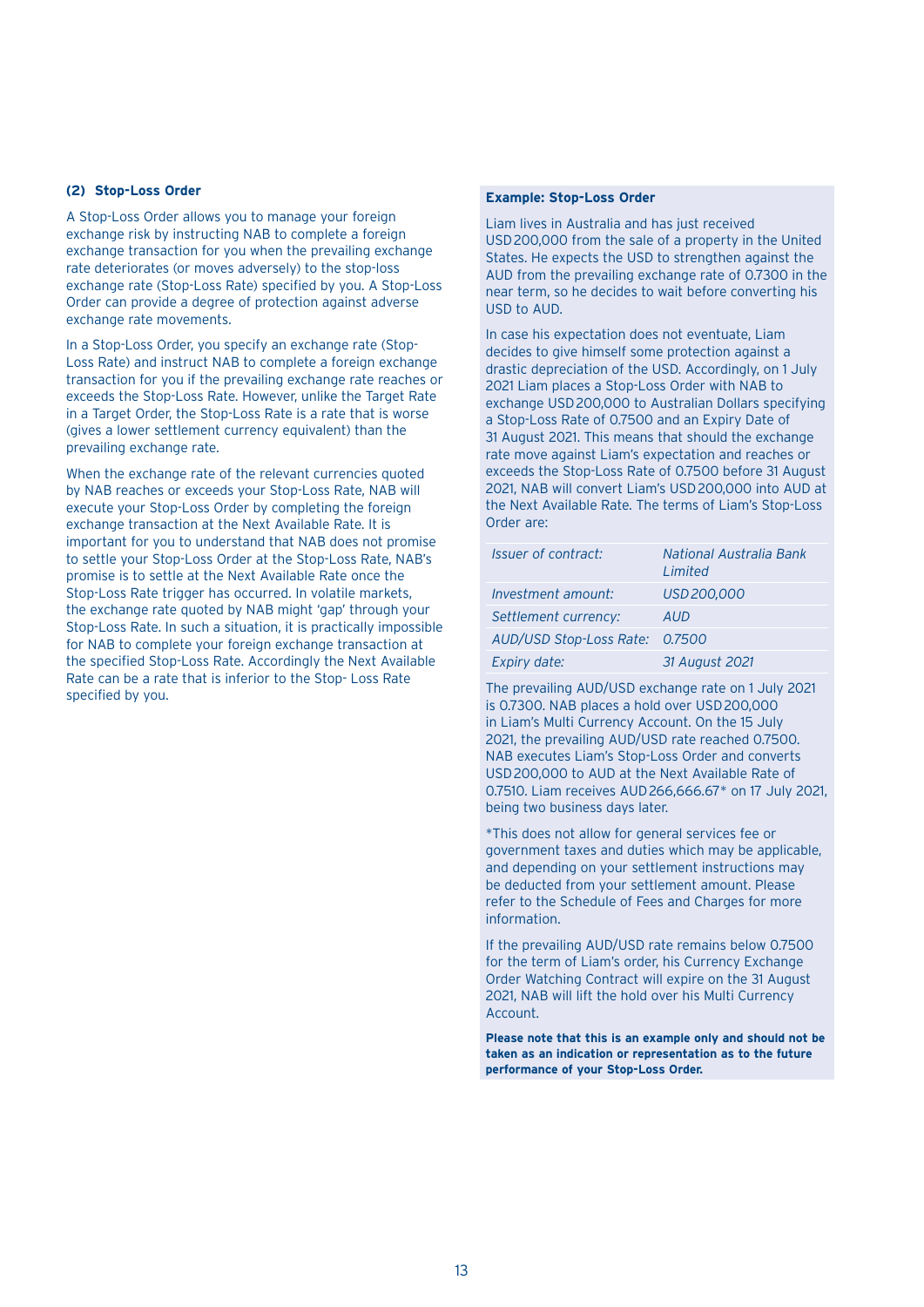### (2) Stop-Loss Order

A Stop-Loss Order allows you to manage your foreign exchange risk by instructing NAB to complete a foreign exchange transaction for you when the prevailing exchange rate deteriorates (or moves adversely) to the stop-loss exchange rate (Stop-Loss Rate) specified by you. A Stop-Loss Order can provide a degree of protection against adverse exchange rate movements.

In a Stop-Loss Order, you specify an exchange rate (Stop-Loss Rate) and instruct NAB to complete a foreign exchange transaction for you if the prevailing exchange rate reaches or exceeds the Stop-Loss Rate. However, unlike the Target Rate in a Target Order, the Stop-Loss Rate is a rate that is worse (gives a lower settlement currency equivalent) than the prevailing exchange rate.

When the exchange rate of the relevant currencies quoted by NAB reaches or exceeds your Stop-Loss Rate, NAB will execute your Stop-Loss Order by completing the foreign exchange transaction at the Next Available Rate. It is important for you to understand that NAB does not promise to settle your Stop-Loss Order at the Stop-Loss Rate, NAB's promise is to settle at the Next Available Rate once the Stop-Loss Rate trigger has occurred. In volatile markets, the exchange rate quoted by NAB might 'gap' through your Stop-Loss Rate. In such a situation, it is practically impossible for NAB to complete your foreign exchange transaction at the specified Stop-Loss Rate. Accordingly the Next Available Rate can be a rate that is inferior to the Stop- Loss Rate specified by you.

**Example: Stop-Loss Order**

Liam lives in Australia and has just received USD 200,000 from the sale of a property in the United States. He expects the USD to strengthen against the AUD from the prevailing exchange rate of 0.7300 in the near term, so he decides to wait before converting his USD to AUD.

In case his expectation does not eventuate, Liam decides to give himself some protection against a drastic depreciation of the USD. Accordingly, on 1 July 2021 Liam places a Stop-Loss Order with NAB to exchange USD 200,000 to Australian Dollars specifying a Stop-Loss Rate of 0.7500 and an Expiry Date of 31 August 2021. This means that should the exchange rate move against Liam's expectation and reaches or exceeds the Stop-Loss Rate of 0.7500 before 31 August 2021, NAB will convert Liam's USD 200,000 into AUD at the Next Available Rate. The terms of Liam's Stop-Loss Order are:

| | |
|---|---|
| *Issuer of contract:* | *National Australia Bank Limited* |
| *Investment amount:* | *USD 200,000* |
| *Settlement currency:* | *AUD* |
| *AUD/USD Stop-Loss Rate:* | *0.7500* |
| *Expiry date:* | *31 August 2021* |

The prevailing AUD/USD exchange rate on 1 July 2021 is 0.7300. NAB places a hold over USD 200,000 in Liam's Multi Currency Account. On the 15 July 2021, the prevailing AUD/USD rate reached 0.7500. NAB executes Liam's Stop-Loss Order and converts USD 200,000 to AUD at the Next Available Rate of 0.7510. Liam receives AUD 266,666.67* on 17 July 2021, being two business days later.

*This does not allow for general services fee or government taxes and duties which may be applicable, and depending on your settlement instructions may be deducted from your settlement amount. Please refer to the Schedule of Fees and Charges for more information.

If the prevailing AUD/USD rate remains below 0.7500 for the term of Liam's order, his Currency Exchange Order Watching Contract will expire on the 31 August 2021, NAB will lift the hold over his Multi Currency Account.

**Please note that this is an example only and should not be taken as an indication or representation as to the future performance of your Stop-Loss Order.**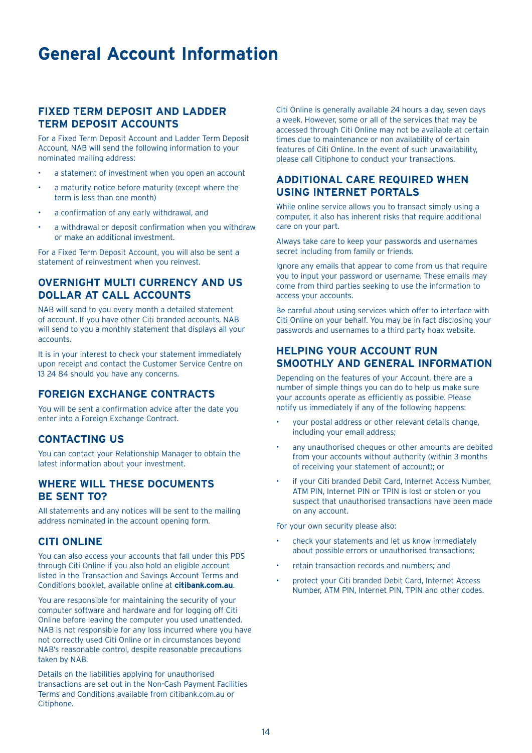# General Account Information

## FIXED TERM DEPOSIT AND LADDER TERM DEPOSIT ACCOUNTS

For a Fixed Term Deposit Account and Ladder Term Deposit Account, NAB will send the following information to your nominated mailing address:

- a statement of investment when you open an account
- a maturity notice before maturity (except where the term is less than one month)
- a confirmation of any early withdrawal, and
- a withdrawal or deposit confirmation when you withdraw or make an additional investment.

For a Fixed Term Deposit Account, you will also be sent a statement of reinvestment when you reinvest.

## OVERNIGHT MULTI CURRENCY AND US DOLLAR AT CALL ACCOUNTS

NAB will send to you every month a detailed statement of account. If you have other Citi branded accounts, NAB will send to you a monthly statement that displays all your accounts.

It is in your interest to check your statement immediately upon receipt and contact the Customer Service Centre on 13 24 84 should you have any concerns.

## FOREIGN EXCHANGE CONTRACTS

You will be sent a confirmation advice after the date you enter into a Foreign Exchange Contract.

## CONTACTING US

You can contact your Relationship Manager to obtain the latest information about your investment.

## WHERE WILL THESE DOCUMENTS BE SENT TO?

All statements and any notices will be sent to the mailing address nominated in the account opening form.

## CITI ONLINE

You can also access your accounts that fall under this PDS through Citi Online if you also hold an eligible account listed in the Transaction and Savings Account Terms and Conditions booklet, available online at **citibank.com.au**.

You are responsible for maintaining the security of your computer software and hardware and for logging off Citi Online before leaving the computer you used unattended. NAB is not responsible for any loss incurred where you have not correctly used Citi Online or in circumstances beyond NAB's reasonable control, despite reasonable precautions taken by NAB.

Details on the liabilities applying for unauthorised transactions are set out in the Non-Cash Payment Facilities Terms and Conditions available from citibank.com.au or Citiphone.

Citi Online is generally available 24 hours a day, seven days a week. However, some or all of the services that may be accessed through Citi Online may not be available at certain times due to maintenance or non availability of certain features of Citi Online. In the event of such unavailability, please call Citiphone to conduct your transactions.

## ADDITIONAL CARE REQUIRED WHEN USING INTERNET PORTALS

While online service allows you to transact simply using a computer, it also has inherent risks that require additional care on your part.

Always take care to keep your passwords and usernames secret including from family or friends.

Ignore any emails that appear to come from us that require you to input your password or username. These emails may come from third parties seeking to use the information to access your accounts.

Be careful about using services which offer to interface with Citi Online on your behalf. You may be in fact disclosing your passwords and usernames to a third party hoax website.

## HELPING YOUR ACCOUNT RUN SMOOTHLY AND GENERAL INFORMATION

Depending on the features of your Account, there are a number of simple things you can do to help us make sure your accounts operate as efficiently as possible. Please notify us immediately if any of the following happens:

- your postal address or other relevant details change, including your email address;
- any unauthorised cheques or other amounts are debited from your accounts without authority (within 3 months of receiving your statement of account); or
- if your Citi branded Debit Card, Internet Access Number, ATM PIN, Internet PIN or TPIN is lost or stolen or you suspect that unauthorised transactions have been made on any account.

For your own security please also:

- check your statements and let us know immediately about possible errors or unauthorised transactions;
- retain transaction records and numbers; and
- protect your Citi branded Debit Card, Internet Access Number, ATM PIN, Internet PIN, TPIN and other codes.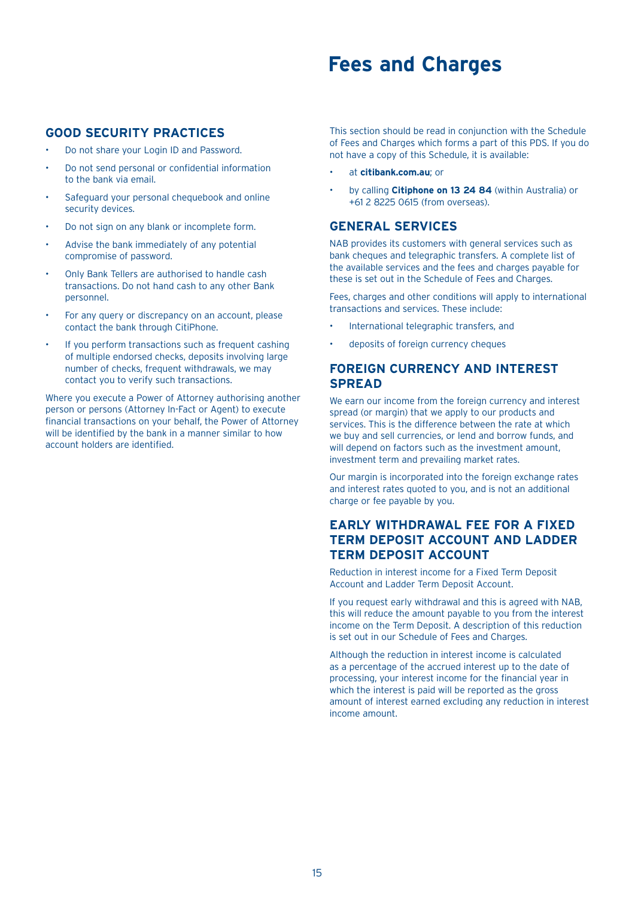# Fees and Charges

## GOOD SECURITY PRACTICES

- Do not share your Login ID and Password.
- Do not send personal or confidential information to the bank via email.
- Safeguard your personal chequebook and online security devices.
- Do not sign on any blank or incomplete form.
- Advise the bank immediately of any potential compromise of password.
- Only Bank Tellers are authorised to handle cash transactions. Do not hand cash to any other Bank personnel.
- For any query or discrepancy on an account, please contact the bank through CitiPhone.
- If you perform transactions such as frequent cashing of multiple endorsed checks, deposits involving large number of checks, frequent withdrawals, we may contact you to verify such transactions.

Where you execute a Power of Attorney authorising another person or persons (Attorney In-Fact or Agent) to execute financial transactions on your behalf, the Power of Attorney will be identified by the bank in a manner similar to how account holders are identified.

This section should be read in conjunction with the Schedule of Fees and Charges which forms a part of this PDS. If you do not have a copy of this Schedule, it is available:

- at **citibank.com.au**; or
- by calling **Citiphone on 13 24 84** (within Australia) or +61 2 8225 0615 (from overseas).

## GENERAL SERVICES

NAB provides its customers with general services such as bank cheques and telegraphic transfers. A complete list of the available services and the fees and charges payable for these is set out in the Schedule of Fees and Charges.

Fees, charges and other conditions will apply to international transactions and services. These include:

- International telegraphic transfers, and
- deposits of foreign currency cheques

## FOREIGN CURRENCY AND INTEREST SPREAD

We earn our income from the foreign currency and interest spread (or margin) that we apply to our products and services. This is the difference between the rate at which we buy and sell currencies, or lend and borrow funds, and will depend on factors such as the investment amount, investment term and prevailing market rates.

Our margin is incorporated into the foreign exchange rates and interest rates quoted to you, and is not an additional charge or fee payable by you.

## EARLY WITHDRAWAL FEE FOR A FIXED TERM DEPOSIT ACCOUNT AND LADDER TERM DEPOSIT ACCOUNT

Reduction in interest income for a Fixed Term Deposit Account and Ladder Term Deposit Account.

If you request early withdrawal and this is agreed with NAB, this will reduce the amount payable to you from the interest income on the Term Deposit. A description of this reduction is set out in our Schedule of Fees and Charges.

Although the reduction in interest income is calculated as a percentage of the accrued interest up to the date of processing, your interest income for the financial year in which the interest is paid will be reported as the gross amount of interest earned excluding any reduction in interest income amount.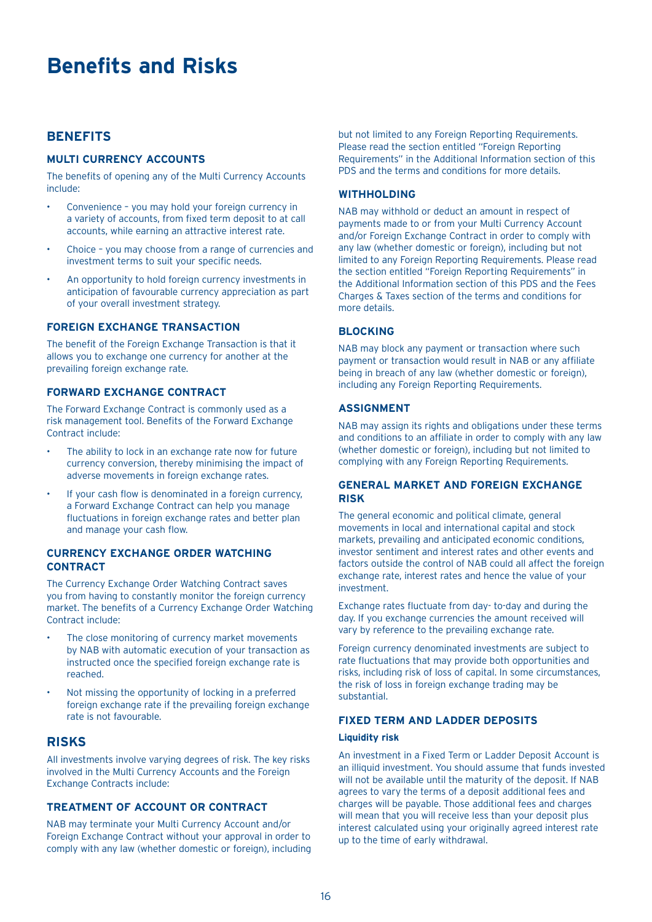# Benefits and Risks

## BENEFITS

### MULTI CURRENCY ACCOUNTS

The benefits of opening any of the Multi Currency Accounts include:

- Convenience – you may hold your foreign currency in a variety of accounts, from fixed term deposit to at call accounts, while earning an attractive interest rate.
- Choice – you may choose from a range of currencies and investment terms to suit your specific needs.
- An opportunity to hold foreign currency investments in anticipation of favourable currency appreciation as part of your overall investment strategy.

### FOREIGN EXCHANGE TRANSACTION

The benefit of the Foreign Exchange Transaction is that it allows you to exchange one currency for another at the prevailing foreign exchange rate.

### FORWARD EXCHANGE CONTRACT

The Forward Exchange Contract is commonly used as a risk management tool. Benefits of the Forward Exchange Contract include:

- The ability to lock in an exchange rate now for future currency conversion, thereby minimising the impact of adverse movements in foreign exchange rates.
- If your cash flow is denominated in a foreign currency, a Forward Exchange Contract can help you manage fluctuations in foreign exchange rates and better plan and manage your cash flow.

### CURRENCY EXCHANGE ORDER WATCHING CONTRACT

The Currency Exchange Order Watching Contract saves you from having to constantly monitor the foreign currency market. The benefits of a Currency Exchange Order Watching Contract include:

- The close monitoring of currency market movements by NAB with automatic execution of your transaction as instructed once the specified foreign exchange rate is reached.
- Not missing the opportunity of locking in a preferred foreign exchange rate if the prevailing foreign exchange rate is not favourable.

## RISKS

All investments involve varying degrees of risk. The key risks involved in the Multi Currency Accounts and the Foreign Exchange Contracts include:

### TREATMENT OF ACCOUNT OR CONTRACT

NAB may terminate your Multi Currency Account and/or Foreign Exchange Contract without your approval in order to comply with any law (whether domestic or foreign), including but not limited to any Foreign Reporting Requirements. Please read the section entitled "Foreign Reporting Requirements" in the Additional Information section of this PDS and the terms and conditions for more details.

### WITHHOLDING

NAB may withhold or deduct an amount in respect of payments made to or from your Multi Currency Account and/or Foreign Exchange Contract in order to comply with any law (whether domestic or foreign), including but not limited to any Foreign Reporting Requirements. Please read the section entitled "Foreign Reporting Requirements" in the Additional Information section of this PDS and the Fees Charges & Taxes section of the terms and conditions for more details.

### BLOCKING

NAB may block any payment or transaction where such payment or transaction would result in NAB or any affiliate being in breach of any law (whether domestic or foreign), including any Foreign Reporting Requirements.

### ASSIGNMENT

NAB may assign its rights and obligations under these terms and conditions to an affiliate in order to comply with any law (whether domestic or foreign), including but not limited to complying with any Foreign Reporting Requirements.

### GENERAL MARKET AND FOREIGN EXCHANGE RISK

The general economic and political climate, general movements in local and international capital and stock markets, prevailing and anticipated economic conditions, investor sentiment and interest rates and other events and factors outside the control of NAB could all affect the foreign exchange rate, interest rates and hence the value of your investment.

Exchange rates fluctuate from day- to-day and during the day. If you exchange currencies the amount received will vary by reference to the prevailing exchange rate.

Foreign currency denominated investments are subject to rate fluctuations that may provide both opportunities and risks, including risk of loss of capital. In some circumstances, the risk of loss in foreign exchange trading may be substantial.

### FIXED TERM AND LADDER DEPOSITS

#### Liquidity risk

An investment in a Fixed Term or Ladder Deposit Account is an illiquid investment. You should assume that funds invested will not be available until the maturity of the deposit. If NAB agrees to vary the terms of a deposit additional fees and charges will be payable. Those additional fees and charges will mean that you will receive less than your deposit plus interest calculated using your originally agreed interest rate up to the time of early withdrawal.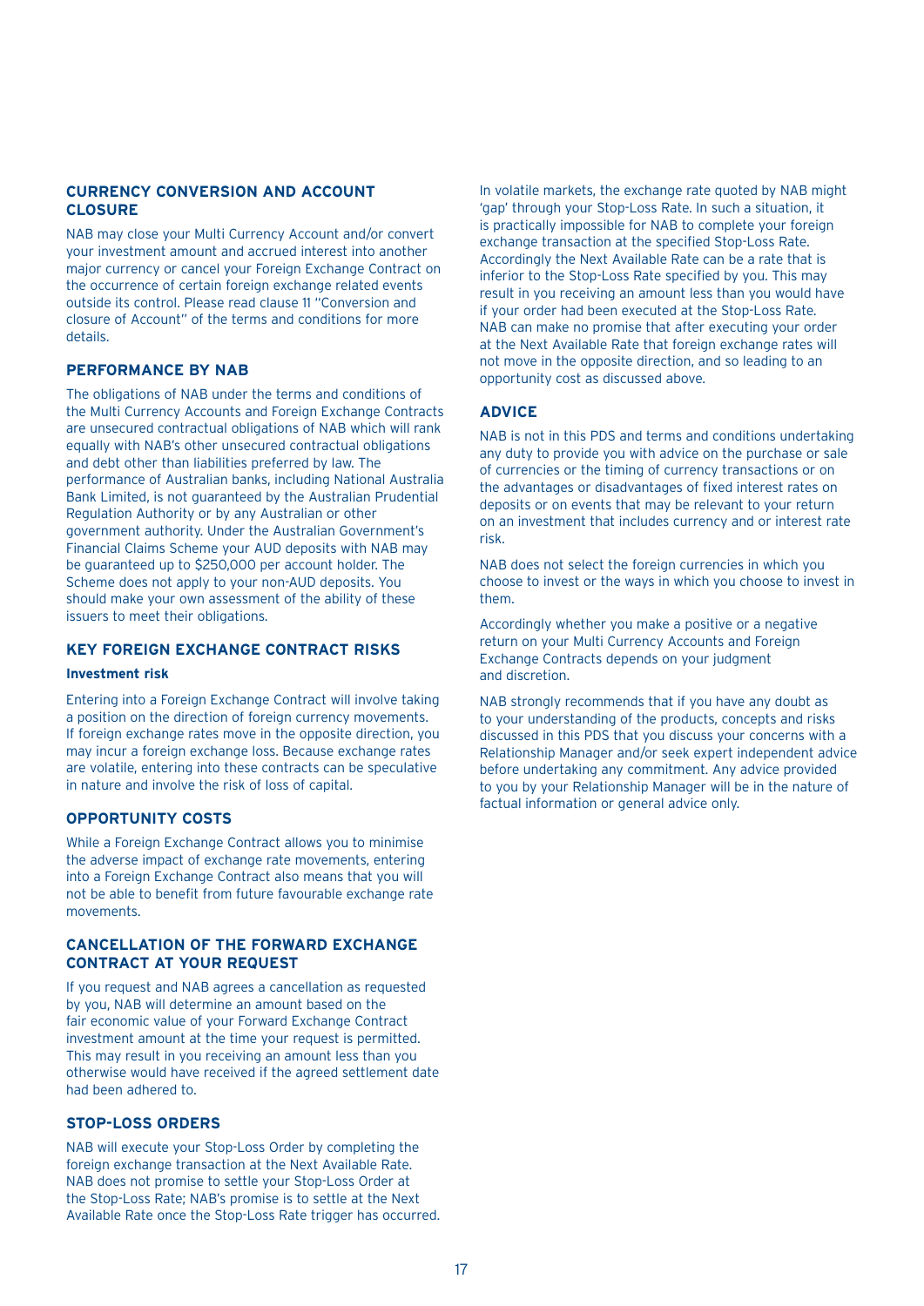## CURRENCY CONVERSION AND ACCOUNT CLOSURE

NAB may close your Multi Currency Account and/or convert your investment amount and accrued interest into another major currency or cancel your Foreign Exchange Contract on the occurrence of certain foreign exchange related events outside its control. Please read clause 11 "Conversion and closure of Account" of the terms and conditions for more details.

## PERFORMANCE BY NAB

The obligations of NAB under the terms and conditions of the Multi Currency Accounts and Foreign Exchange Contracts are unsecured contractual obligations of NAB which will rank equally with NAB's other unsecured contractual obligations and debt other than liabilities preferred by law. The performance of Australian banks, including National Australia Bank Limited, is not guaranteed by the Australian Prudential Regulation Authority or by any Australian or other government authority. Under the Australian Government's Financial Claims Scheme your AUD deposits with NAB may be guaranteed up to $250,000 per account holder. The Scheme does not apply to your non-AUD deposits. You should make your own assessment of the ability of these issuers to meet their obligations.

## KEY FOREIGN EXCHANGE CONTRACT RISKS

**Investment risk**

Entering into a Foreign Exchange Contract will involve taking a position on the direction of foreign currency movements. If foreign exchange rates move in the opposite direction, you may incur a foreign exchange loss. Because exchange rates are volatile, entering into these contracts can be speculative in nature and involve the risk of loss of capital.

## OPPORTUNITY COSTS

While a Foreign Exchange Contract allows you to minimise the adverse impact of exchange rate movements, entering into a Foreign Exchange Contract also means that you will not be able to benefit from future favourable exchange rate movements.

## CANCELLATION OF THE FORWARD EXCHANGE CONTRACT AT YOUR REQUEST

If you request and NAB agrees a cancellation as requested by you, NAB will determine an amount based on the fair economic value of your Forward Exchange Contract investment amount at the time your request is permitted. This may result in you receiving an amount less than you otherwise would have received if the agreed settlement date had been adhered to.

## STOP-LOSS ORDERS

NAB will execute your Stop-Loss Order by completing the foreign exchange transaction at the Next Available Rate. NAB does not promise to settle your Stop-Loss Order at the Stop-Loss Rate; NAB's promise is to settle at the Next Available Rate once the Stop-Loss Rate trigger has occurred.

In volatile markets, the exchange rate quoted by NAB might 'gap' through your Stop-Loss Rate. In such a situation, it is practically impossible for NAB to complete your foreign exchange transaction at the specified Stop-Loss Rate. Accordingly the Next Available Rate can be a rate that is inferior to the Stop-Loss Rate specified by you. This may result in you receiving an amount less than you would have if your order had been executed at the Stop-Loss Rate. NAB can make no promise that after executing your order at the Next Available Rate that foreign exchange rates will not move in the opposite direction, and so leading to an opportunity cost as discussed above.

## ADVICE

NAB is not in this PDS and terms and conditions undertaking any duty to provide you with advice on the purchase or sale of currencies or the timing of currency transactions or on the advantages or disadvantages of fixed interest rates on deposits or on events that may be relevant to your return on an investment that includes currency and or interest rate risk.

NAB does not select the foreign currencies in which you choose to invest or the ways in which you choose to invest in them.

Accordingly whether you make a positive or a negative return on your Multi Currency Accounts and Foreign Exchange Contracts depends on your judgment and discretion.

NAB strongly recommends that if you have any doubt as to your understanding of the products, concepts and risks discussed in this PDS that you discuss your concerns with a Relationship Manager and/or seek expert independent advice before undertaking any commitment. Any advice provided to you by your Relationship Manager will be in the nature of factual information or general advice only.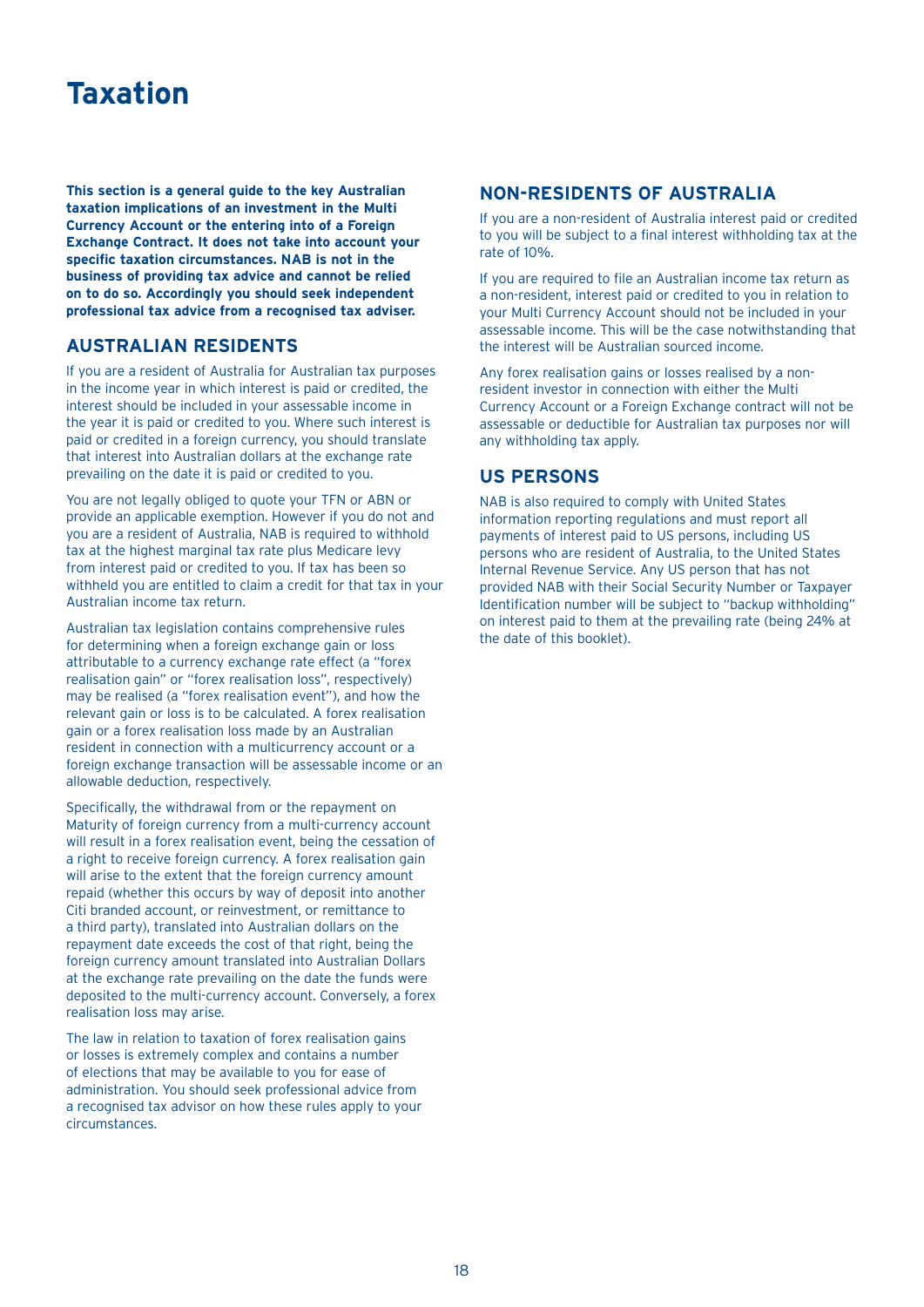# Taxation

**This section is a general guide to the key Australian taxation implications of an investment in the Multi Currency Account or the entering into of a Foreign Exchange Contract. It does not take into account your specific taxation circumstances. NAB is not in the business of providing tax advice and cannot be relied on to do so. Accordingly you should seek independent professional tax advice from a recognised tax adviser.**

## AUSTRALIAN RESIDENTS

If you are a resident of Australia for Australian tax purposes in the income year in which interest is paid or credited, the interest should be included in your assessable income in the year it is paid or credited to you. Where such interest is paid or credited in a foreign currency, you should translate that interest into Australian dollars at the exchange rate prevailing on the date it is paid or credited to you.

You are not legally obliged to quote your TFN or ABN or provide an applicable exemption. However if you do not and you are a resident of Australia, NAB is required to withhold tax at the highest marginal tax rate plus Medicare levy from interest paid or credited to you. If tax has been so withheld you are entitled to claim a credit for that tax in your Australian income tax return.

Australian tax legislation contains comprehensive rules for determining when a foreign exchange gain or loss attributable to a currency exchange rate effect (a "forex realisation gain" or "forex realisation loss", respectively) may be realised (a "forex realisation event"), and how the relevant gain or loss is to be calculated. A forex realisation gain or a forex realisation loss made by an Australian resident in connection with a multicurrency account or a foreign exchange transaction will be assessable income or an allowable deduction, respectively.

Specifically, the withdrawal from or the repayment on Maturity of foreign currency from a multi-currency account will result in a forex realisation event, being the cessation of a right to receive foreign currency. A forex realisation gain will arise to the extent that the foreign currency amount repaid (whether this occurs by way of deposit into another Citi branded account, or reinvestment, or remittance to a third party), translated into Australian dollars on the repayment date exceeds the cost of that right, being the foreign currency amount translated into Australian Dollars at the exchange rate prevailing on the date the funds were deposited to the multi-currency account. Conversely, a forex realisation loss may arise.

The law in relation to taxation of forex realisation gains or losses is extremely complex and contains a number of elections that may be available to you for ease of administration. You should seek professional advice from a recognised tax advisor on how these rules apply to your circumstances.

## NON-RESIDENTS OF AUSTRALIA

If you are a non-resident of Australia interest paid or credited to you will be subject to a final interest withholding tax at the rate of 10%.

If you are required to file an Australian income tax return as a non-resident, interest paid or credited to you in relation to your Multi Currency Account should not be included in your assessable income. This will be the case notwithstanding that the interest will be Australian sourced income.

Any forex realisation gains or losses realised by a non-resident investor in connection with either the Multi Currency Account or a Foreign Exchange contract will not be assessable or deductible for Australian tax purposes nor will any withholding tax apply.

## US PERSONS

NAB is also required to comply with United States information reporting regulations and must report all payments of interest paid to US persons, including US persons who are resident of Australia, to the United States Internal Revenue Service. Any US person that has not provided NAB with their Social Security Number or Taxpayer Identification number will be subject to "backup withholding" on interest paid to them at the prevailing rate (being 24% at the date of this booklet).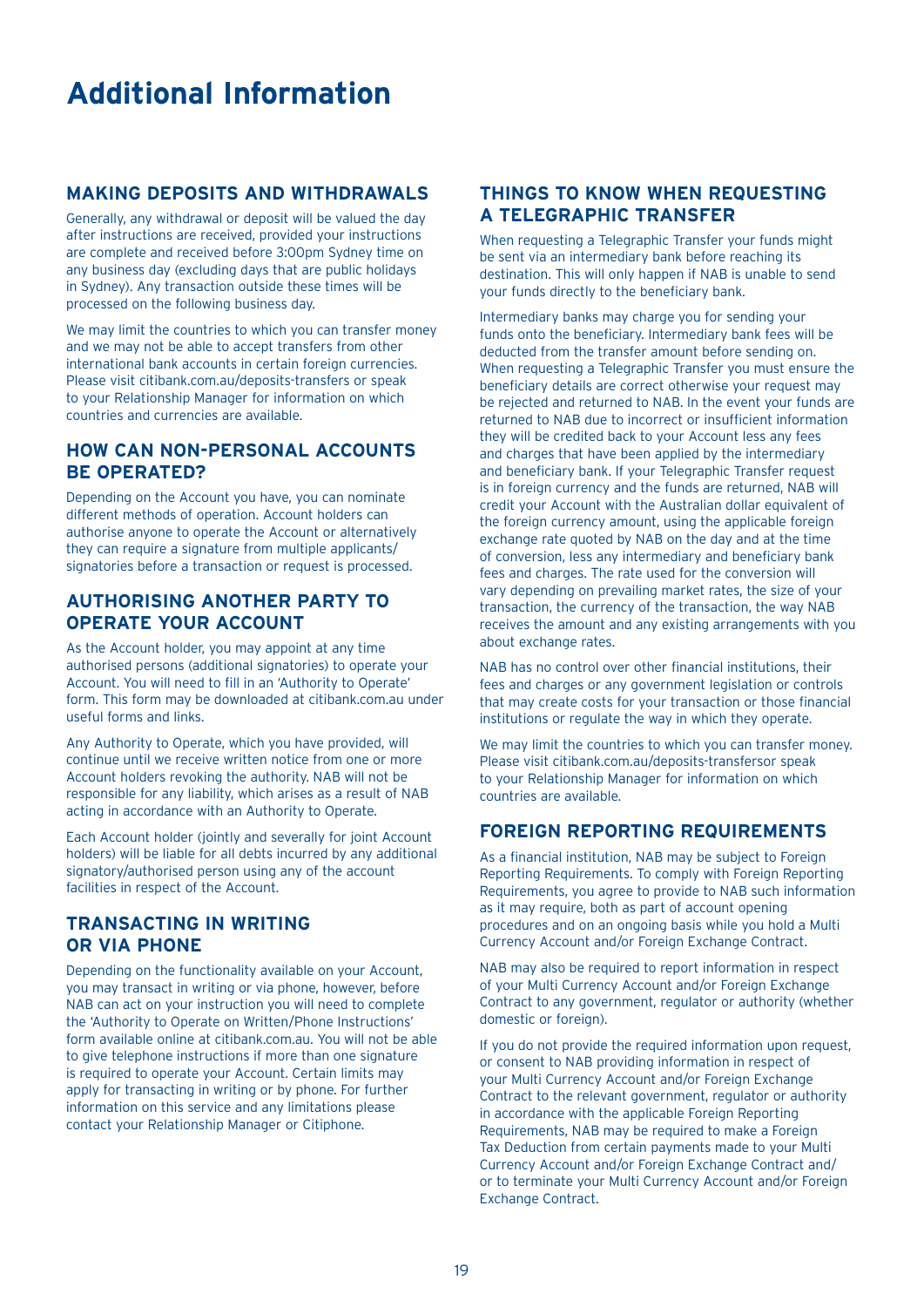# Additional Information

## MAKING DEPOSITS AND WITHDRAWALS

Generally, any withdrawal or deposit will be valued the day after instructions are received, provided your instructions are complete and received before 3:00pm Sydney time on any business day (excluding days that are public holidays in Sydney). Any transaction outside these times will be processed on the following business day.

We may limit the countries to which you can transfer money and we may not be able to accept transfers from other international bank accounts in certain foreign currencies. Please visit citibank.com.au/deposits-transfers or speak to your Relationship Manager for information on which countries and currencies are available.

## HOW CAN NON-PERSONAL ACCOUNTS BE OPERATED?

Depending on the Account you have, you can nominate different methods of operation. Account holders can authorise anyone to operate the Account or alternatively they can require a signature from multiple applicants/ signatories before a transaction or request is processed.

## AUTHORISING ANOTHER PARTY TO OPERATE YOUR ACCOUNT

As the Account holder, you may appoint at any time authorised persons (additional signatories) to operate your Account. You will need to fill in an 'Authority to Operate' form. This form may be downloaded at citibank.com.au under useful forms and links.

Any Authority to Operate, which you have provided, will continue until we receive written notice from one or more Account holders revoking the authority. NAB will not be responsible for any liability, which arises as a result of NAB acting in accordance with an Authority to Operate.

Each Account holder (jointly and severally for joint Account holders) will be liable for all debts incurred by any additional signatory/authorised person using any of the account facilities in respect of the Account.

## TRANSACTING IN WRITING OR VIA PHONE

Depending on the functionality available on your Account, you may transact in writing or via phone, however, before NAB can act on your instruction you will need to complete the 'Authority to Operate on Written/Phone Instructions' form available online at citibank.com.au. You will not be able to give telephone instructions if more than one signature is required to operate your Account. Certain limits may apply for transacting in writing or by phone. For further information on this service and any limitations please contact your Relationship Manager or Citiphone.

## THINGS TO KNOW WHEN REQUESTING A TELEGRAPHIC TRANSFER

When requesting a Telegraphic Transfer your funds might be sent via an intermediary bank before reaching its destination. This will only happen if NAB is unable to send your funds directly to the beneficiary bank.

Intermediary banks may charge you for sending your funds onto the beneficiary. Intermediary bank fees will be deducted from the transfer amount before sending on. When requesting a Telegraphic Transfer you must ensure the beneficiary details are correct otherwise your request may be rejected and returned to NAB. In the event your funds are returned to NAB due to incorrect or insufficient information they will be credited back to your Account less any fees and charges that have been applied by the intermediary and beneficiary bank. If your Telegraphic Transfer request is in foreign currency and the funds are returned, NAB will credit your Account with the Australian dollar equivalent of the foreign currency amount, using the applicable foreign exchange rate quoted by NAB on the day and at the time of conversion, less any intermediary and beneficiary bank fees and charges. The rate used for the conversion will vary depending on prevailing market rates, the size of your transaction, the currency of the transaction, the way NAB receives the amount and any existing arrangements with you about exchange rates.

NAB has no control over other financial institutions, their fees and charges or any government legislation or controls that may create costs for your transaction or those financial institutions or regulate the way in which they operate.

We may limit the countries to which you can transfer money. Please visit citibank.com.au/deposits-transfersor speak to your Relationship Manager for information on which countries are available.

## FOREIGN REPORTING REQUIREMENTS

As a financial institution, NAB may be subject to Foreign Reporting Requirements. To comply with Foreign Reporting Requirements, you agree to provide to NAB such information as it may require, both as part of account opening procedures and on an ongoing basis while you hold a Multi Currency Account and/or Foreign Exchange Contract.

NAB may also be required to report information in respect of your Multi Currency Account and/or Foreign Exchange Contract to any government, regulator or authority (whether domestic or foreign).

If you do not provide the required information upon request, or consent to NAB providing information in respect of your Multi Currency Account and/or Foreign Exchange Contract to the relevant government, regulator or authority in accordance with the applicable Foreign Reporting Requirements, NAB may be required to make a Foreign Tax Deduction from certain payments made to your Multi Currency Account and/or Foreign Exchange Contract and/ or to terminate your Multi Currency Account and/or Foreign Exchange Contract.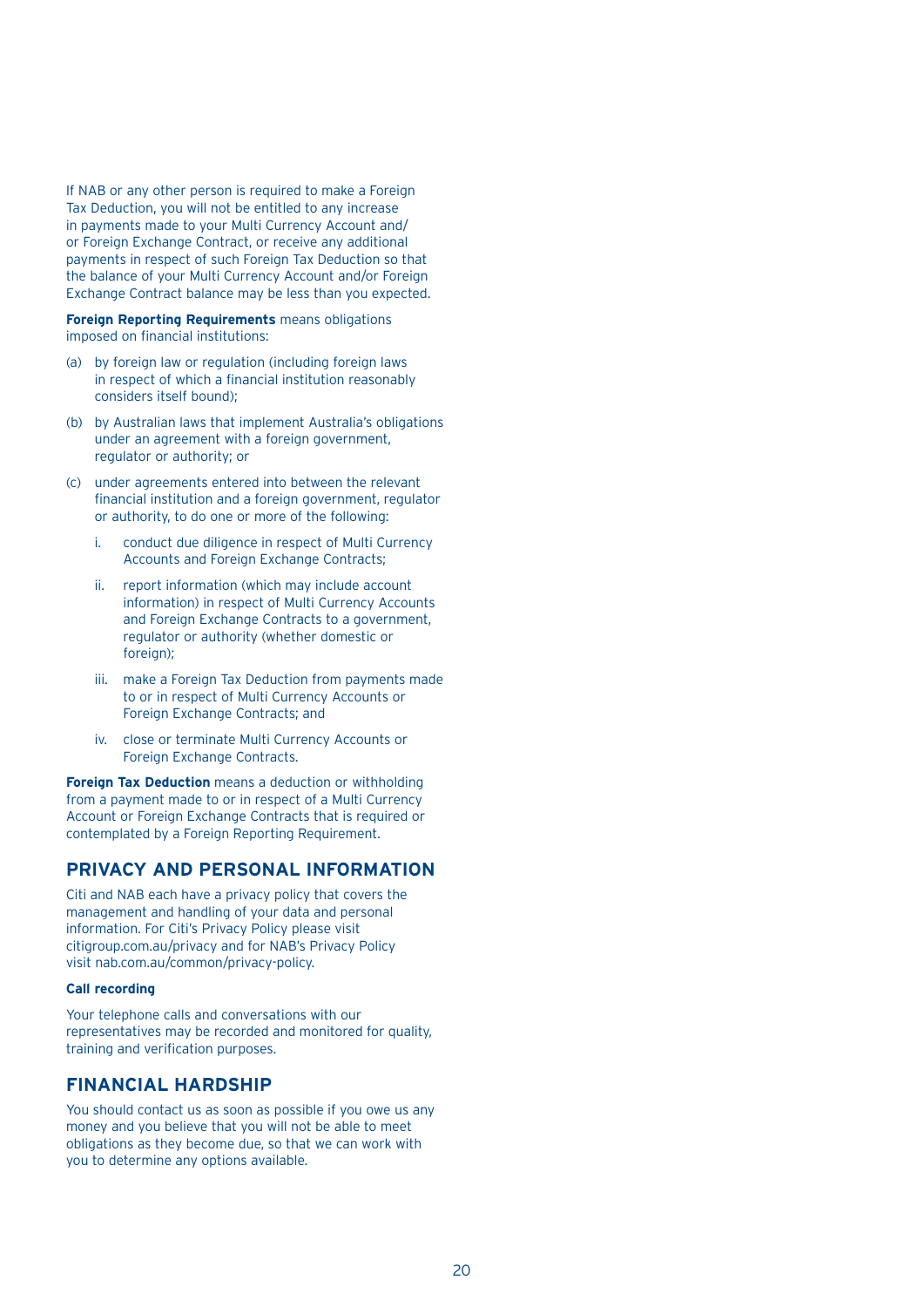If NAB or any other person is required to make a Foreign Tax Deduction, you will not be entitled to any increase in payments made to your Multi Currency Account and/or Foreign Exchange Contract, or receive any additional payments in respect of such Foreign Tax Deduction so that the balance of your Multi Currency Account and/or Foreign Exchange Contract balance may be less than you expected.

**Foreign Reporting Requirements** means obligations imposed on financial institutions:

(a) by foreign law or regulation (including foreign laws in respect of which a financial institution reasonably considers itself bound);

(b) by Australian laws that implement Australia's obligations under an agreement with a foreign government, regulator or authority; or

(c) under agreements entered into between the relevant financial institution and a foreign government, regulator or authority, to do one or more of the following:

   i. conduct due diligence in respect of Multi Currency Accounts and Foreign Exchange Contracts;

   ii. report information (which may include account information) in respect of Multi Currency Accounts and Foreign Exchange Contracts to a government, regulator or authority (whether domestic or foreign);

   iii. make a Foreign Tax Deduction from payments made to or in respect of Multi Currency Accounts or Foreign Exchange Contracts; and

   iv. close or terminate Multi Currency Accounts or Foreign Exchange Contracts.

**Foreign Tax Deduction** means a deduction or withholding from a payment made to or in respect of a Multi Currency Account or Foreign Exchange Contracts that is required or contemplated by a Foreign Reporting Requirement.

## PRIVACY AND PERSONAL INFORMATION

Citi and NAB each have a privacy policy that covers the management and handling of your data and personal information. For Citi's Privacy Policy please visit citigroup.com.au/privacy and for NAB's Privacy Policy visit nab.com.au/common/privacy-policy.

#### Call recording

Your telephone calls and conversations with our representatives may be recorded and monitored for quality, training and verification purposes.

## FINANCIAL HARDSHIP

You should contact us as soon as possible if you owe us any money and you believe that you will not be able to meet obligations as they become due, so that we can work with you to determine any options available.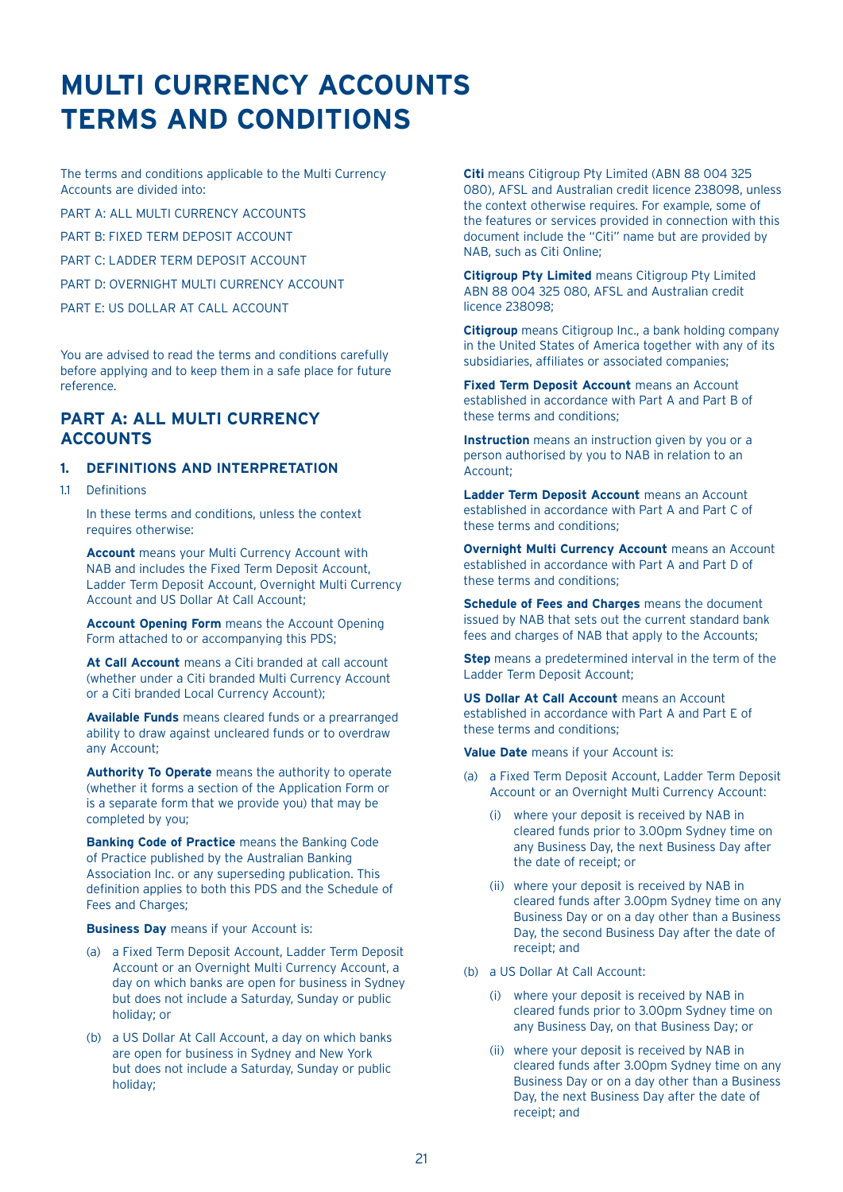# MULTI CURRENCY ACCOUNTS TERMS AND CONDITIONS

The terms and conditions applicable to the Multi Currency Accounts are divided into:

PART A: ALL MULTI CURRENCY ACCOUNTS

PART B: FIXED TERM DEPOSIT ACCOUNT

PART C: LADDER TERM DEPOSIT ACCOUNT

PART D: OVERNIGHT MULTI CURRENCY ACCOUNT

PART E: US DOLLAR AT CALL ACCOUNT

You are advised to read the terms and conditions carefully before applying and to keep them in a safe place for future reference.

## PART A: ALL MULTI CURRENCY ACCOUNTS

### 1. DEFINITIONS AND INTERPRETATION

1.1 Definitions

In these terms and conditions, unless the context requires otherwise:

**Account** means your Multi Currency Account with NAB and includes the Fixed Term Deposit Account, Ladder Term Deposit Account, Overnight Multi Currency Account and US Dollar At Call Account;

**Account Opening Form** means the Account Opening Form attached to or accompanying this PDS;

**At Call Account** means a Citi branded at call account (whether under a Citi branded Multi Currency Account or a Citi branded Local Currency Account);

**Available Funds** means cleared funds or a prearranged ability to draw against uncleared funds or to overdraw any Account;

**Authority To Operate** means the authority to operate (whether it forms a section of the Application Form or is a separate form that we provide you) that may be completed by you;

**Banking Code of Practice** means the Banking Code of Practice published by the Australian Banking Association Inc. or any superseding publication. This definition applies to both this PDS and the Schedule of Fees and Charges;

**Business Day** means if your Account is:

(a) a Fixed Term Deposit Account, Ladder Term Deposit Account or an Overnight Multi Currency Account, a day on which banks are open for business in Sydney but does not include a Saturday, Sunday or public holiday; or

(b) a US Dollar At Call Account, a day on which banks are open for business in Sydney and New York but does not include a Saturday, Sunday or public holiday;

**Citi** means Citigroup Pty Limited (ABN 88 004 325 080), AFSL and Australian credit licence 238098, unless the context otherwise requires. For example, some of the features or services provided in connection with this document include the "Citi" name but are provided by NAB, such as Citi Online;

**Citigroup Pty Limited** means Citigroup Pty Limited ABN 88 004 325 080, AFSL and Australian credit licence 238098;

**Citigroup** means Citigroup Inc., a bank holding company in the United States of America together with any of its subsidiaries, affiliates or associated companies;

**Fixed Term Deposit Account** means an Account established in accordance with Part A and Part B of these terms and conditions;

**Instruction** means an instruction given by you or a person authorised by you to NAB in relation to an Account;

**Ladder Term Deposit Account** means an Account established in accordance with Part A and Part C of these terms and conditions;

**Overnight Multi Currency Account** means an Account established in accordance with Part A and Part D of these terms and conditions;

**Schedule of Fees and Charges** means the document issued by NAB that sets out the current standard bank fees and charges of NAB that apply to the Accounts;

**Step** means a predetermined interval in the term of the Ladder Term Deposit Account;

**US Dollar At Call Account** means an Account established in accordance with Part A and Part E of these terms and conditions;

**Value Date** means if your Account is:

(a) a Fixed Term Deposit Account, Ladder Term Deposit Account or an Overnight Multi Currency Account:

(i) where your deposit is received by NAB in cleared funds prior to 3.00pm Sydney time on any Business Day, the next Business Day after the date of receipt; or

(ii) where your deposit is received by NAB in cleared funds after 3.00pm Sydney time on any Business Day or on a day other than a Business Day, the second Business Day after the date of receipt; and

(b) a US Dollar At Call Account:

(i) where your deposit is received by NAB in cleared funds prior to 3.00pm Sydney time on any Business Day, on that Business Day; or

(ii) where your deposit is received by NAB in cleared funds after 3.00pm Sydney time on any Business Day or on a day other than a Business Day, the next Business Day after the date of receipt; and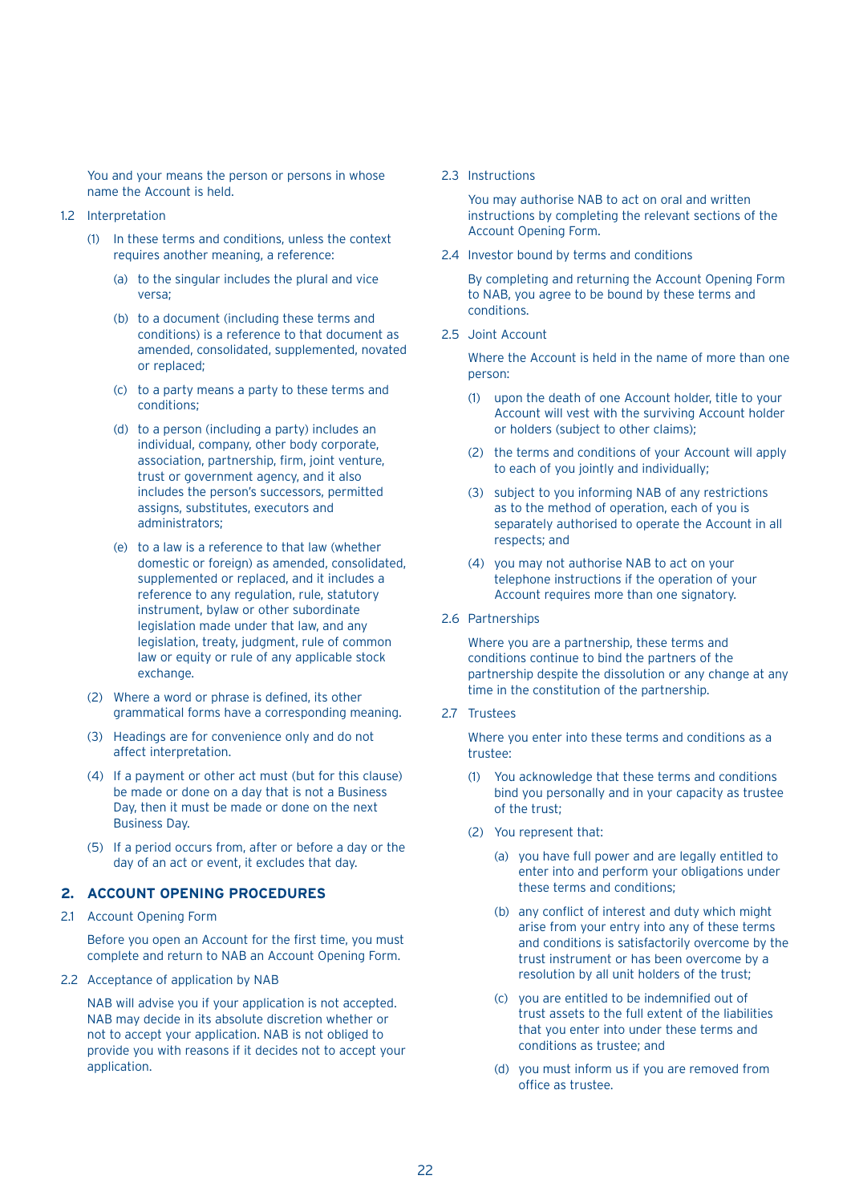You and your means the person or persons in whose name the Account is held.

1.2 Interpretation

(1) In these terms and conditions, unless the context requires another meaning, a reference:

(a) to the singular includes the plural and vice versa;

(b) to a document (including these terms and conditions) is a reference to that document as amended, consolidated, supplemented, novated or replaced;

(c) to a party means a party to these terms and conditions;

(d) to a person (including a party) includes an individual, company, other body corporate, association, partnership, firm, joint venture, trust or government agency, and it also includes the person's successors, permitted assigns, substitutes, executors and administrators;

(e) to a law is a reference to that law (whether domestic or foreign) as amended, consolidated, supplemented or replaced, and it includes a reference to any regulation, rule, statutory instrument, bylaw or other subordinate legislation made under that law, and any legislation, treaty, judgment, rule of common law or equity or rule of any applicable stock exchange.

(2) Where a word or phrase is defined, its other grammatical forms have a corresponding meaning.

(3) Headings are for convenience only and do not affect interpretation.

(4) If a payment or other act must (but for this clause) be made or done on a day that is not a Business Day, then it must be made or done on the next Business Day.

(5) If a period occurs from, after or before a day or the day of an act or event, it excludes that day.

## 2. ACCOUNT OPENING PROCEDURES

2.1 Account Opening Form

Before you open an Account for the first time, you must complete and return to NAB an Account Opening Form.

2.2 Acceptance of application by NAB

NAB will advise you if your application is not accepted. NAB may decide in its absolute discretion whether or not to accept your application. NAB is not obliged to provide you with reasons if it decides not to accept your application.

2.3 Instructions

You may authorise NAB to act on oral and written instructions by completing the relevant sections of the Account Opening Form.

2.4 Investor bound by terms and conditions

By completing and returning the Account Opening Form to NAB, you agree to be bound by these terms and conditions.

2.5 Joint Account

Where the Account is held in the name of more than one person:

(1) upon the death of one Account holder, title to your Account will vest with the surviving Account holder or holders (subject to other claims);

(2) the terms and conditions of your Account will apply to each of you jointly and individually;

(3) subject to you informing NAB of any restrictions as to the method of operation, each of you is separately authorised to operate the Account in all respects; and

(4) you may not authorise NAB to act on your telephone instructions if the operation of your Account requires more than one signatory.

2.6 Partnerships

Where you are a partnership, these terms and conditions continue to bind the partners of the partnership despite the dissolution or any change at any time in the constitution of the partnership.

2.7 Trustees

Where you enter into these terms and conditions as a trustee:

(1) You acknowledge that these terms and conditions bind you personally and in your capacity as trustee of the trust;

(2) You represent that:

(a) you have full power and are legally entitled to enter into and perform your obligations under these terms and conditions;

(b) any conflict of interest and duty which might arise from your entry into any of these terms and conditions is satisfactorily overcome by the trust instrument or has been overcome by a resolution by all unit holders of the trust;

(c) you are entitled to be indemnified out of trust assets to the full extent of the liabilities that you enter into under these terms and conditions as trustee; and

(d) you must inform us if you are removed from office as trustee.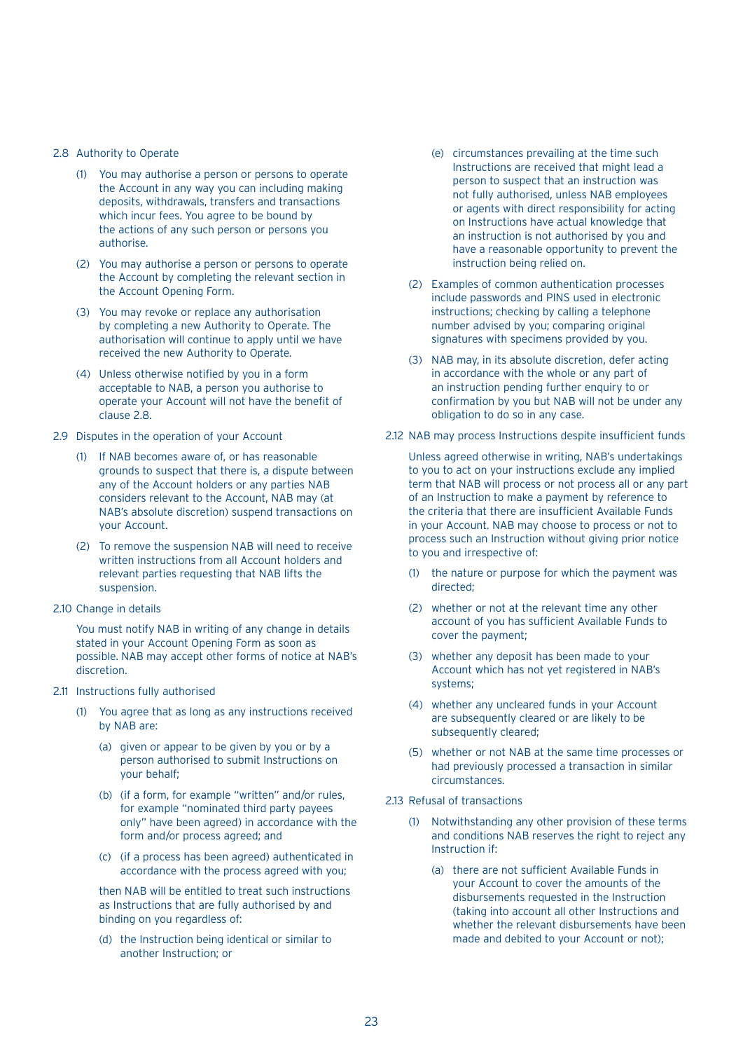### 2.8 Authority to Operate

(1) You may authorise a person or persons to operate the Account in any way you can including making deposits, withdrawals, transfers and transactions which incur fees. You agree to be bound by the actions of any such person or persons you authorise.

(2) You may authorise a person or persons to operate the Account by completing the relevant section in the Account Opening Form.

(3) You may revoke or replace any authorisation by completing a new Authority to Operate. The authorisation will continue to apply until we have received the new Authority to Operate.

(4) Unless otherwise notified by you in a form acceptable to NAB, a person you authorise to operate your Account will not have the benefit of clause 2.8.

### 2.9 Disputes in the operation of your Account

(1) If NAB becomes aware of, or has reasonable grounds to suspect that there is, a dispute between any of the Account holders or any parties NAB considers relevant to the Account, NAB may (at NAB's absolute discretion) suspend transactions on your Account.

(2) To remove the suspension NAB will need to receive written instructions from all Account holders and relevant parties requesting that NAB lifts the suspension.

### 2.10 Change in details

You must notify NAB in writing of any change in details stated in your Account Opening Form as soon as possible. NAB may accept other forms of notice at NAB's discretion.

### 2.11 Instructions fully authorised

(1) You agree that as long as any instructions received by NAB are:

(a) given or appear to be given by you or by a person authorised to submit Instructions on your behalf;

(b) (if a form, for example "written" and/or rules, for example "nominated third party payees only" have been agreed) in accordance with the form and/or process agreed; and

(c) (if a process has been agreed) authenticated in accordance with the process agreed with you;

then NAB will be entitled to treat such instructions as Instructions that are fully authorised by and binding on you regardless of:

(d) the Instruction being identical or similar to another Instruction; or

(e) circumstances prevailing at the time such Instructions are received that might lead a person to suspect that an instruction was not fully authorised, unless NAB employees or agents with direct responsibility for acting on Instructions have actual knowledge that an instruction is not authorised by you and have a reasonable opportunity to prevent the instruction being relied on.

(2) Examples of common authentication processes include passwords and PINS used in electronic instructions; checking by calling a telephone number advised by you; comparing original signatures with specimens provided by you.

(3) NAB may, in its absolute discretion, defer acting in accordance with the whole or any part of an instruction pending further enquiry to or confirmation by you but NAB will not be under any obligation to do so in any case.

### 2.12 NAB may process Instructions despite insufficient funds

Unless agreed otherwise in writing, NAB's undertakings to you to act on your instructions exclude any implied term that NAB will process or not process all or any part of an Instruction to make a payment by reference to the criteria that there are insufficient Available Funds in your Account. NAB may choose to process or not to process such an Instruction without giving prior notice to you and irrespective of:

(1) the nature or purpose for which the payment was directed;

(2) whether or not at the relevant time any other account of you has sufficient Available Funds to cover the payment;

(3) whether any deposit has been made to your Account which has not yet registered in NAB's systems;

(4) whether any uncleared funds in your Account are subsequently cleared or are likely to be subsequently cleared;

(5) whether or not NAB at the same time processes or had previously processed a transaction in similar circumstances.

### 2.13 Refusal of transactions

(1) Notwithstanding any other provision of these terms and conditions NAB reserves the right to reject any Instruction if:

(a) there are not sufficient Available Funds in your Account to cover the amounts of the disbursements requested in the Instruction (taking into account all other Instructions and whether the relevant disbursements have been made and debited to your Account or not);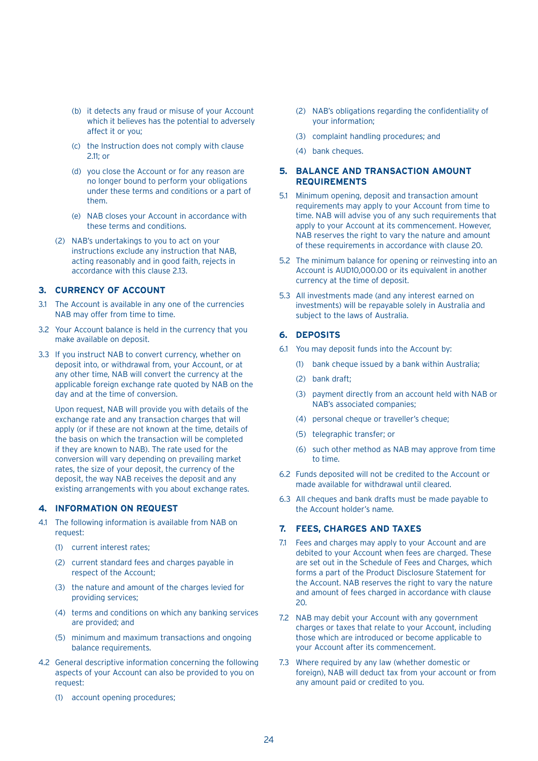(b) it detects any fraud or misuse of your Account which it believes has the potential to adversely affect it or you;

(c) the Instruction does not comply with clause 2.11; or

(d) you close the Account or for any reason are no longer bound to perform your obligations under these terms and conditions or a part of them.

(e) NAB closes your Account in accordance with these terms and conditions.

(2) NAB's undertakings to you to act on your instructions exclude any instruction that NAB, acting reasonably and in good faith, rejects in accordance with this clause 2.13.

## 3. CURRENCY OF ACCOUNT

3.1 The Account is available in any one of the currencies NAB may offer from time to time.

3.2 Your Account balance is held in the currency that you make available on deposit.

3.3 If you instruct NAB to convert currency, whether on deposit into, or withdrawal from, your Account, or at any other time, NAB will convert the currency at the applicable foreign exchange rate quoted by NAB on the day and at the time of conversion.

Upon request, NAB will provide you with details of the exchange rate and any transaction charges that will apply (or if these are not known at the time, details of the basis on which the transaction will be completed if they are known to NAB). The rate used for the conversion will vary depending on prevailing market rates, the size of your deposit, the currency of the deposit, the way NAB receives the deposit and any existing arrangements with you about exchange rates.

## 4. INFORMATION ON REQUEST

4.1 The following information is available from NAB on request:

(1) current interest rates;

(2) current standard fees and charges payable in respect of the Account;

(3) the nature and amount of the charges levied for providing services;

(4) terms and conditions on which any banking services are provided; and

(5) minimum and maximum transactions and ongoing balance requirements.

4.2 General descriptive information concerning the following aspects of your Account can also be provided to you on request:

(1) account opening procedures;

(2) NAB's obligations regarding the confidentiality of your information;

(3) complaint handling procedures; and

(4) bank cheques.

## 5. BALANCE AND TRANSACTION AMOUNT REQUIREMENTS

5.1 Minimum opening, deposit and transaction amount requirements may apply to your Account from time to time. NAB will advise you of any such requirements that apply to your Account at its commencement. However, NAB reserves the right to vary the nature and amount of these requirements in accordance with clause 20.

5.2 The minimum balance for opening or reinvesting into an Account is AUD10,000.00 or its equivalent in another currency at the time of deposit.

5.3 All investments made (and any interest earned on investments) will be repayable solely in Australia and subject to the laws of Australia.

## 6. DEPOSITS

6.1 You may deposit funds into the Account by:

(1) bank cheque issued by a bank within Australia;

(2) bank draft;

(3) payment directly from an account held with NAB or NAB's associated companies;

(4) personal cheque or traveller's cheque;

(5) telegraphic transfer; or

(6) such other method as NAB may approve from time to time.

6.2 Funds deposited will not be credited to the Account or made available for withdrawal until cleared.

6.3 All cheques and bank drafts must be made payable to the Account holder's name.

## 7. FEES, CHARGES AND TAXES

7.1 Fees and charges may apply to your Account and are debited to your Account when fees are charged. These are set out in the Schedule of Fees and Charges, which forms a part of the Product Disclosure Statement for the Account. NAB reserves the right to vary the nature and amount of fees charged in accordance with clause 20.

7.2 NAB may debit your Account with any government charges or taxes that relate to your Account, including those which are introduced or become applicable to your Account after its commencement.

7.3 Where required by any law (whether domestic or foreign), NAB will deduct tax from your account or from any amount paid or credited to you.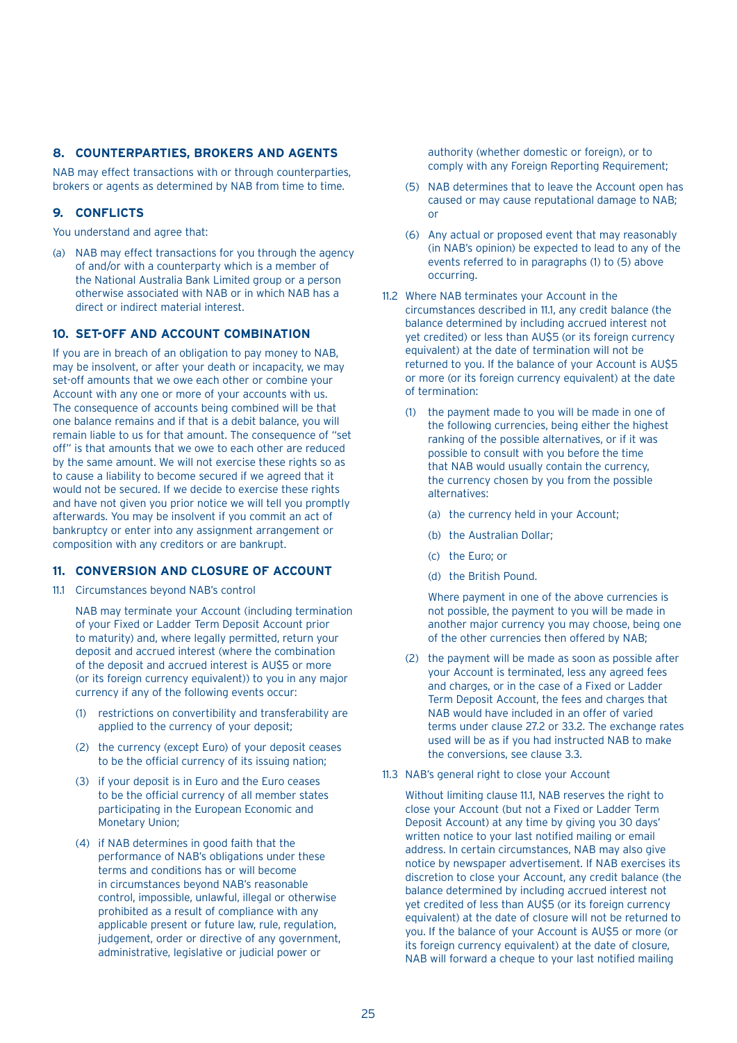## 8. COUNTERPARTIES, BROKERS AND AGENTS

NAB may effect transactions with or through counterparties, brokers or agents as determined by NAB from time to time.

## 9. CONFLICTS

You understand and agree that:

(a) NAB may effect transactions for you through the agency of and/or with a counterparty which is a member of the National Australia Bank Limited group or a person otherwise associated with NAB or in which NAB has a direct or indirect material interest.

## 10. SET-OFF AND ACCOUNT COMBINATION

If you are in breach of an obligation to pay money to NAB, may be insolvent, or after your death or incapacity, we may set-off amounts that we owe each other or combine your Account with any one or more of your accounts with us. The consequence of accounts being combined will be that one balance remains and if that is a debit balance, you will remain liable to us for that amount. The consequence of "set off" is that amounts that we owe to each other are reduced by the same amount. We will not exercise these rights so as to cause a liability to become secured if we agreed that it would not be secured. If we decide to exercise these rights and have not given you prior notice we will tell you promptly afterwards. You may be insolvent if you commit an act of bankruptcy or enter into any assignment arrangement or composition with any creditors or are bankrupt.

## 11. CONVERSION AND CLOSURE OF ACCOUNT

11.1 Circumstances beyond NAB's control

NAB may terminate your Account (including termination of your Fixed or Ladder Term Deposit Account prior to maturity) and, where legally permitted, return your deposit and accrued interest (where the combination of the deposit and accrued interest is AU$5 or more (or its foreign currency equivalent)) to you in any major currency if any of the following events occur:

(1) restrictions on convertibility and transferability are applied to the currency of your deposit;

(2) the currency (except Euro) of your deposit ceases to be the official currency of its issuing nation;

(3) if your deposit is in Euro and the Euro ceases to be the official currency of all member states participating in the European Economic and Monetary Union;

(4) if NAB determines in good faith that the performance of NAB's obligations under these terms and conditions has or will become in circumstances beyond NAB's reasonable control, impossible, unlawful, illegal or otherwise prohibited as a result of compliance with any applicable present or future law, rule, regulation, judgement, order or directive of any government, administrative, legislative or judicial power or authority (whether domestic or foreign), or to comply with any Foreign Reporting Requirement;

(5) NAB determines that to leave the Account open has caused or may cause reputational damage to NAB; or

(6) Any actual or proposed event that may reasonably (in NAB's opinion) be expected to lead to any of the events referred to in paragraphs (1) to (5) above occurring.

11.2 Where NAB terminates your Account in the circumstances described in 11.1, any credit balance (the balance determined by including accrued interest not yet credited) or less than AU$5 (or its foreign currency equivalent) at the date of termination will not be returned to you. If the balance of your Account is AU$5 or more (or its foreign currency equivalent) at the date of termination:

(1) the payment made to you will be made in one of the following currencies, being either the highest ranking of the possible alternatives, or if it was possible to consult with you before the time that NAB would usually contain the currency, the currency chosen by you from the possible alternatives:

(a) the currency held in your Account;

(b) the Australian Dollar;

(c) the Euro; or

(d) the British Pound.

Where payment in one of the above currencies is not possible, the payment to you will be made in another major currency you may choose, being one of the other currencies then offered by NAB;

(2) the payment will be made as soon as possible after your Account is terminated, less any agreed fees and charges, or in the case of a Fixed or Ladder Term Deposit Account, the fees and charges that NAB would have included in an offer of varied terms under clause 27.2 or 33.2. The exchange rates used will be as if you had instructed NAB to make the conversions, see clause 3.3.

11.3 NAB's general right to close your Account

Without limiting clause 11.1, NAB reserves the right to close your Account (but not a Fixed or Ladder Term Deposit Account) at any time by giving you 30 days' written notice to your last notified mailing or email address. In certain circumstances, NAB may also give notice by newspaper advertisement. If NAB exercises its discretion to close your Account, any credit balance (the balance determined by including accrued interest not yet credited of less than AU$5 (or its foreign currency equivalent) at the date of closure will not be returned to you. If the balance of your Account is AU$5 or more (or its foreign currency equivalent) at the date of closure, NAB will forward a cheque to your last notified mailing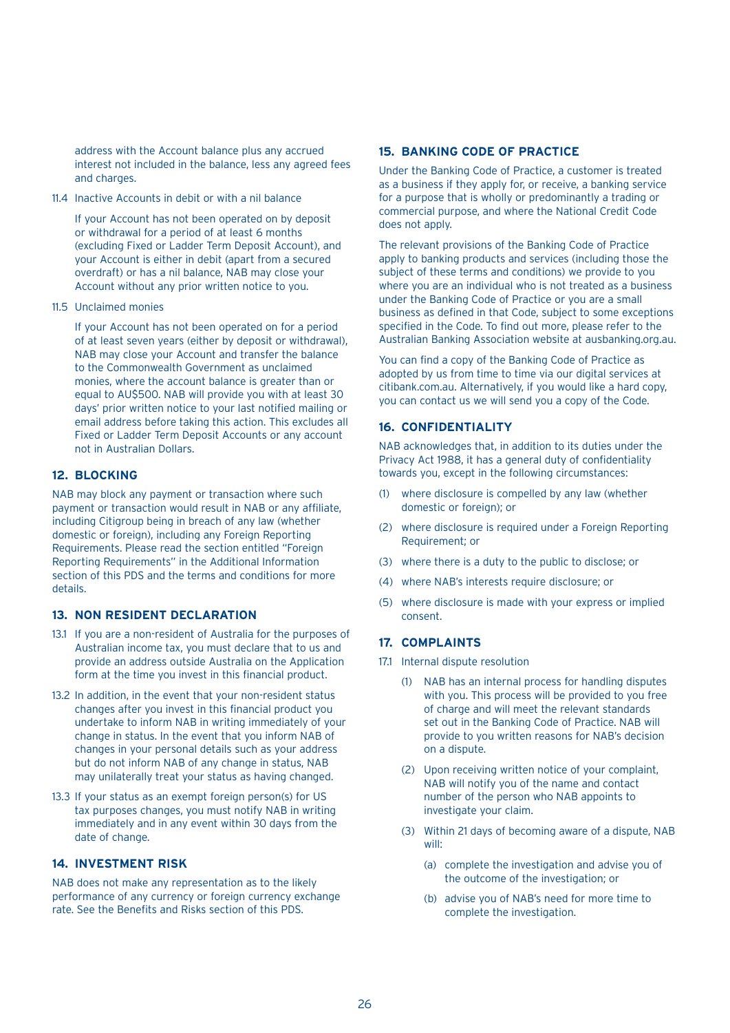address with the Account balance plus any accrued interest not included in the balance, less any agreed fees and charges.

11.4 Inactive Accounts in debit or with a nil balance

If your Account has not been operated on by deposit or withdrawal for a period of at least 6 months (excluding Fixed or Ladder Term Deposit Account), and your Account is either in debit (apart from a secured overdraft) or has a nil balance, NAB may close your Account without any prior written notice to you.

11.5 Unclaimed monies

If your Account has not been operated on for a period of at least seven years (either by deposit or withdrawal), NAB may close your Account and transfer the balance to the Commonwealth Government as unclaimed monies, where the account balance is greater than or equal to AU$500. NAB will provide you with at least 30 days' prior written notice to your last notified mailing or email address before taking this action. This excludes all Fixed or Ladder Term Deposit Accounts or any account not in Australian Dollars.

## 12. BLOCKING

NAB may block any payment or transaction where such payment or transaction would result in NAB or any affiliate, including Citigroup being in breach of any law (whether domestic or foreign), including any Foreign Reporting Requirements. Please read the section entitled "Foreign Reporting Requirements" in the Additional Information section of this PDS and the terms and conditions for more details.

## 13. NON RESIDENT DECLARATION

13.1 If you are a non-resident of Australia for the purposes of Australian income tax, you must declare that to us and provide an address outside Australia on the Application form at the time you invest in this financial product.

13.2 In addition, in the event that your non-resident status changes after you invest in this financial product you undertake to inform NAB in writing immediately of your change in status. In the event that you inform NAB of changes in your personal details such as your address but do not inform NAB of any change in status, NAB may unilaterally treat your status as having changed.

13.3 If your status as an exempt foreign person(s) for US tax purposes changes, you must notify NAB in writing immediately and in any event within 30 days from the date of change.

## 14. INVESTMENT RISK

NAB does not make any representation as to the likely performance of any currency or foreign currency exchange rate. See the Benefits and Risks section of this PDS.

## 15. BANKING CODE OF PRACTICE

Under the Banking Code of Practice, a customer is treated as a business if they apply for, or receive, a banking service for a purpose that is wholly or predominantly a trading or commercial purpose, and where the National Credit Code does not apply.

The relevant provisions of the Banking Code of Practice apply to banking products and services (including those the subject of these terms and conditions) we provide to you where you are an individual who is not treated as a business under the Banking Code of Practice or you are a small business as defined in that Code, subject to some exceptions specified in the Code. To find out more, please refer to the Australian Banking Association website at ausbanking.org.au.

You can find a copy of the Banking Code of Practice as adopted by us from time to time via our digital services at citibank.com.au. Alternatively, if you would like a hard copy, you can contact us we will send you a copy of the Code.

## 16. CONFIDENTIALITY

NAB acknowledges that, in addition to its duties under the Privacy Act 1988, it has a general duty of confidentiality towards you, except in the following circumstances:

(1) where disclosure is compelled by any law (whether domestic or foreign); or

(2) where disclosure is required under a Foreign Reporting Requirement; or

(3) where there is a duty to the public to disclose; or

(4) where NAB's interests require disclosure; or

(5) where disclosure is made with your express or implied consent.

## 17. COMPLAINTS

17.1 Internal dispute resolution

(1) NAB has an internal process for handling disputes with you. This process will be provided to you free of charge and will meet the relevant standards set out in the Banking Code of Practice. NAB will provide to you written reasons for NAB's decision on a dispute.

(2) Upon receiving written notice of your complaint, NAB will notify you of the name and contact number of the person who NAB appoints to investigate your claim.

(3) Within 21 days of becoming aware of a dispute, NAB will:

(a) complete the investigation and advise you of the outcome of the investigation; or

(b) advise you of NAB's need for more time to complete the investigation.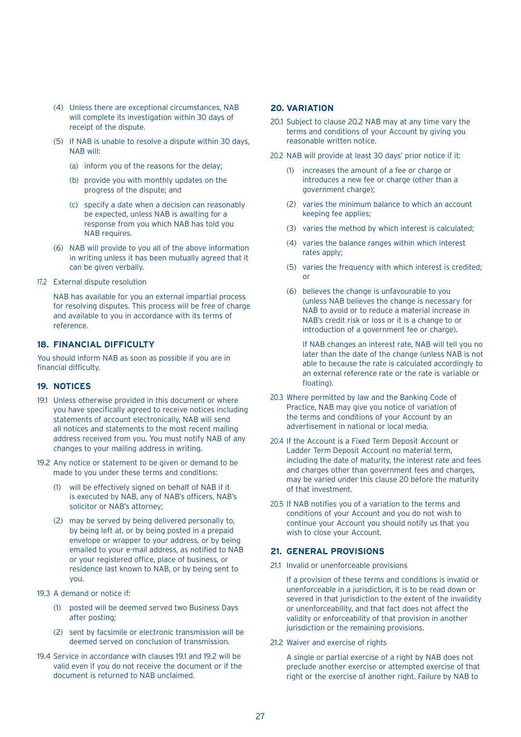(4) Unless there are exceptional circumstances, NAB will complete its investigation within 30 days of receipt of the dispute.

(5) If NAB is unable to resolve a dispute within 30 days, NAB will:

(a) inform you of the reasons for the delay;

(b) provide you with monthly updates on the progress of the dispute; and

(c) specify a date when a decision can reasonably be expected, unless NAB is awaiting for a response from you which NAB has told you NAB requires.

(6) NAB will provide to you all of the above information in writing unless it has been mutually agreed that it can be given verbally.

17.2 External dispute resolution

NAB has available for you an external impartial process for resolving disputes. This process will be free of charge and available to you in accordance with its terms of reference.

## 18. FINANCIAL DIFFICULTY

You should inform NAB as soon as possible if you are in financial difficulty.

## 19. NOTICES

19.1 Unless otherwise provided in this document or where you have specifically agreed to receive notices including statements of account electronically, NAB will send all notices and statements to the most recent mailing address received from you. You must notify NAB of any changes to your mailing address in writing.

19.2 Any notice or statement to be given or demand to be made to you under these terms and conditions:

(1) will be effectively signed on behalf of NAB if it is executed by NAB, any of NAB's officers, NAB's solicitor or NAB's attorney;

(2) may be served by being delivered personally to, by being left at, or by being posted in a prepaid envelope or wrapper to your address, or by being emailed to your e-mail address, as notified to NAB or your registered office, place of business, or residence last known to NAB, or by being sent to you.

19.3 A demand or notice if:

(1) posted will be deemed served two Business Days after posting;

(2) sent by facsimile or electronic transmission will be deemed served on conclusion of transmission.

19.4 Service in accordance with clauses 19.1 and 19.2 will be valid even if you do not receive the document or if the document is returned to NAB unclaimed.

## 20. VARIATION

20.1 Subject to clause 20.2 NAB may at any time vary the terms and conditions of your Account by giving you reasonable written notice.

20.2 NAB will provide at least 30 days' prior notice if it:

(1) increases the amount of a fee or charge or introduces a new fee or charge (other than a government charge);

(2) varies the minimum balance to which an account keeping fee applies;

(3) varies the method by which interest is calculated;

(4) varies the balance ranges within which interest rates apply;

(5) varies the frequency with which interest is credited; or

(6) believes the change is unfavourable to you (unless NAB believes the change is necessary for NAB to avoid or to reduce a material increase in NAB's credit risk or loss or it is a change to or introduction of a government fee or charge).

If NAB changes an interest rate, NAB will tell you no later than the date of the change (unless NAB is not able to because the rate is calculated accordingly to an external reference rate or the rate is variable or floating).

20.3 Where permitted by law and the Banking Code of Practice, NAB may give you notice of variation of the terms and conditions of your Account by an advertisement in national or local media.

20.4 If the Account is a Fixed Term Deposit Account or Ladder Term Deposit Account no material term, including the date of maturity, the interest rate and fees and charges other than government fees and charges, may be varied under this clause 20 before the maturity of that investment.

20.5 If NAB notifies you of a variation to the terms and conditions of your Account and you do not wish to continue your Account you should notify us that you wish to close your Account.

## 21. GENERAL PROVISIONS

21.1 Invalid or unenforceable provisions

If a provision of these terms and conditions is invalid or unenforceable in a jurisdiction, it is to be read down or severed in that jurisdiction to the extent of the invalidity or unenforceability, and that fact does not affect the validity or enforceability of that provision in another jurisdiction or the remaining provisions.

21.2 Waiver and exercise of rights

A single or partial exercise of a right by NAB does not preclude another exercise or attempted exercise of that right or the exercise of another right. Failure by NAB to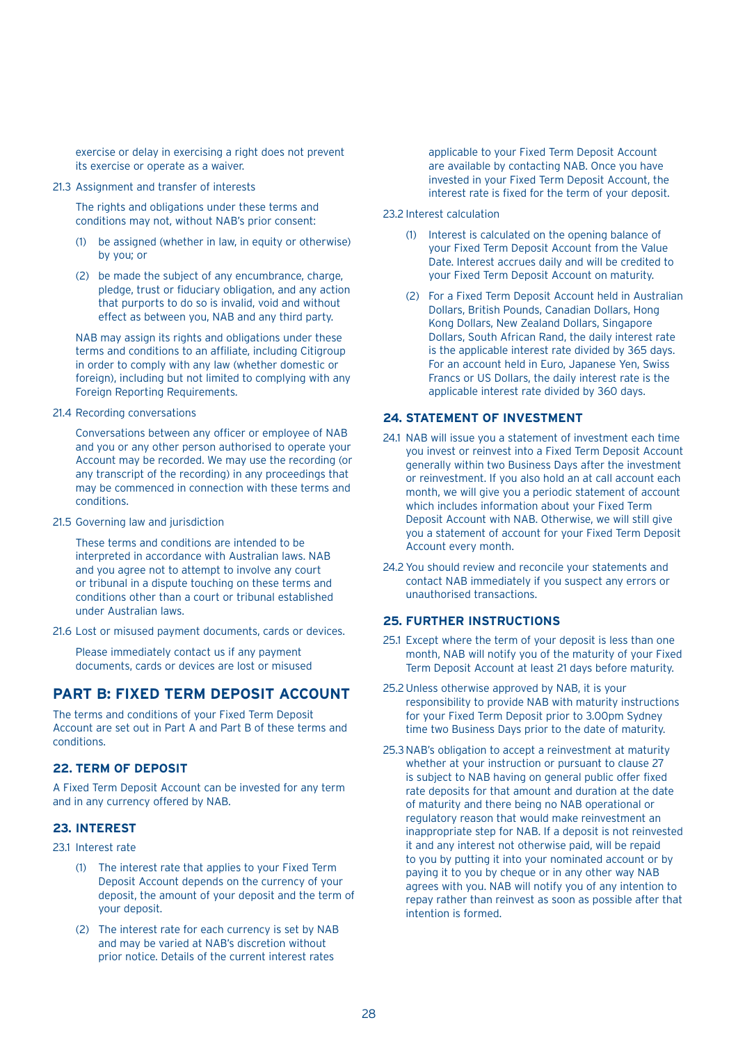exercise or delay in exercising a right does not prevent its exercise or operate as a waiver.

21.3 Assignment and transfer of interests

The rights and obligations under these terms and conditions may not, without NAB's prior consent:

(1) be assigned (whether in law, in equity or otherwise) by you; or

(2) be made the subject of any encumbrance, charge, pledge, trust or fiduciary obligation, and any action that purports to do so is invalid, void and without effect as between you, NAB and any third party.

NAB may assign its rights and obligations under these terms and conditions to an affiliate, including Citigroup in order to comply with any law (whether domestic or foreign), including but not limited to complying with any Foreign Reporting Requirements.

21.4 Recording conversations

Conversations between any officer or employee of NAB and you or any other person authorised to operate your Account may be recorded. We may use the recording (or any transcript of the recording) in any proceedings that may be commenced in connection with these terms and conditions.

21.5 Governing law and jurisdiction

These terms and conditions are intended to be interpreted in accordance with Australian laws. NAB and you agree not to attempt to involve any court or tribunal in a dispute touching on these terms and conditions other than a court or tribunal established under Australian laws.

21.6 Lost or misused payment documents, cards or devices.

Please immediately contact us if any payment documents, cards or devices are lost or misused

## PART B: FIXED TERM DEPOSIT ACCOUNT

The terms and conditions of your Fixed Term Deposit Account are set out in Part A and Part B of these terms and conditions.

### 22. TERM OF DEPOSIT

A Fixed Term Deposit Account can be invested for any term and in any currency offered by NAB.

### 23. INTEREST

23.1 Interest rate

(1) The interest rate that applies to your Fixed Term Deposit Account depends on the currency of your deposit, the amount of your deposit and the term of your deposit.

(2) The interest rate for each currency is set by NAB and may be varied at NAB's discretion without prior notice. Details of the current interest rates applicable to your Fixed Term Deposit Account are available by contacting NAB. Once you have invested in your Fixed Term Deposit Account, the interest rate is fixed for the term of your deposit.

23.2 Interest calculation

(1) Interest is calculated on the opening balance of your Fixed Term Deposit Account from the Value Date. Interest accrues daily and will be credited to your Fixed Term Deposit Account on maturity.

(2) For a Fixed Term Deposit Account held in Australian Dollars, British Pounds, Canadian Dollars, Hong Kong Dollars, New Zealand Dollars, Singapore Dollars, South African Rand, the daily interest rate is the applicable interest rate divided by 365 days. For an account held in Euro, Japanese Yen, Swiss Francs or US Dollars, the daily interest rate is the applicable interest rate divided by 360 days.

### 24. STATEMENT OF INVESTMENT

24.1 NAB will issue you a statement of investment each time you invest or reinvest into a Fixed Term Deposit Account generally within two Business Days after the investment or reinvestment. If you also hold an at call account each month, we will give you a periodic statement of account which includes information about your Fixed Term Deposit Account with NAB. Otherwise, we will still give you a statement of account for your Fixed Term Deposit Account every month.

24.2 You should review and reconcile your statements and contact NAB immediately if you suspect any errors or unauthorised transactions.

### 25. FURTHER INSTRUCTIONS

25.1 Except where the term of your deposit is less than one month, NAB will notify you of the maturity of your Fixed Term Deposit Account at least 21 days before maturity.

25.2 Unless otherwise approved by NAB, it is your responsibility to provide NAB with maturity instructions for your Fixed Term Deposit prior to 3.00pm Sydney time two Business Days prior to the date of maturity.

25.3 NAB's obligation to accept a reinvestment at maturity whether at your instruction or pursuant to clause 27 is subject to NAB having on general public offer fixed rate deposits for that amount and duration at the date of maturity and there being no NAB operational or regulatory reason that would make reinvestment an inappropriate step for NAB. If a deposit is not reinvested it and any interest not otherwise paid, will be repaid to you by putting it into your nominated account or by paying it to you by cheque or in any other way NAB agrees with you. NAB will notify you of any intention to repay rather than reinvest as soon as possible after that intention is formed.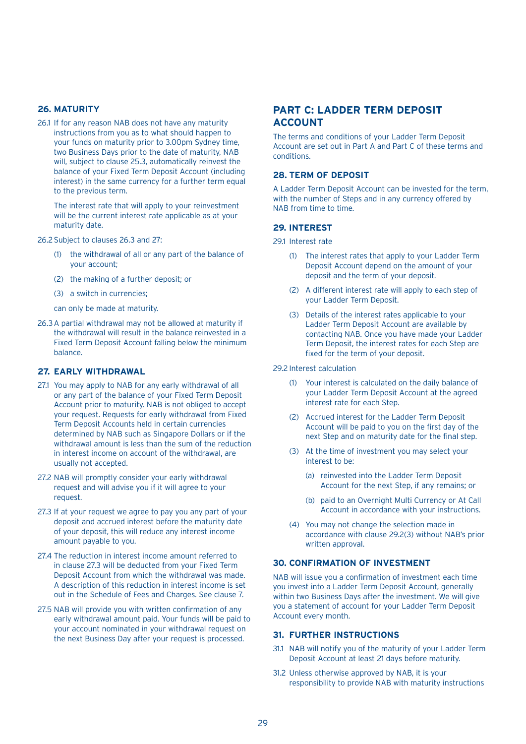## 26. MATURITY

26.1 If for any reason NAB does not have any maturity instructions from you as to what should happen to your funds on maturity prior to 3.00pm Sydney time, two Business Days prior to the date of maturity, NAB will, subject to clause 25.3, automatically reinvest the balance of your Fixed Term Deposit Account (including interest) in the same currency for a further term equal to the previous term.

The interest rate that will apply to your reinvestment will be the current interest rate applicable as at your maturity date.

26.2 Subject to clauses 26.3 and 27:

(1) the withdrawal of all or any part of the balance of your account;

(2) the making of a further deposit; or

(3) a switch in currencies;

can only be made at maturity.

26.3 A partial withdrawal may not be allowed at maturity if the withdrawal will result in the balance reinvested in a Fixed Term Deposit Account falling below the minimum balance.

## 27. EARLY WITHDRAWAL

27.1 You may apply to NAB for any early withdrawal of all or any part of the balance of your Fixed Term Deposit Account prior to maturity. NAB is not obliged to accept your request. Requests for early withdrawal from Fixed Term Deposit Accounts held in certain currencies determined by NAB such as Singapore Dollars or if the withdrawal amount is less than the sum of the reduction in interest income on account of the withdrawal, are usually not accepted.

27.2 NAB will promptly consider your early withdrawal request and will advise you if it will agree to your request.

27.3 If at your request we agree to pay you any part of your deposit and accrued interest before the maturity date of your deposit, this will reduce any interest income amount payable to you.

27.4 The reduction in interest income amount referred to in clause 27.3 will be deducted from your Fixed Term Deposit Account from which the withdrawal was made. A description of this reduction in interest income is set out in the Schedule of Fees and Charges. See clause 7.

27.5 NAB will provide you with written confirmation of any early withdrawal amount paid. Your funds will be paid to your account nominated in your withdrawal request on the next Business Day after your request is processed.

# PART C: LADDER TERM DEPOSIT ACCOUNT

The terms and conditions of your Ladder Term Deposit Account are set out in Part A and Part C of these terms and conditions.

## 28. TERM OF DEPOSIT

A Ladder Term Deposit Account can be invested for the term, with the number of Steps and in any currency offered by NAB from time to time.

## 29. INTEREST

29.1 Interest rate

(1) The interest rates that apply to your Ladder Term Deposit Account depend on the amount of your deposit and the term of your deposit.

(2) A different interest rate will apply to each step of your Ladder Term Deposit.

(3) Details of the interest rates applicable to your Ladder Term Deposit Account are available by contacting NAB. Once you have made your Ladder Term Deposit, the interest rates for each Step are fixed for the term of your deposit.

29.2 Interest calculation

(1) Your interest is calculated on the daily balance of your Ladder Term Deposit Account at the agreed interest rate for each Step.

(2) Accrued interest for the Ladder Term Deposit Account will be paid to you on the first day of the next Step and on maturity date for the final step.

(3) At the time of investment you may select your interest to be:

(a) reinvested into the Ladder Term Deposit Account for the next Step, if any remains; or

(b) paid to an Overnight Multi Currency or At Call Account in accordance with your instructions.

(4) You may not change the selection made in accordance with clause 29.2(3) without NAB's prior written approval.

## 30. CONFIRMATION OF INVESTMENT

NAB will issue you a confirmation of investment each time you invest into a Ladder Term Deposit Account, generally within two Business Days after the investment. We will give you a statement of account for your Ladder Term Deposit Account every month.

## 31. FURTHER INSTRUCTIONS

31.1 NAB will notify you of the maturity of your Ladder Term Deposit Account at least 21 days before maturity.

31.2 Unless otherwise approved by NAB, it is your responsibility to provide NAB with maturity instructions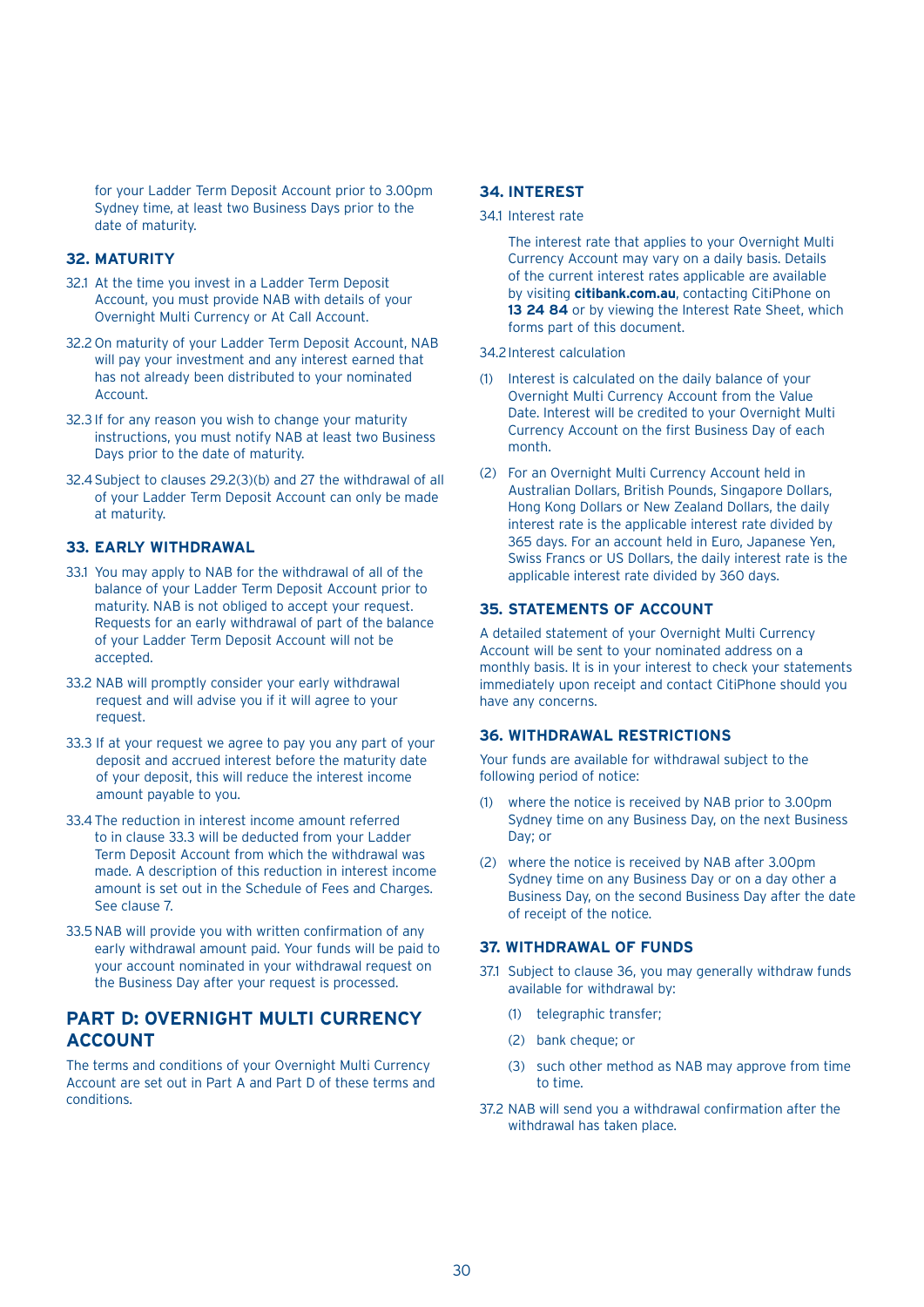for your Ladder Term Deposit Account prior to 3.00pm Sydney time, at least two Business Days prior to the date of maturity.

## 32. MATURITY

32.1 At the time you invest in a Ladder Term Deposit Account, you must provide NAB with details of your Overnight Multi Currency or At Call Account.

32.2 On maturity of your Ladder Term Deposit Account, NAB will pay your investment and any interest earned that has not already been distributed to your nominated Account.

32.3 If for any reason you wish to change your maturity instructions, you must notify NAB at least two Business Days prior to the date of maturity.

32.4 Subject to clauses 29.2(3)(b) and 27 the withdrawal of all of your Ladder Term Deposit Account can only be made at maturity.

## 33. EARLY WITHDRAWAL

33.1 You may apply to NAB for the withdrawal of all of the balance of your Ladder Term Deposit Account prior to maturity. NAB is not obliged to accept your request. Requests for an early withdrawal of part of the balance of your Ladder Term Deposit Account will not be accepted.

33.2 NAB will promptly consider your early withdrawal request and will advise you if it will agree to your request.

33.3 If at your request we agree to pay you any part of your deposit and accrued interest before the maturity date of your deposit, this will reduce the interest income amount payable to you.

33.4 The reduction in interest income amount referred to in clause 33.3 will be deducted from your Ladder Term Deposit Account from which the withdrawal was made. A description of this reduction in interest income amount is set out in the Schedule of Fees and Charges. See clause 7.

33.5 NAB will provide you with written confirmation of any early withdrawal amount paid. Your funds will be paid to your account nominated in your withdrawal request on the Business Day after your request is processed.

# PART D: OVERNIGHT MULTI CURRENCY ACCOUNT

The terms and conditions of your Overnight Multi Currency Account are set out in Part A and Part D of these terms and conditions.

## 34. INTEREST

34.1 Interest rate

The interest rate that applies to your Overnight Multi Currency Account may vary on a daily basis. Details of the current interest rates applicable are available by visiting **citibank.com.au**, contacting CitiPhone on **13 24 84** or by viewing the Interest Rate Sheet, which forms part of this document.

34.2 Interest calculation

(1) Interest is calculated on the daily balance of your Overnight Multi Currency Account from the Value Date. Interest will be credited to your Overnight Multi Currency Account on the first Business Day of each month.

(2) For an Overnight Multi Currency Account held in Australian Dollars, British Pounds, Singapore Dollars, Hong Kong Dollars or New Zealand Dollars, the daily interest rate is the applicable interest rate divided by 365 days. For an account held in Euro, Japanese Yen, Swiss Francs or US Dollars, the daily interest rate is the applicable interest rate divided by 360 days.

## 35. STATEMENTS OF ACCOUNT

A detailed statement of your Overnight Multi Currency Account will be sent to your nominated address on a monthly basis. It is in your interest to check your statements immediately upon receipt and contact CitiPhone should you have any concerns.

## 36. WITHDRAWAL RESTRICTIONS

Your funds are available for withdrawal subject to the following period of notice:

(1) where the notice is received by NAB prior to 3.00pm Sydney time on any Business Day, on the next Business Day; or

(2) where the notice is received by NAB after 3.00pm Sydney time on any Business Day or on a day other a Business Day, on the second Business Day after the date of receipt of the notice.

## 37. WITHDRAWAL OF FUNDS

37.1 Subject to clause 36, you may generally withdraw funds available for withdrawal by:

(1) telegraphic transfer;

(2) bank cheque; or

(3) such other method as NAB may approve from time to time.

37.2 NAB will send you a withdrawal confirmation after the withdrawal has taken place.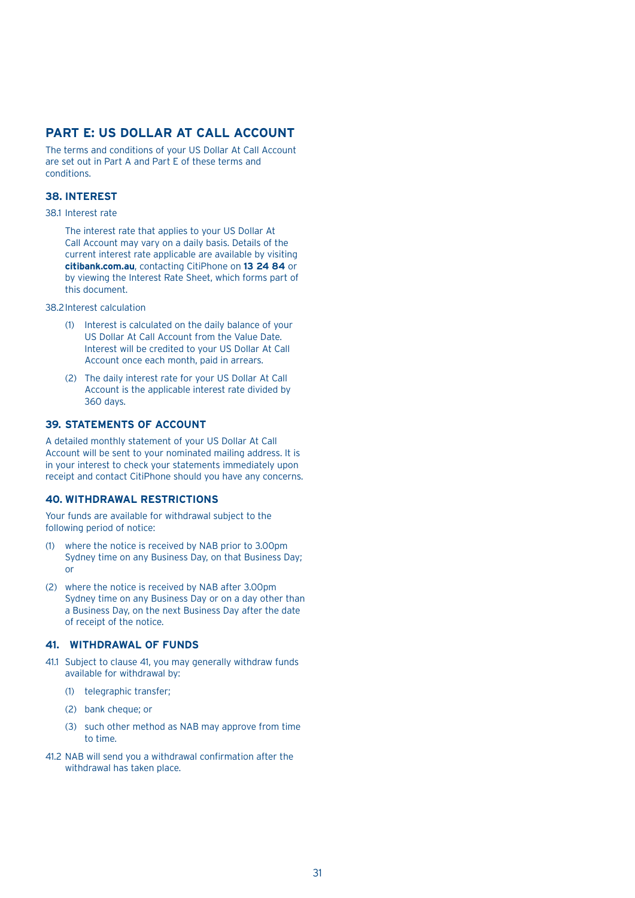## PART E: US DOLLAR AT CALL ACCOUNT

The terms and conditions of your US Dollar At Call Account are set out in Part A and Part E of these terms and conditions.

### 38. INTEREST

38.1 Interest rate

The interest rate that applies to your US Dollar At Call Account may vary on a daily basis. Details of the current interest rate applicable are available by visiting **citibank.com.au**, contacting CitiPhone on **13 24 84** or by viewing the Interest Rate Sheet, which forms part of this document.

38.2 Interest calculation

(1) Interest is calculated on the daily balance of your US Dollar At Call Account from the Value Date. Interest will be credited to your US Dollar At Call Account once each month, paid in arrears.

(2) The daily interest rate for your US Dollar At Call Account is the applicable interest rate divided by 360 days.

### 39. STATEMENTS OF ACCOUNT

A detailed monthly statement of your US Dollar At Call Account will be sent to your nominated mailing address. It is in your interest to check your statements immediately upon receipt and contact CitiPhone should you have any concerns.

### 40. WITHDRAWAL RESTRICTIONS

Your funds are available for withdrawal subject to the following period of notice:

(1) where the notice is received by NAB prior to 3.00pm Sydney time on any Business Day, on that Business Day; or

(2) where the notice is received by NAB after 3.00pm Sydney time on any Business Day or on a day other than a Business Day, on the next Business Day after the date of receipt of the notice.

### 41. WITHDRAWAL OF FUNDS

41.1 Subject to clause 41, you may generally withdraw funds available for withdrawal by:

(1) telegraphic transfer;

(2) bank cheque; or

(3) such other method as NAB may approve from time to time.

41.2 NAB will send you a withdrawal confirmation after the withdrawal has taken place.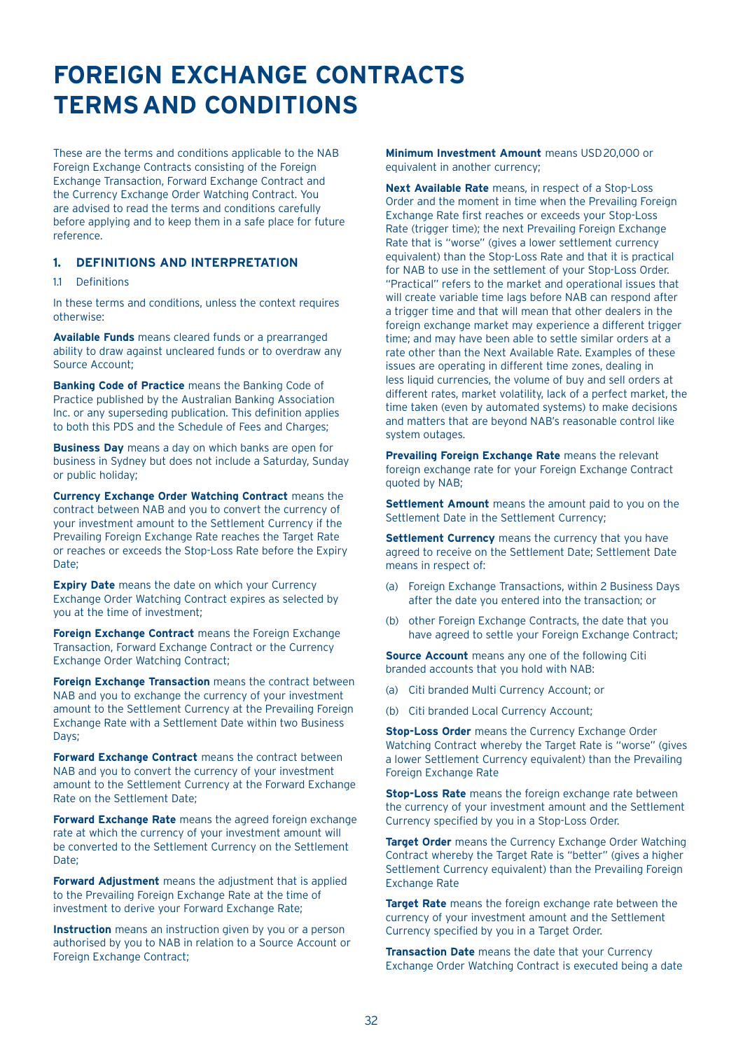# FOREIGN EXCHANGE CONTRACTS TERMS AND CONDITIONS

These are the terms and conditions applicable to the NAB Foreign Exchange Contracts consisting of the Foreign Exchange Transaction, Forward Exchange Contract and the Currency Exchange Order Watching Contract. You are advised to read the terms and conditions carefully before applying and to keep them in a safe place for future reference.

## 1. DEFINITIONS AND INTERPRETATION

1.1 Definitions

In these terms and conditions, unless the context requires otherwise:

**Available Funds** means cleared funds or a prearranged ability to draw against uncleared funds or to overdraw any Source Account;

**Banking Code of Practice** means the Banking Code of Practice published by the Australian Banking Association Inc. or any superseding publication. This definition applies to both this PDS and the Schedule of Fees and Charges;

**Business Day** means a day on which banks are open for business in Sydney but does not include a Saturday, Sunday or public holiday;

**Currency Exchange Order Watching Contract** means the contract between NAB and you to convert the currency of your investment amount to the Settlement Currency if the Prevailing Foreign Exchange Rate reaches the Target Rate or reaches or exceeds the Stop-Loss Rate before the Expiry Date;

**Expiry Date** means the date on which your Currency Exchange Order Watching Contract expires as selected by you at the time of investment;

**Foreign Exchange Contract** means the Foreign Exchange Transaction, Forward Exchange Contract or the Currency Exchange Order Watching Contract;

**Foreign Exchange Transaction** means the contract between NAB and you to exchange the currency of your investment amount to the Settlement Currency at the Prevailing Foreign Exchange Rate with a Settlement Date within two Business Days;

**Forward Exchange Contract** means the contract between NAB and you to convert the currency of your investment amount to the Settlement Currency at the Forward Exchange Rate on the Settlement Date;

**Forward Exchange Rate** means the agreed foreign exchange rate at which the currency of your investment amount will be converted to the Settlement Currency on the Settlement Date;

**Forward Adjustment** means the adjustment that is applied to the Prevailing Foreign Exchange Rate at the time of investment to derive your Forward Exchange Rate;

**Instruction** means an instruction given by you or a person authorised by you to NAB in relation to a Source Account or Foreign Exchange Contract;

**Minimum Investment Amount** means USD20,000 or equivalent in another currency;

**Next Available Rate** means, in respect of a Stop-Loss Order and the moment in time when the Prevailing Foreign Exchange Rate first reaches or exceeds your Stop-Loss Rate (trigger time); the next Prevailing Foreign Exchange Rate that is "worse" (gives a lower settlement currency equivalent) than the Stop-Loss Rate and that it is practical for NAB to use in the settlement of your Stop-Loss Order. "Practical" refers to the market and operational issues that will create variable time lags before NAB can respond after a trigger time and that will mean that other dealers in the foreign exchange market may experience a different trigger time; and may have been able to settle similar orders at a rate other than the Next Available Rate. Examples of these issues are operating in different time zones, dealing in less liquid currencies, the volume of buy and sell orders at different rates, market volatility, lack of a perfect market, the time taken (even by automated systems) to make decisions and matters that are beyond NAB's reasonable control like system outages.

**Prevailing Foreign Exchange Rate** means the relevant foreign exchange rate for your Foreign Exchange Contract quoted by NAB;

**Settlement Amount** means the amount paid to you on the Settlement Date in the Settlement Currency;

**Settlement Currency** means the currency that you have agreed to receive on the Settlement Date; Settlement Date means in respect of:

(a) Foreign Exchange Transactions, within 2 Business Days after the date you entered into the transaction; or

(b) other Foreign Exchange Contracts, the date that you have agreed to settle your Foreign Exchange Contract;

**Source Account** means any one of the following Citi branded accounts that you hold with NAB:

(a) Citi branded Multi Currency Account; or

(b) Citi branded Local Currency Account;

**Stop-Loss Order** means the Currency Exchange Order Watching Contract whereby the Target Rate is "worse" (gives a lower Settlement Currency equivalent) than the Prevailing Foreign Exchange Rate

**Stop-Loss Rate** means the foreign exchange rate between the currency of your investment amount and the Settlement Currency specified by you in a Stop-Loss Order.

**Target Order** means the Currency Exchange Order Watching Contract whereby the Target Rate is "better" (gives a higher Settlement Currency equivalent) than the Prevailing Foreign Exchange Rate

**Target Rate** means the foreign exchange rate between the currency of your investment amount and the Settlement Currency specified by you in a Target Order.

**Transaction Date** means the date that your Currency Exchange Order Watching Contract is executed being a date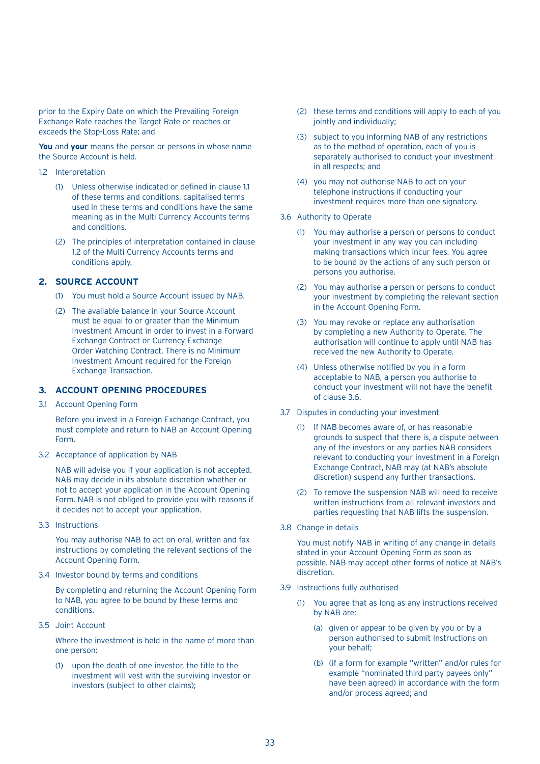prior to the Expiry Date on which the Prevailing Foreign Exchange Rate reaches the Target Rate or reaches or exceeds the Stop-Loss Rate; and

**You** and **your** means the person or persons in whose name the Source Account is held.

1.2 Interpretation

(1) Unless otherwise indicated or defined in clause 1.1 of these terms and conditions, capitalised terms used in these terms and conditions have the same meaning as in the Multi Currency Accounts terms and conditions.

(2) The principles of interpretation contained in clause 1.2 of the Multi Currency Accounts terms and conditions apply.

## 2. SOURCE ACCOUNT

(1) You must hold a Source Account issued by NAB.

(2) The available balance in your Source Account must be equal to or greater than the Minimum Investment Amount in order to invest in a Forward Exchange Contract or Currency Exchange Order Watching Contract. There is no Minimum Investment Amount required for the Foreign Exchange Transaction.

## 3. ACCOUNT OPENING PROCEDURES

3.1 Account Opening Form

Before you invest in a Foreign Exchange Contract, you must complete and return to NAB an Account Opening Form.

3.2 Acceptance of application by NAB

NAB will advise you if your application is not accepted. NAB may decide in its absolute discretion whether or not to accept your application in the Account Opening Form. NAB is not obliged to provide you with reasons if it decides not to accept your application.

3.3 Instructions

You may authorise NAB to act on oral, written and fax instructions by completing the relevant sections of the Account Opening Form.

3.4 Investor bound by terms and conditions

By completing and returning the Account Opening Form to NAB, you agree to be bound by these terms and conditions.

3.5 Joint Account

Where the investment is held in the name of more than one person:

(1) upon the death of one investor, the title to the investment will vest with the surviving investor or investors (subject to other claims);

(2) these terms and conditions will apply to each of you jointly and individually;

(3) subject to you informing NAB of any restrictions as to the method of operation, each of you is separately authorised to conduct your investment in all respects; and

(4) you may not authorise NAB to act on your telephone instructions if conducting your investment requires more than one signatory.

3.6 Authority to Operate

(1) You may authorise a person or persons to conduct your investment in any way you can including making transactions which incur fees. You agree to be bound by the actions of any such person or persons you authorise.

(2) You may authorise a person or persons to conduct your investment by completing the relevant section in the Account Opening Form.

(3) You may revoke or replace any authorisation by completing a new Authority to Operate. The authorisation will continue to apply until NAB has received the new Authority to Operate.

(4) Unless otherwise notified by you in a form acceptable to NAB, a person you authorise to conduct your investment will not have the benefit of clause 3.6.

3.7 Disputes in conducting your investment

(1) If NAB becomes aware of, or has reasonable grounds to suspect that there is, a dispute between any of the investors or any parties NAB considers relevant to conducting your investment in a Foreign Exchange Contract, NAB may (at NAB's absolute discretion) suspend any further transactions.

(2) To remove the suspension NAB will need to receive written instructions from all relevant investors and parties requesting that NAB lifts the suspension.

3.8 Change in details

You must notify NAB in writing of any change in details stated in your Account Opening Form as soon as possible. NAB may accept other forms of notice at NAB's discretion.

3.9 Instructions fully authorised

(1) You agree that as long as any instructions received by NAB are:

(a) given or appear to be given by you or by a person authorised to submit Instructions on your behalf;

(b) (if a form for example "written" and/or rules for example "nominated third party payees only" have been agreed) in accordance with the form and/or process agreed; and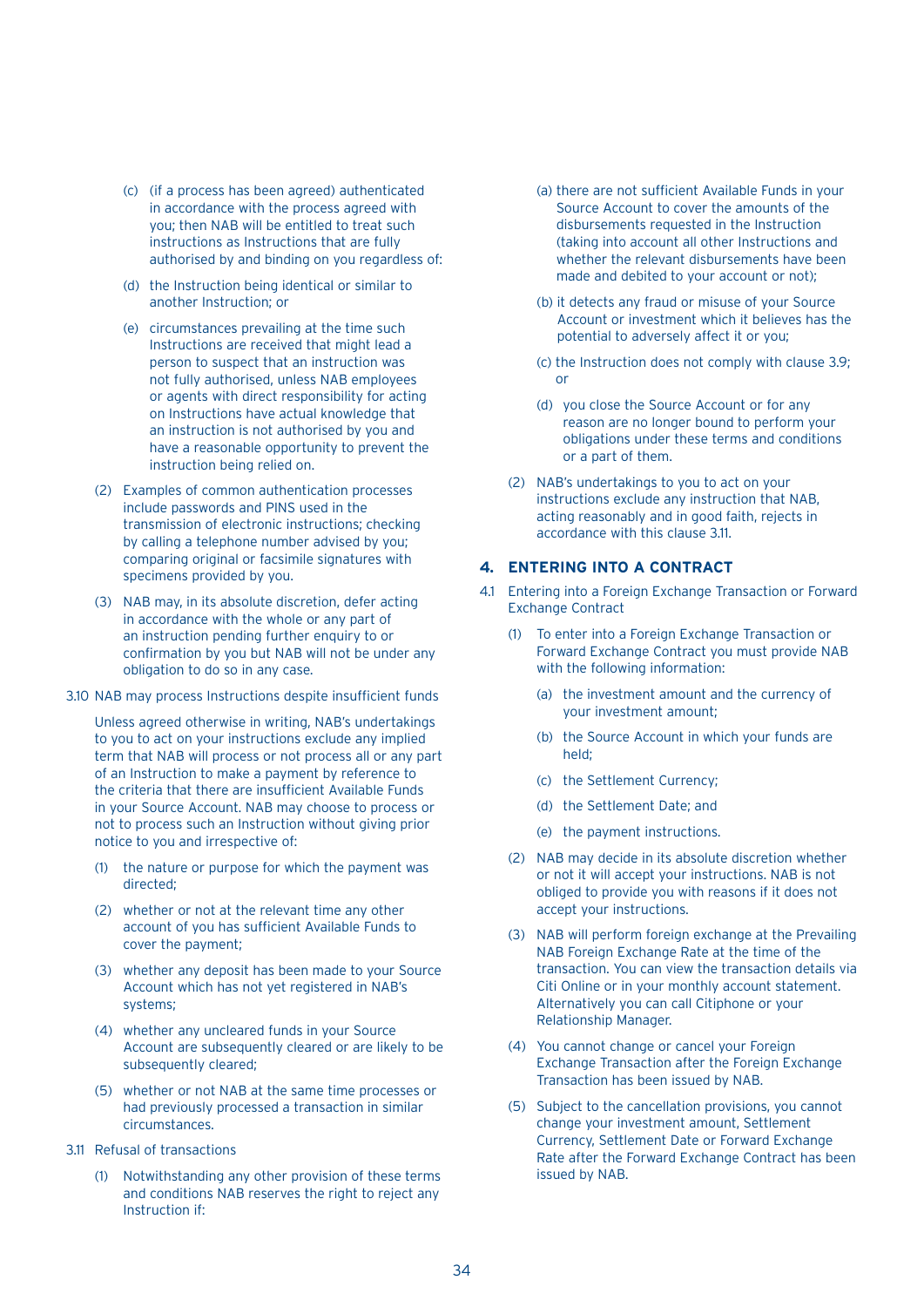(c) (if a process has been agreed) authenticated in accordance with the process agreed with you; then NAB will be entitled to treat such instructions as Instructions that are fully authorised by and binding on you regardless of:

(d) the Instruction being identical or similar to another Instruction; or

(e) circumstances prevailing at the time such Instructions are received that might lead a person to suspect that an instruction was not fully authorised, unless NAB employees or agents with direct responsibility for acting on Instructions have actual knowledge that an instruction is not authorised by you and have a reasonable opportunity to prevent the instruction being relied on.

(2) Examples of common authentication processes include passwords and PINS used in the transmission of electronic instructions; checking by calling a telephone number advised by you; comparing original or facsimile signatures with specimens provided by you.

(3) NAB may, in its absolute discretion, defer acting in accordance with the whole or any part of an instruction pending further enquiry to or confirmation by you but NAB will not be under any obligation to do so in any case.

3.10 NAB may process Instructions despite insufficient funds

Unless agreed otherwise in writing, NAB's undertakings to you to act on your instructions exclude any implied term that NAB will process or not process all or any part of an Instruction to make a payment by reference to the criteria that there are insufficient Available Funds in your Source Account. NAB may choose to process or not to process such an Instruction without giving prior notice to you and irrespective of:

(1) the nature or purpose for which the payment was directed;

(2) whether or not at the relevant time any other account of you has sufficient Available Funds to cover the payment;

(3) whether any deposit has been made to your Source Account which has not yet registered in NAB's systems;

(4) whether any uncleared funds in your Source Account are subsequently cleared or are likely to be subsequently cleared;

(5) whether or not NAB at the same time processes or had previously processed a transaction in similar circumstances.

3.11 Refusal of transactions

(1) Notwithstanding any other provision of these terms and conditions NAB reserves the right to reject any Instruction if:

(a) there are not sufficient Available Funds in your Source Account to cover the amounts of the disbursements requested in the Instruction (taking into account all other Instructions and whether the relevant disbursements have been made and debited to your account or not);

(b) it detects any fraud or misuse of your Source Account or investment which it believes has the potential to adversely affect it or you;

(c) the Instruction does not comply with clause 3.9; or

(d) you close the Source Account or for any reason are no longer bound to perform your obligations under these terms and conditions or a part of them.

(2) NAB's undertakings to you to act on your instructions exclude any instruction that NAB, acting reasonably and in good faith, rejects in accordance with this clause 3.11.

## 4. ENTERING INTO A CONTRACT

4.1 Entering into a Foreign Exchange Transaction or Forward Exchange Contract

(1) To enter into a Foreign Exchange Transaction or Forward Exchange Contract you must provide NAB with the following information:

(a) the investment amount and the currency of your investment amount;

(b) the Source Account in which your funds are held;

(c) the Settlement Currency;

(d) the Settlement Date; and

(e) the payment instructions.

(2) NAB may decide in its absolute discretion whether or not it will accept your instructions. NAB is not obliged to provide you with reasons if it does not accept your instructions.

(3) NAB will perform foreign exchange at the Prevailing NAB Foreign Exchange Rate at the time of the transaction. You can view the transaction details via Citi Online or in your monthly account statement. Alternatively you can call Citiphone or your Relationship Manager.

(4) You cannot change or cancel your Foreign Exchange Transaction after the Foreign Exchange Transaction has been issued by NAB.

(5) Subject to the cancellation provisions, you cannot change your investment amount, Settlement Currency, Settlement Date or Forward Exchange Rate after the Forward Exchange Contract has been issued by NAB.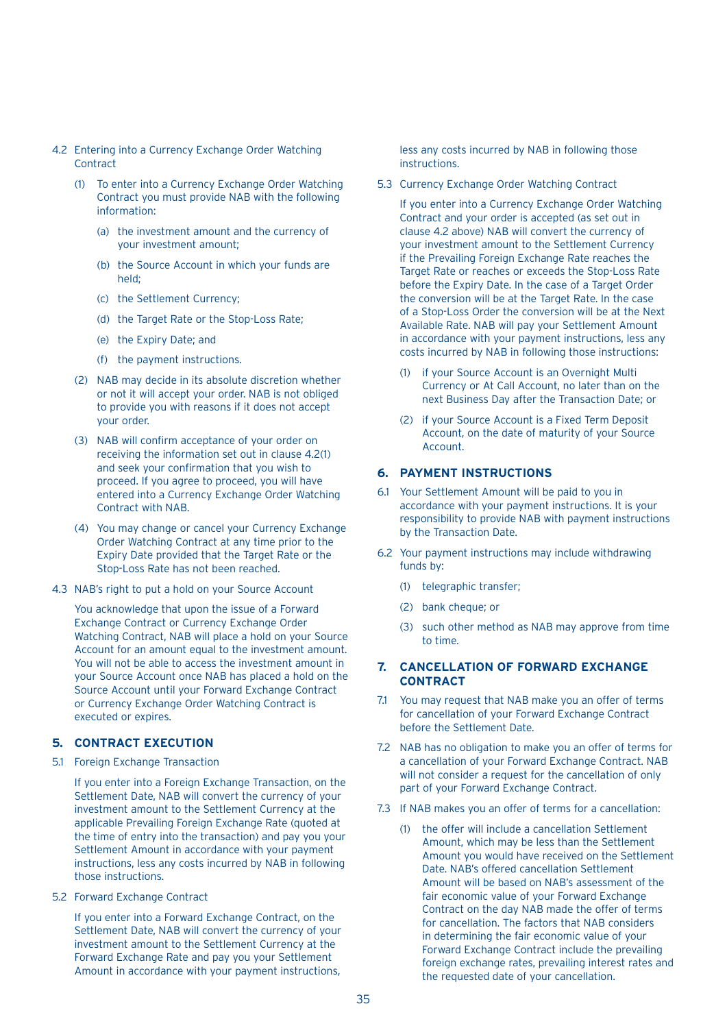4.2 Entering into a Currency Exchange Order Watching Contract

(1) To enter into a Currency Exchange Order Watching Contract you must provide NAB with the following information:

(a) the investment amount and the currency of your investment amount;

(b) the Source Account in which your funds are held;

(c) the Settlement Currency;

(d) the Target Rate or the Stop-Loss Rate;

(e) the Expiry Date; and

(f) the payment instructions.

(2) NAB may decide in its absolute discretion whether or not it will accept your order. NAB is not obliged to provide you with reasons if it does not accept your order.

(3) NAB will confirm acceptance of your order on receiving the information set out in clause 4.2(1) and seek your confirmation that you wish to proceed. If you agree to proceed, you will have entered into a Currency Exchange Order Watching Contract with NAB.

(4) You may change or cancel your Currency Exchange Order Watching Contract at any time prior to the Expiry Date provided that the Target Rate or the Stop-Loss Rate has not been reached.

4.3 NAB's right to put a hold on your Source Account

You acknowledge that upon the issue of a Forward Exchange Contract or Currency Exchange Order Watching Contract, NAB will place a hold on your Source Account for an amount equal to the investment amount. You will not be able to access the investment amount in your Source Account once NAB has placed a hold on the Source Account until your Forward Exchange Contract or Currency Exchange Order Watching Contract is executed or expires.

## 5. CONTRACT EXECUTION

5.1 Foreign Exchange Transaction

If you enter into a Foreign Exchange Transaction, on the Settlement Date, NAB will convert the currency of your investment amount to the Settlement Currency at the applicable Prevailing Foreign Exchange Rate (quoted at the time of entry into the transaction) and pay you your Settlement Amount in accordance with your payment instructions, less any costs incurred by NAB in following those instructions.

5.2 Forward Exchange Contract

If you enter into a Forward Exchange Contract, on the Settlement Date, NAB will convert the currency of your investment amount to the Settlement Currency at the Forward Exchange Rate and pay you your Settlement Amount in accordance with your payment instructions, less any costs incurred by NAB in following those instructions.

5.3 Currency Exchange Order Watching Contract

If you enter into a Currency Exchange Order Watching Contract and your order is accepted (as set out in clause 4.2 above) NAB will convert the currency of your investment amount to the Settlement Currency if the Prevailing Foreign Exchange Rate reaches the Target Rate or reaches or exceeds the Stop-Loss Rate before the Expiry Date. In the case of a Target Order the conversion will be at the Target Rate. In the case of a Stop-Loss Order the conversion will be at the Next Available Rate. NAB will pay your Settlement Amount in accordance with your payment instructions, less any costs incurred by NAB in following those instructions:

(1) if your Source Account is an Overnight Multi Currency or At Call Account, no later than on the next Business Day after the Transaction Date; or

(2) if your Source Account is a Fixed Term Deposit Account, on the date of maturity of your Source Account.

## 6. PAYMENT INSTRUCTIONS

6.1 Your Settlement Amount will be paid to you in accordance with your payment instructions. It is your responsibility to provide NAB with payment instructions by the Transaction Date.

6.2 Your payment instructions may include withdrawing funds by:

(1) telegraphic transfer;

(2) bank cheque; or

(3) such other method as NAB may approve from time to time.

## 7. CANCELLATION OF FORWARD EXCHANGE CONTRACT

7.1 You may request that NAB make you an offer of terms for cancellation of your Forward Exchange Contract before the Settlement Date.

7.2 NAB has no obligation to make you an offer of terms for a cancellation of your Forward Exchange Contract. NAB will not consider a request for the cancellation of only part of your Forward Exchange Contract.

7.3 If NAB makes you an offer of terms for a cancellation:

(1) the offer will include a cancellation Settlement Amount, which may be less than the Settlement Amount you would have received on the Settlement Date. NAB's offered cancellation Settlement Amount will be based on NAB's assessment of the fair economic value of your Forward Exchange Contract on the day NAB made the offer of terms for cancellation. The factors that NAB considers in determining the fair economic value of your Forward Exchange Contract include the prevailing foreign exchange rates, prevailing interest rates and the requested date of your cancellation.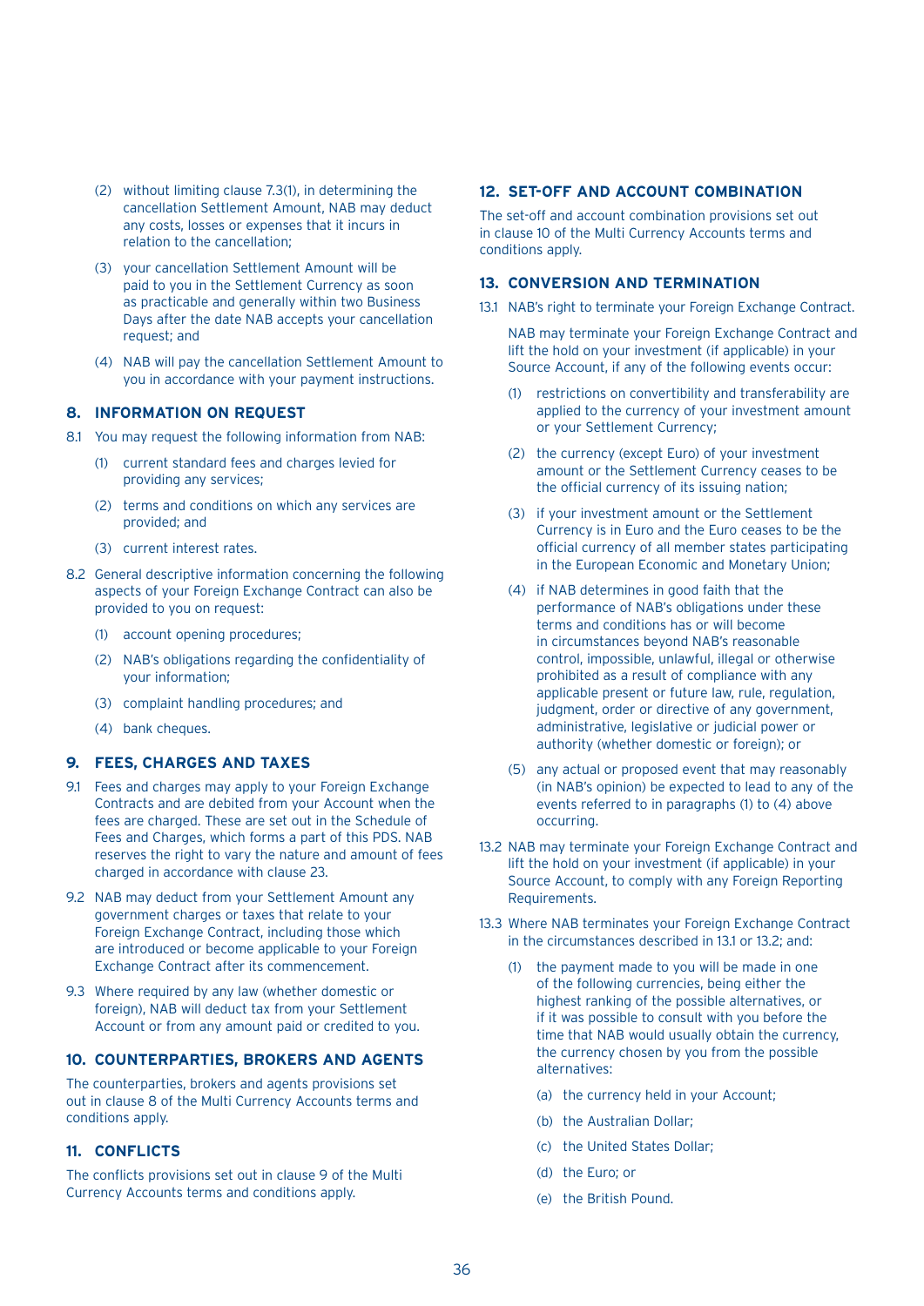(2) without limiting clause 7.3(1), in determining the cancellation Settlement Amount, NAB may deduct any costs, losses or expenses that it incurs in relation to the cancellation;

(3) your cancellation Settlement Amount will be paid to you in the Settlement Currency as soon as practicable and generally within two Business Days after the date NAB accepts your cancellation request; and

(4) NAB will pay the cancellation Settlement Amount to you in accordance with your payment instructions.

## 8. INFORMATION ON REQUEST

8.1 You may request the following information from NAB:

(1) current standard fees and charges levied for providing any services;

(2) terms and conditions on which any services are provided; and

(3) current interest rates.

8.2 General descriptive information concerning the following aspects of your Foreign Exchange Contract can also be provided to you on request:

(1) account opening procedures;

(2) NAB's obligations regarding the confidentiality of your information;

(3) complaint handling procedures; and

(4) bank cheques.

## 9. FEES, CHARGES AND TAXES

9.1 Fees and charges may apply to your Foreign Exchange Contracts and are debited from your Account when the fees are charged. These are set out in the Schedule of Fees and Charges, which forms a part of this PDS. NAB reserves the right to vary the nature and amount of fees charged in accordance with clause 23.

9.2 NAB may deduct from your Settlement Amount any government charges or taxes that relate to your Foreign Exchange Contract, including those which are introduced or become applicable to your Foreign Exchange Contract after its commencement.

9.3 Where required by any law (whether domestic or foreign), NAB will deduct tax from your Settlement Account or from any amount paid or credited to you.

## 10. COUNTERPARTIES, BROKERS AND AGENTS

The counterparties, brokers and agents provisions set out in clause 8 of the Multi Currency Accounts terms and conditions apply.

## 11. CONFLICTS

The conflicts provisions set out in clause 9 of the Multi Currency Accounts terms and conditions apply.

## 12. SET-OFF AND ACCOUNT COMBINATION

The set-off and account combination provisions set out in clause 10 of the Multi Currency Accounts terms and conditions apply.

## 13. CONVERSION AND TERMINATION

13.1 NAB's right to terminate your Foreign Exchange Contract.

NAB may terminate your Foreign Exchange Contract and lift the hold on your investment (if applicable) in your Source Account, if any of the following events occur:

(1) restrictions on convertibility and transferability are applied to the currency of your investment amount or your Settlement Currency;

(2) the currency (except Euro) of your investment amount or the Settlement Currency ceases to be the official currency of its issuing nation;

(3) if your investment amount or the Settlement Currency is in Euro and the Euro ceases to be the official currency of all member states participating in the European Economic and Monetary Union;

(4) if NAB determines in good faith that the performance of NAB's obligations under these terms and conditions has or will become in circumstances beyond NAB's reasonable control, impossible, unlawful, illegal or otherwise prohibited as a result of compliance with any applicable present or future law, rule, regulation, judgment, order or directive of any government, administrative, legislative or judicial power or authority (whether domestic or foreign); or

(5) any actual or proposed event that may reasonably (in NAB's opinion) be expected to lead to any of the events referred to in paragraphs (1) to (4) above occurring.

13.2 NAB may terminate your Foreign Exchange Contract and lift the hold on your investment (if applicable) in your Source Account, to comply with any Foreign Reporting Requirements.

13.3 Where NAB terminates your Foreign Exchange Contract in the circumstances described in 13.1 or 13.2; and:

(1) the payment made to you will be made in one of the following currencies, being either the highest ranking of the possible alternatives, or if it was possible to consult with you before the time that NAB would usually obtain the currency, the currency chosen by you from the possible alternatives:

(a) the currency held in your Account;

(b) the Australian Dollar;

(c) the United States Dollar;

(d) the Euro; or

(e) the British Pound.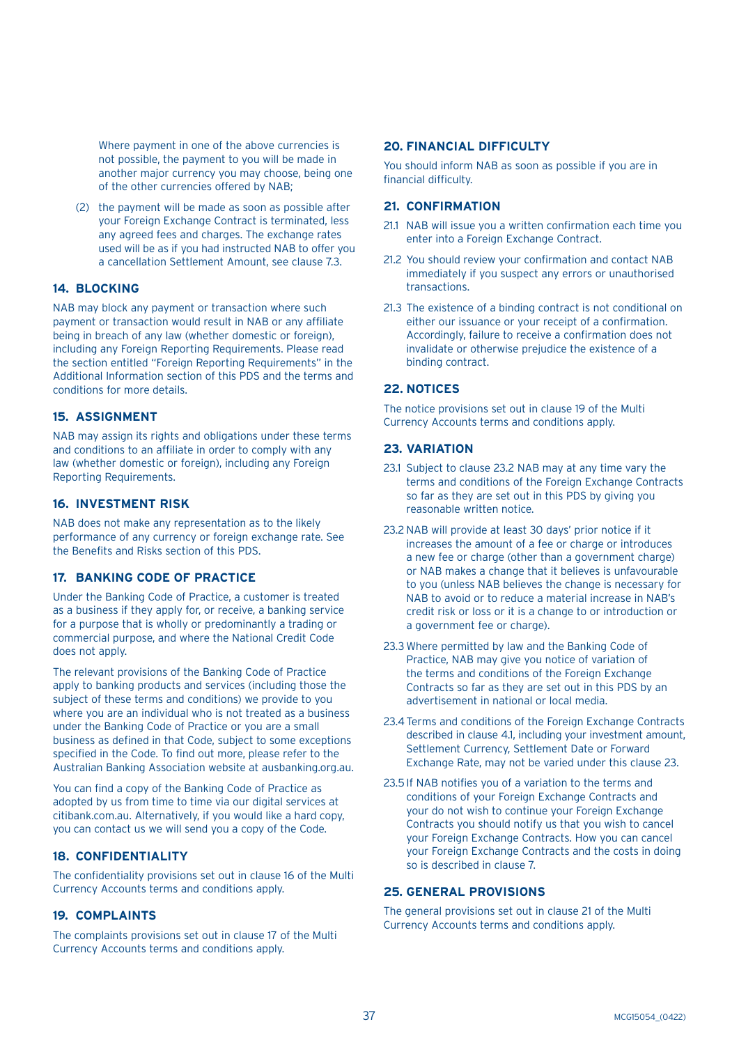Where payment in one of the above currencies is not possible, the payment to you will be made in another major currency you may choose, being one of the other currencies offered by NAB;

(2) the payment will be made as soon as possible after your Foreign Exchange Contract is terminated, less any agreed fees and charges. The exchange rates used will be as if you had instructed NAB to offer you a cancellation Settlement Amount, see clause 7.3.

## 14. BLOCKING

NAB may block any payment or transaction where such payment or transaction would result in NAB or any affiliate being in breach of any law (whether domestic or foreign), including any Foreign Reporting Requirements. Please read the section entitled "Foreign Reporting Requirements" in the Additional Information section of this PDS and the terms and conditions for more details.

## 15. ASSIGNMENT

NAB may assign its rights and obligations under these terms and conditions to an affiliate in order to comply with any law (whether domestic or foreign), including any Foreign Reporting Requirements.

## 16. INVESTMENT RISK

NAB does not make any representation as to the likely performance of any currency or foreign exchange rate. See the Benefits and Risks section of this PDS.

## 17. BANKING CODE OF PRACTICE

Under the Banking Code of Practice, a customer is treated as a business if they apply for, or receive, a banking service for a purpose that is wholly or predominantly a trading or commercial purpose, and where the National Credit Code does not apply.

The relevant provisions of the Banking Code of Practice apply to banking products and services (including those the subject of these terms and conditions) we provide to you where you are an individual who is not treated as a business under the Banking Code of Practice or you are a small business as defined in that Code, subject to some exceptions specified in the Code. To find out more, please refer to the Australian Banking Association website at ausbanking.org.au.

You can find a copy of the Banking Code of Practice as adopted by us from time to time via our digital services at citibank.com.au. Alternatively, if you would like a hard copy, you can contact us we will send you a copy of the Code.

## 18. CONFIDENTIALITY

The confidentiality provisions set out in clause 16 of the Multi Currency Accounts terms and conditions apply.

## 19. COMPLAINTS

The complaints provisions set out in clause 17 of the Multi Currency Accounts terms and conditions apply.

## 20. FINANCIAL DIFFICULTY

You should inform NAB as soon as possible if you are in financial difficulty.

## 21. CONFIRMATION

21.1 NAB will issue you a written confirmation each time you enter into a Foreign Exchange Contract.

21.2 You should review your confirmation and contact NAB immediately if you suspect any errors or unauthorised transactions.

21.3 The existence of a binding contract is not conditional on either our issuance or your receipt of a confirmation. Accordingly, failure to receive a confirmation does not invalidate or otherwise prejudice the existence of a binding contract.

## 22. NOTICES

The notice provisions set out in clause 19 of the Multi Currency Accounts terms and conditions apply.

## 23. VARIATION

23.1 Subject to clause 23.2 NAB may at any time vary the terms and conditions of the Foreign Exchange Contracts so far as they are set out in this PDS by giving you reasonable written notice.

23.2 NAB will provide at least 30 days' prior notice if it increases the amount of a fee or charge or introduces a new fee or charge (other than a government charge) or NAB makes a change that it believes is unfavourable to you (unless NAB believes the change is necessary for NAB to avoid or to reduce a material increase in NAB's credit risk or loss or it is a change to or introduction or a government fee or charge).

23.3 Where permitted by law and the Banking Code of Practice, NAB may give you notice of variation of the terms and conditions of the Foreign Exchange Contracts so far as they are set out in this PDS by an advertisement in national or local media.

23.4 Terms and conditions of the Foreign Exchange Contracts described in clause 4.1, including your investment amount, Settlement Currency, Settlement Date or Forward Exchange Rate, may not be varied under this clause 23.

23.5 If NAB notifies you of a variation to the terms and conditions of your Foreign Exchange Contracts and your do not wish to continue your Foreign Exchange Contracts you should notify us that you wish to cancel your Foreign Exchange Contracts. How you can cancel your Foreign Exchange Contracts and the costs in doing so is described in clause 7.

## 25. GENERAL PROVISIONS

The general provisions set out in clause 21 of the Multi Currency Accounts terms and conditions apply.

MCG15054_(0422)